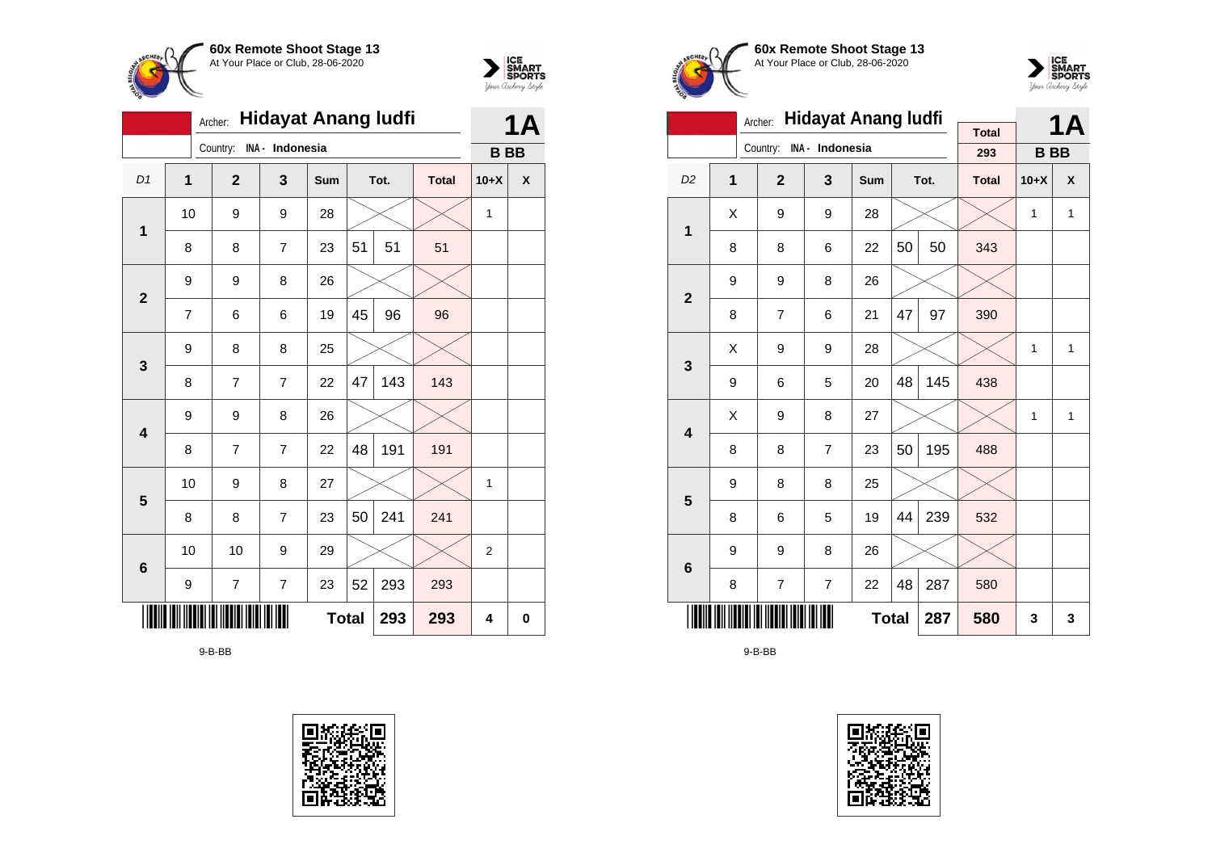**60x Remote Shoot Stage 13**
At Your Place or Club, 28-06-2020

Archer: **Hidayat Anang Iudfi**
Country: INA - Indonesia

**1A**
**B BB**

| D1 | 1 | 2 | 3 | Sum | Tot. | | Total | 10+X | X |
|---|---|---|---|---|---|---|---|---|---|
| 1 | 10 | 9 | 9 | 28 | | | | 1 | |
| | 8 | 8 | 7 | 23 | 51 | 51 | 51 | | |
| 2 | 9 | 9 | 8 | 26 | | | | | |
| | 7 | 6 | 6 | 19 | 45 | 96 | 96 | | |
| 3 | 9 | 8 | 8 | 25 | | | | | |
| | 8 | 7 | 7 | 22 | 47 | 143 | 143 | | |
| 4 | 9 | 9 | 8 | 26 | | | | | |
| | 8 | 7 | 7 | 22 | 48 | 191 | 191 | | |
| 5 | 10 | 9 | 8 | 27 | | | | 1 | |
| | 8 | 8 | 7 | 23 | 50 | 241 | 241 | | |
| 6 | 10 | 10 | 9 | 29 | | | | 2 | |
| | 9 | 7 | 7 | 23 | 52 | 293 | 293 | | |
| | | | | | Total | 293 | 293 | 4 | 0 |

9-B-BB

**60x Remote Shoot Stage 13**
At Your Place or Club, 28-06-2020

Archer: **Hidayat Anang Iudfi**
Country: INA - Indonesia

Total: 293

**1A**
**B BB**

| D2 | 1 | 2 | 3 | Sum | Tot. | | Total | 10+X | X |
|---|---|---|---|---|---|---|---|---|---|
| 1 | X | 9 | 9 | 28 | | | | 1 | 1 |
| | 8 | 8 | 6 | 22 | 50 | 50 | 343 | | |
| 2 | 9 | 9 | 8 | 26 | | | | | |
| | 8 | 7 | 6 | 21 | 47 | 97 | 390 | | |
| 3 | X | 9 | 9 | 28 | | | | 1 | 1 |
| | 9 | 6 | 5 | 20 | 48 | 145 | 438 | | |
| 4 | X | 9 | 8 | 27 | | | | 1 | 1 |
| | 8 | 8 | 7 | 23 | 50 | 195 | 488 | | |
| 5 | 9 | 8 | 8 | 25 | | | | | |
| | 8 | 6 | 5 | 19 | 44 | 239 | 532 | | |
| 6 | 9 | 9 | 8 | 26 | | | | | |
| | 8 | 7 | 7 | 22 | 48 | 287 | 580 | | |
| | | | | | Total | 287 | 580 | 3 | 3 |

9-B-BB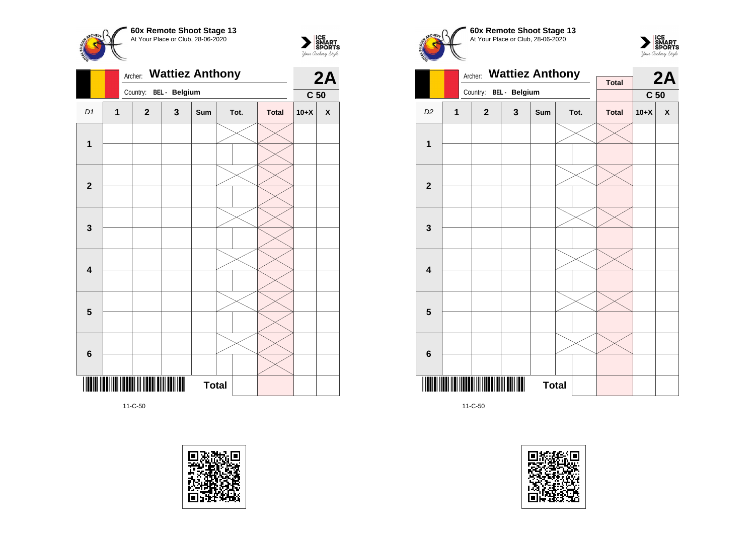**60x Remote Shoot Stage 13**
At Your Place or Club, 28-06-2020

Archer: **Wattiez Anthony**

Country: BEL - Belgium

**2A**

**C 50**

| D1 | 1 | 2 | 3 | Sum | Tot. | | Total | 10+X | X |
|---|---|---|---|---|---|---|---|---|---|
| **1** | | | | | | | | | |
| | | | | | | | | | |
| **2** | | | | | | | | | |
| | | | | | | | | | |
| **3** | | | | | | | | | |
| | | | | | | | | | |
| **4** | | | | | | | | | |
| | | | | | | | | | |
| **5** | | | | | | | | | |
| | | | | | | | | | |
| **6** | | | | | | | | | |
| | | | | | | | | | |
| | | | | **Total** | | | | | |

11-C-50

**60x Remote Shoot Stage 13**
At Your Place or Club, 28-06-2020

Archer: **Wattiez Anthony**

Country: BEL - Belgium

Total

**2A**

**C 50**

| D2 | 1 | 2 | 3 | Sum | Tot. | | Total | 10+X | X |
|---|---|---|---|---|---|---|---|---|---|
| **1** | | | | | | | | | |
| | | | | | | | | | |
| **2** | | | | | | | | | |
| | | | | | | | | | |
| **3** | | | | | | | | | |
| | | | | | | | | | |
| **4** | | | | | | | | | |
| | | | | | | | | | |
| **5** | | | | | | | | | |
| | | | | | | | | | |
| **6** | | | | | | | | | |
| | | | | | | | | | |
| | | | | **Total** | | | | | |

11-C-50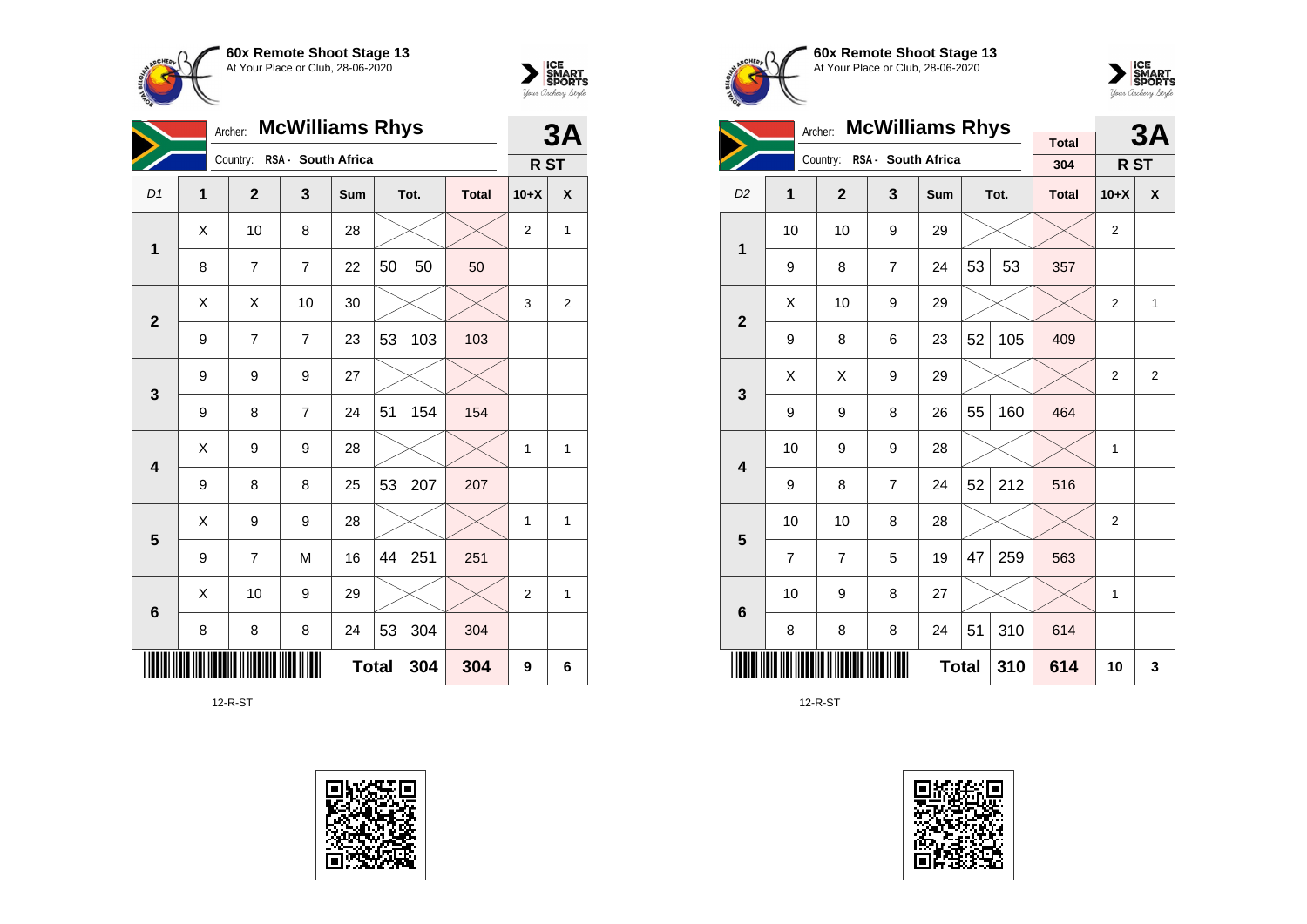## 60x Remote Shoot Stage 13
At Your Place or Club, 28-06-2020

Archer: **McWilliams Rhys** — **3A**
Country: RSA - South Africa — **R ST**

| D1 | 1 | 2 | 3 | Sum | Tot. | | Total | 10+X | X |
|---|---|---|---|---|---|---|---|---|---|
| 1 | X | 10 | 8 | 28 | | | | 2 | 1 |
| | 8 | 7 | 7 | 22 | 50 | 50 | 50 | | |
| 2 | X | X | 10 | 30 | | | | 3 | 2 |
| | 9 | 7 | 7 | 23 | 53 | 103 | 103 | | |
| 3 | 9 | 9 | 9 | 27 | | | | | |
| | 9 | 8 | 7 | 24 | 51 | 154 | 154 | | |
| 4 | X | 9 | 9 | 28 | | | | 1 | 1 |
| | 9 | 8 | 8 | 25 | 53 | 207 | 207 | | |
| 5 | X | 9 | 9 | 28 | | | | 1 | 1 |
| | 9 | 7 | M | 16 | 44 | 251 | 251 | | |
| 6 | X | 10 | 9 | 29 | | | | 2 | 1 |
| | 8 | 8 | 8 | 24 | 53 | 304 | 304 | | |
| | | | | Total | | 304 | 304 | 9 | 6 |

12-R-ST

## 60x Remote Shoot Stage 13
At Your Place or Club, 28-06-2020

Archer: **McWilliams Rhys** — **3A**
Country: RSA - South Africa — Total 304 — **R ST**

| D2 | 1 | 2 | 3 | Sum | Tot. | | Total | 10+X | X |
|---|---|---|---|---|---|---|---|---|---|
| 1 | 10 | 10 | 9 | 29 | | | | 2 | |
| | 9 | 8 | 7 | 24 | 53 | 53 | 357 | | |
| 2 | X | 10 | 9 | 29 | | | | 2 | 1 |
| | 9 | 8 | 6 | 23 | 52 | 105 | 409 | | |
| 3 | X | X | 9 | 29 | | | | 2 | 2 |
| | 9 | 9 | 8 | 26 | 55 | 160 | 464 | | |
| 4 | 10 | 9 | 9 | 28 | | | | 1 | |
| | 9 | 8 | 7 | 24 | 52 | 212 | 516 | | |
| 5 | 10 | 10 | 8 | 28 | | | | 2 | |
| | 7 | 7 | 5 | 19 | 47 | 259 | 563 | | |
| 6 | 10 | 9 | 8 | 27 | | | | 1 | |
| | 8 | 8 | 8 | 24 | 51 | 310 | 614 | | |
| | | | | Total | | 310 | 614 | 10 | 3 |

12-R-ST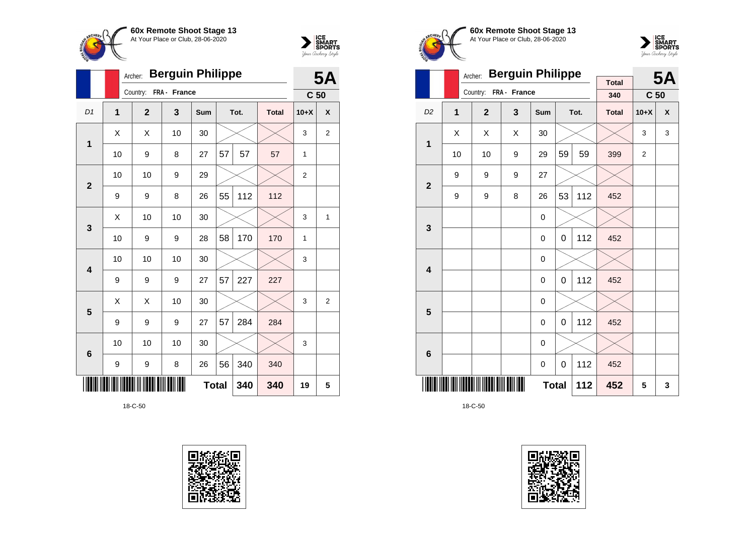## 60x Remote Shoot Stage 13
At Your Place or Club, 28-06-2020

Archer: **Berguin Philippe**
Country: FRA - France
**5A** C 50

| D1 | 1 | 2 | 3 | Sum | | Tot. | Total | 10+X | X |
|---|---|---|---|---|---|---|---|---|---|
| 1 | X | X | 10 | 30 | | | | 3 | 2 |
| | 10 | 9 | 8 | 27 | 57 | 57 | 57 | 1 | |
| 2 | 10 | 10 | 9 | 29 | | | | 2 | |
| | 9 | 9 | 8 | 26 | 55 | 112 | 112 | | |
| 3 | X | 10 | 10 | 30 | | | | 3 | 1 |
| | 10 | 9 | 9 | 28 | 58 | 170 | 170 | 1 | |
| 4 | 10 | 10 | 10 | 30 | | | | 3 | |
| | 9 | 9 | 9 | 27 | 57 | 227 | 227 | | |
| 5 | X | X | 10 | 30 | | | | 3 | 2 |
| | 9 | 9 | 9 | 27 | 57 | 284 | 284 | | |
| 6 | 10 | 10 | 10 | 30 | | | | 3 | |
| | 9 | 9 | 8 | 26 | 56 | 340 | 340 | | |
| | | | | Total | | 340 | 340 | 19 | 5 |

18-C-50

## 60x Remote Shoot Stage 13
At Your Place or Club, 28-06-2020

Archer: **Berguin Philippe**
Country: FRA - France
Total 340
**5A** C 50

| D2 | 1 | 2 | 3 | Sum | | Tot. | Total | 10+X | X |
|---|---|---|---|---|---|---|---|---|---|
| 1 | X | X | X | 30 | | | | 3 | 3 |
| | 10 | 10 | 9 | 29 | 59 | 59 | 399 | 2 | |
| 2 | 9 | 9 | 9 | 27 | | | | | |
| | 9 | 9 | 8 | 26 | 53 | 112 | 452 | | |
| 3 | | | | 0 | | | | | |
| | | | | 0 | 0 | 112 | 452 | | |
| 4 | | | | 0 | | | | | |
| | | | | 0 | 0 | 112 | 452 | | |
| 5 | | | | 0 | | | | | |
| | | | | 0 | 0 | 112 | 452 | | |
| 6 | | | | 0 | | | | | |
| | | | | 0 | 0 | 112 | 452 | | |
| | | | | Total | | 112 | 452 | 5 | 3 |

18-C-50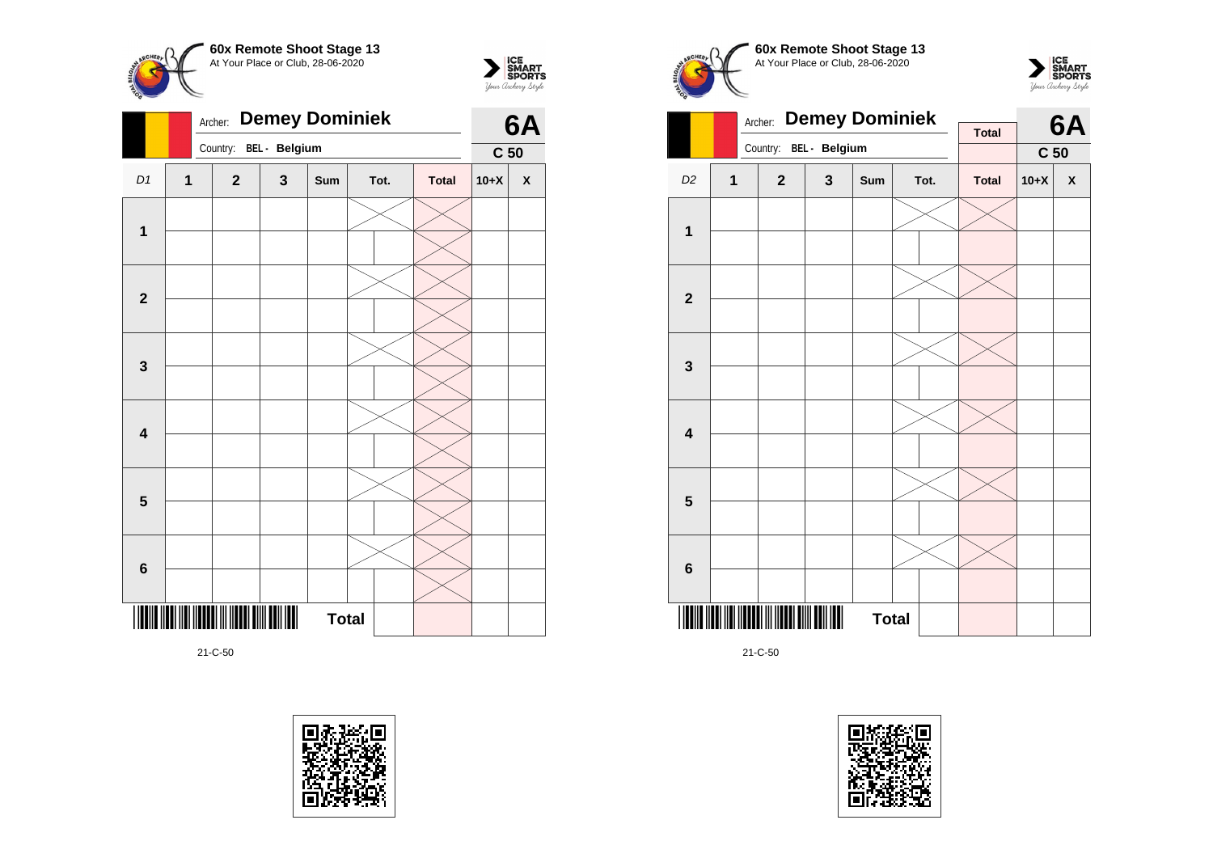**60x Remote Shoot Stage 13**
At Your Place or Club, 28-06-2020

Archer: **Demey Dominiek**
Country: BEL - Belgium

**6A**
**C 50**

| D1 | 1 | 2 | 3 | Sum | Tot. | Total | 10+X | X |
|---|---|---|---|---|---|---|---|---|
| 1 | | | | | | | | |
| | | | | | | | | |
| 2 | | | | | | | | |
| | | | | | | | | |
| 3 | | | | | | | | |
| | | | | | | | | |
| 4 | | | | | | | | |
| | | | | | | | | |
| 5 | | | | | | | | |
| | | | | | | | | |
| 6 | | | | | | | | |
| | | | | | | | | |
| | | | | **Total** | | | | |

21-C-50

**60x Remote Shoot Stage 13**
At Your Place or Club, 28-06-2020

Archer: **Demey Dominiek**
Country: BEL - Belgium

Total

**6A**
**C 50**

| D2 | 1 | 2 | 3 | Sum | Tot. | Total | 10+X | X |
|---|---|---|---|---|---|---|---|---|
| 1 | | | | | | | | |
| | | | | | | | | |
| 2 | | | | | | | | |
| | | | | | | | | |
| 3 | | | | | | | | |
| | | | | | | | | |
| 4 | | | | | | | | |
| | | | | | | | | |
| 5 | | | | | | | | |
| | | | | | | | | |
| 6 | | | | | | | | |
| | | | | | | | | |
| | | | | **Total** | | | | |

21-C-50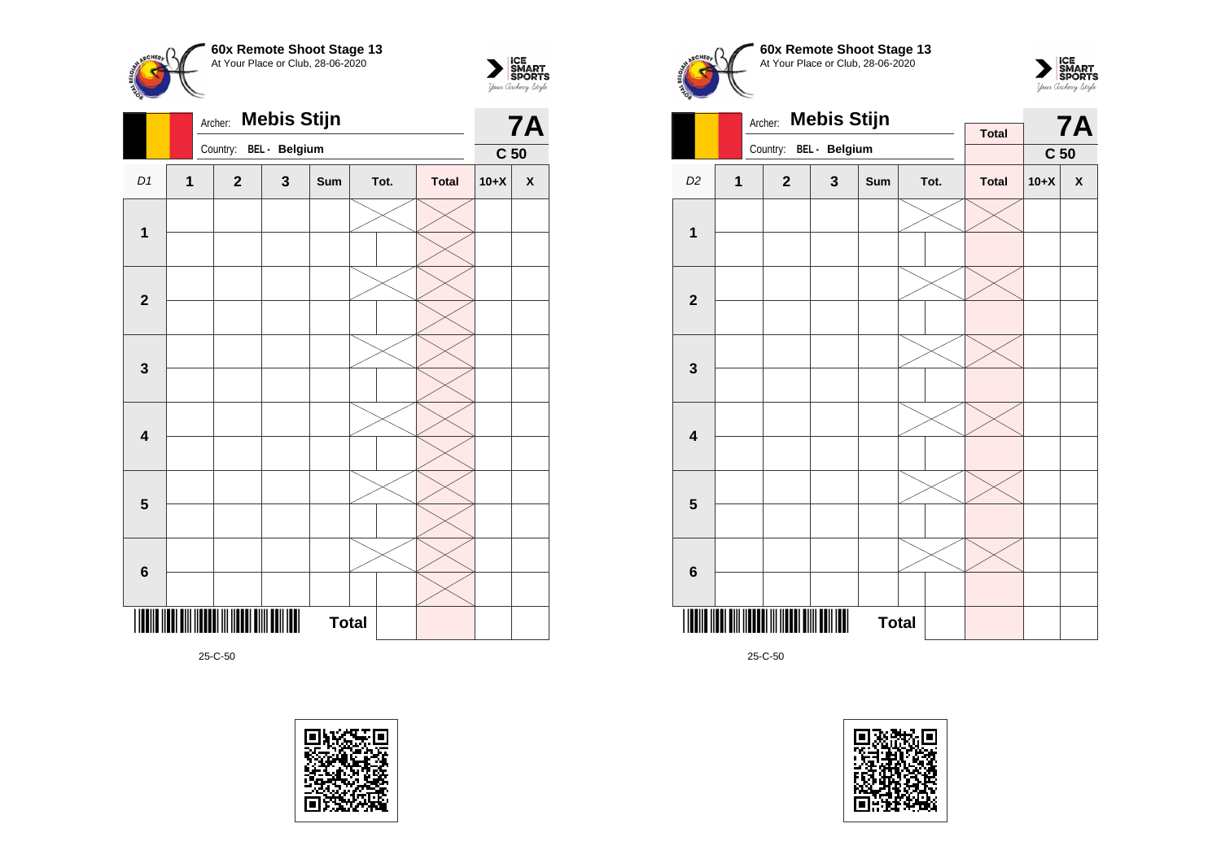**60x Remote Shoot Stage 13**
At Your Place or Club, 28-06-2020

Archer: **Mebis Stijn**
Country: BEL - Belgium

**7A**
**C 50**

| D1 | 1 | 2 | 3 | Sum | Tot. | Total | 10+X | X |
|---|---|---|---|---|---|---|---|---|
| 1 | | | | | | | | |
| | | | | | | | | |
| 2 | | | | | | | | |
| | | | | | | | | |
| 3 | | | | | | | | |
| | | | | | | | | |
| 4 | | | | | | | | |
| | | | | | | | | |
| 5 | | | | | | | | |
| | | | | | | | | |
| 6 | | | | | | | | |
| | | | | | | | | |
| | | | | **Total** | | | | |

25-C-50

**60x Remote Shoot Stage 13**
At Your Place or Club, 28-06-2020

Archer: **Mebis Stijn**
Country: BEL - Belgium

Total

**7A**
**C 50**

| D2 | 1 | 2 | 3 | Sum | Tot. | Total | 10+X | X |
|---|---|---|---|---|---|---|---|---|
| 1 | | | | | | | | |
| | | | | | | | | |
| 2 | | | | | | | | |
| | | | | | | | | |
| 3 | | | | | | | | |
| | | | | | | | | |
| 4 | | | | | | | | |
| | | | | | | | | |
| 5 | | | | | | | | |
| | | | | | | | | |
| 6 | | | | | | | | |
| | | | | | | | | |
| | | | | **Total** | | | | |

25-C-50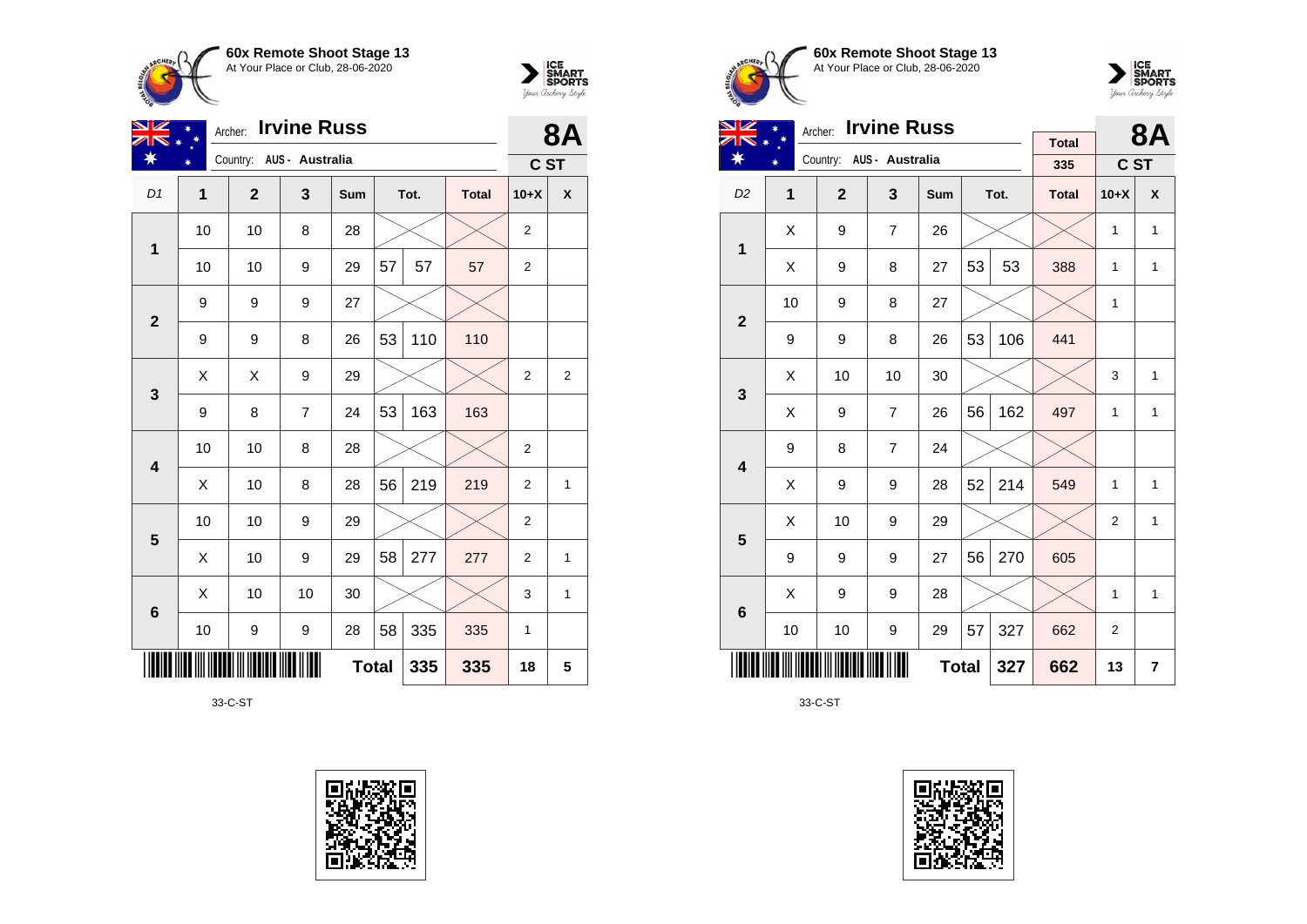**60x Remote Shoot Stage 13**
At Your Place or Club, 28-06-2020

Archer: **Irvine Russ**
Country: AUS - Australia

**8A**
**C ST**

| D1 | 1 | 2 | 3 | Sum | Tot. | | Total | 10+X | X |
|---|---|---|---|---|---|---|---|---|---|
| 1 | 10 | 10 | 8 | 28 | | | | 2 | |
| | 10 | 10 | 9 | 29 | 57 | 57 | 57 | 2 | |
| 2 | 9 | 9 | 9 | 27 | | | | | |
| | 9 | 9 | 8 | 26 | 53 | 110 | 110 | | |
| 3 | X | X | 9 | 29 | | | | 2 | 2 |
| | 9 | 8 | 7 | 24 | 53 | 163 | 163 | | |
| 4 | 10 | 10 | 8 | 28 | | | | 2 | |
| | X | 10 | 8 | 28 | 56 | 219 | 219 | 2 | 1 |
| 5 | 10 | 10 | 9 | 29 | | | | 2 | |
| | X | 10 | 9 | 29 | 58 | 277 | 277 | 2 | 1 |
| 6 | X | 10 | 10 | 30 | | | | 3 | 1 |
| | 10 | 9 | 9 | 28 | 58 | 335 | 335 | 1 | |
| | | | | | Total | 335 | 335 | 18 | 5 |

33-C-ST

**60x Remote Shoot Stage 13**
At Your Place or Club, 28-06-2020

Archer: **Irvine Russ**
Country: AUS - Australia

Total: 335

**8A**
**C ST**

| D2 | 1 | 2 | 3 | Sum | Tot. | | Total | 10+X | X |
|---|---|---|---|---|---|---|---|---|---|
| 1 | X | 9 | 7 | 26 | | | | 1 | 1 |
| | X | 9 | 8 | 27 | 53 | 53 | 388 | 1 | 1 |
| 2 | 10 | 9 | 8 | 27 | | | | 1 | |
| | 9 | 9 | 8 | 26 | 53 | 106 | 441 | | |
| 3 | X | 10 | 10 | 30 | | | | 3 | 1 |
| | X | 9 | 7 | 26 | 56 | 162 | 497 | 1 | 1 |
| 4 | 9 | 8 | 7 | 24 | | | | | |
| | X | 9 | 9 | 28 | 52 | 214 | 549 | 1 | 1 |
| 5 | X | 10 | 9 | 29 | | | | 2 | 1 |
| | 9 | 9 | 9 | 27 | 56 | 270 | 605 | | |
| 6 | X | 9 | 9 | 28 | | | | 1 | 1 |
| | 10 | 10 | 9 | 29 | 57 | 327 | 662 | 2 | |
| | | | | | Total | 327 | 662 | 13 | 7 |

33-C-ST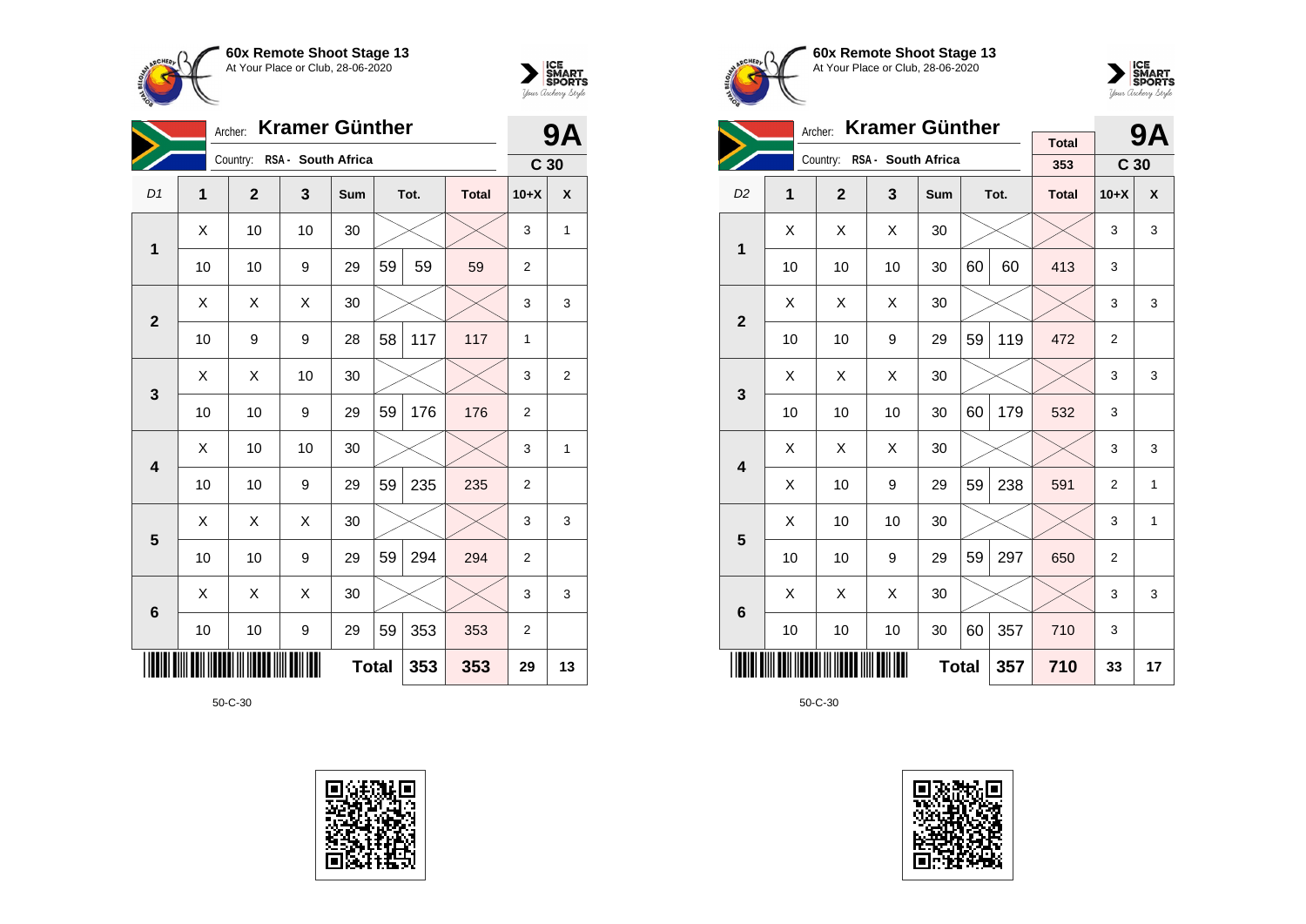**60x Remote Shoot Stage 13**
At Your Place or Club, 28-06-2020

Archer: **Kramer Günther** — **9A**
Country: RSA - South Africa — C 30

| D1 | 1 | 2 | 3 | Sum | Tot. | | Total | 10+X | X |
|---|---|---|---|---|---|---|---|---|---|
| 1 | X | 10 | 10 | 30 | | | | 3 | 1 |
| | 10 | 10 | 9 | 29 | 59 | 59 | 59 | 2 | |
| 2 | X | X | X | 30 | | | | 3 | 3 |
| | 10 | 9 | 9 | 28 | 58 | 117 | 117 | 1 | |
| 3 | X | X | 10 | 30 | | | | 3 | 2 |
| | 10 | 10 | 9 | 29 | 59 | 176 | 176 | 2 | |
| 4 | X | 10 | 10 | 30 | | | | 3 | 1 |
| | 10 | 10 | 9 | 29 | 59 | 235 | 235 | 2 | |
| 5 | X | X | X | 30 | | | | 3 | 3 |
| | 10 | 10 | 9 | 29 | 59 | 294 | 294 | 2 | |
| 6 | X | X | X | 30 | | | | 3 | 3 |
| | 10 | 10 | 9 | 29 | 59 | 353 | 353 | 2 | |
| | | | | Total | | 353 | 353 | 29 | 13 |

50-C-30

**60x Remote Shoot Stage 13**
At Your Place or Club, 28-06-2020

Archer: **Kramer Günther** — **9A**
Country: RSA - South Africa — Total 353 — C 30

| D2 | 1 | 2 | 3 | Sum | Tot. | | Total | 10+X | X |
|---|---|---|---|---|---|---|---|---|---|
| 1 | X | X | X | 30 | | | | 3 | 3 |
| | 10 | 10 | 10 | 30 | 60 | 60 | 413 | 3 | |
| 2 | X | X | X | 30 | | | | 3 | 3 |
| | 10 | 10 | 9 | 29 | 59 | 119 | 472 | 2 | |
| 3 | X | X | X | 30 | | | | 3 | 3 |
| | 10 | 10 | 10 | 30 | 60 | 179 | 532 | 3 | |
| 4 | X | X | X | 30 | | | | 3 | 3 |
| | X | 10 | 9 | 29 | 59 | 238 | 591 | 2 | 1 |
| 5 | X | 10 | 10 | 30 | | | | 3 | 1 |
| | 10 | 10 | 9 | 29 | 59 | 297 | 650 | 2 | |
| 6 | X | X | X | 30 | | | | 3 | 3 |
| | 10 | 10 | 10 | 30 | 60 | 357 | 710 | 3 | |
| | | | | Total | | 357 | 710 | 33 | 17 |

50-C-30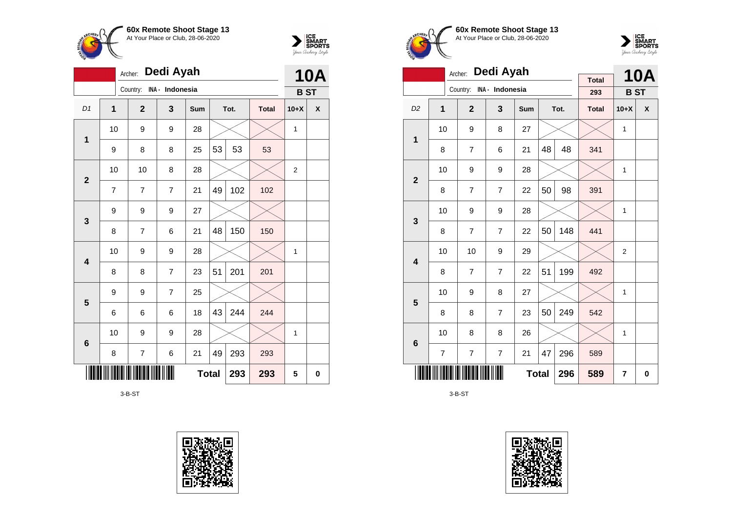**60x Remote Shoot Stage 13**
At Your Place or Club, 28-06-2020

Archer: **Dedi Ayah**
Country: INA - Indonesia

**10A**
**B ST**

| D1 | 1 | 2 | 3 | Sum | Tot. | | Total | 10+X | X |
|---|---|---|---|---|---|---|---|---|---|
| 1 | 10 | 9 | 9 | 28 | | | | 1 | |
| | 9 | 8 | 8 | 25 | 53 | 53 | 53 | | |
| 2 | 10 | 10 | 8 | 28 | | | | 2 | |
| | 7 | 7 | 7 | 21 | 49 | 102 | 102 | | |
| 3 | 9 | 9 | 9 | 27 | | | | | |
| | 8 | 7 | 6 | 21 | 48 | 150 | 150 | | |
| 4 | 10 | 9 | 9 | 28 | | | | 1 | |
| | 8 | 8 | 7 | 23 | 51 | 201 | 201 | | |
| 5 | 9 | 9 | 7 | 25 | | | | | |
| | 6 | 6 | 6 | 18 | 43 | 244 | 244 | | |
| 6 | 10 | 9 | 9 | 28 | | | | 1 | |
| | 8 | 7 | 6 | 21 | 49 | 293 | 293 | | |
| | | | | Total | | 293 | 293 | 5 | 0 |

3-B-ST

**60x Remote Shoot Stage 13**
At Your Place or Club, 28-06-2020

Archer: **Dedi Ayah**
Country: INA - Indonesia

Total: 293

**10A**
**B ST**

| D2 | 1 | 2 | 3 | Sum | Tot. | | Total | 10+X | X |
|---|---|---|---|---|---|---|---|---|---|
| 1 | 10 | 9 | 8 | 27 | | | | 1 | |
| | 8 | 7 | 6 | 21 | 48 | 48 | 341 | | |
| 2 | 10 | 9 | 9 | 28 | | | | 1 | |
| | 8 | 7 | 7 | 22 | 50 | 98 | 391 | | |
| 3 | 10 | 9 | 9 | 28 | | | | 1 | |
| | 8 | 7 | 7 | 22 | 50 | 148 | 441 | | |
| 4 | 10 | 10 | 9 | 29 | | | | 2 | |
| | 8 | 7 | 7 | 22 | 51 | 199 | 492 | | |
| 5 | 10 | 9 | 8 | 27 | | | | 1 | |
| | 8 | 8 | 7 | 23 | 50 | 249 | 542 | | |
| 6 | 10 | 8 | 8 | 26 | | | | 1 | |
| | 7 | 7 | 7 | 21 | 47 | 296 | 589 | | |
| | | | | Total | | 296 | 589 | 7 | 0 |

3-B-ST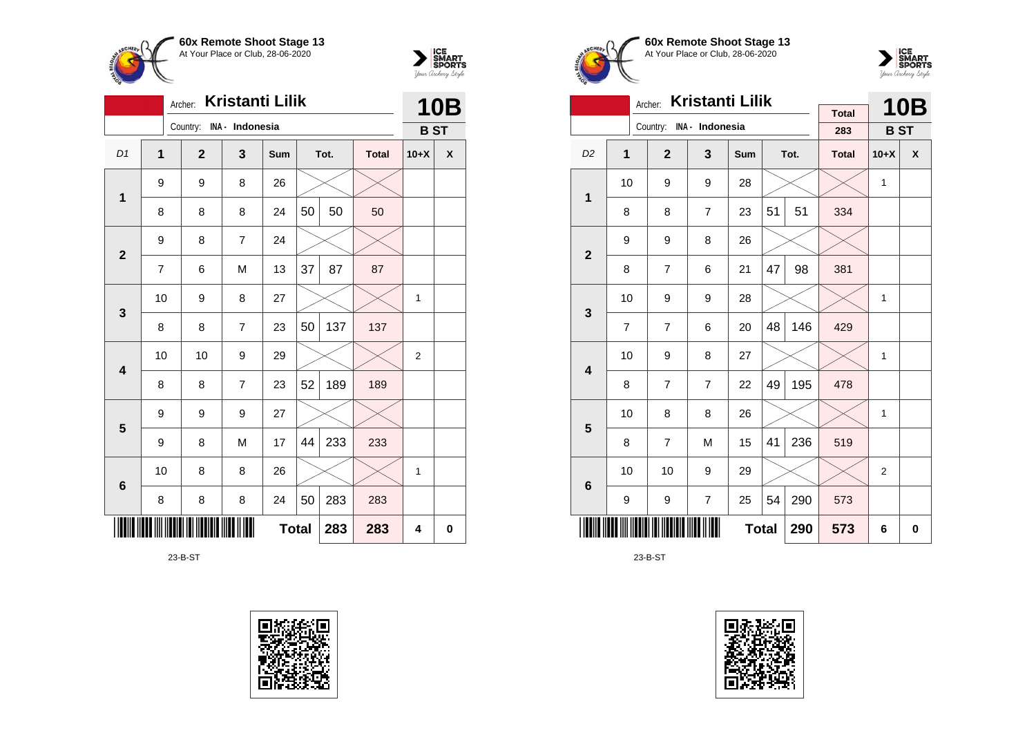**60x Remote Shoot Stage 13**
At Your Place or Club, 28-06-2020

Archer: **Kristanti Lilik**
Country: INA - Indonesia

**10B**
**B ST**

| D1 | 1 | 2 | 3 | Sum | Tot. | | Total | 10+X | X |
|---|---|---|---|---|---|---|---|---|---|
| 1 | 9 | 9 | 8 | 26 | | | | | |
| | 8 | 8 | 8 | 24 | 50 | 50 | 50 | | |
| 2 | 9 | 8 | 7 | 24 | | | | | |
| | 7 | 6 | M | 13 | 37 | 87 | 87 | | |
| 3 | 10 | 9 | 8 | 27 | | | | 1 | |
| | 8 | 8 | 7 | 23 | 50 | 137 | 137 | | |
| 4 | 10 | 10 | 9 | 29 | | | | 2 | |
| | 8 | 8 | 7 | 23 | 52 | 189 | 189 | | |
| 5 | 9 | 9 | 9 | 27 | | | | | |
| | 9 | 8 | M | 17 | 44 | 233 | 233 | | |
| 6 | 10 | 8 | 8 | 26 | | | | 1 | |
| | 8 | 8 | 8 | 24 | 50 | 283 | 283 | | |
| | | | | **Total** | | **283** | **283** | **4** | **0** |

23-B-ST

**60x Remote Shoot Stage 13**
At Your Place or Club, 28-06-2020

Archer: **Kristanti Lilik**
Country: INA - Indonesia

Total: 283

**10B**
**B ST**

| D2 | 1 | 2 | 3 | Sum | Tot. | | Total | 10+X | X |
|---|---|---|---|---|---|---|---|---|---|
| 1 | 10 | 9 | 9 | 28 | | | | 1 | |
| | 8 | 8 | 7 | 23 | 51 | 51 | 334 | | |
| 2 | 9 | 9 | 8 | 26 | | | | | |
| | 8 | 7 | 6 | 21 | 47 | 98 | 381 | | |
| 3 | 10 | 9 | 9 | 28 | | | | 1 | |
| | 7 | 7 | 6 | 20 | 48 | 146 | 429 | | |
| 4 | 10 | 9 | 8 | 27 | | | | 1 | |
| | 8 | 7 | 7 | 22 | 49 | 195 | 478 | | |
| 5 | 10 | 8 | 8 | 26 | | | | 1 | |
| | 8 | 7 | M | 15 | 41 | 236 | 519 | | |
| 6 | 10 | 10 | 9 | 29 | | | | 2 | |
| | 9 | 9 | 7 | 25 | 54 | 290 | 573 | | |
| | | | | **Total** | | **290** | **573** | **6** | **0** |

23-B-ST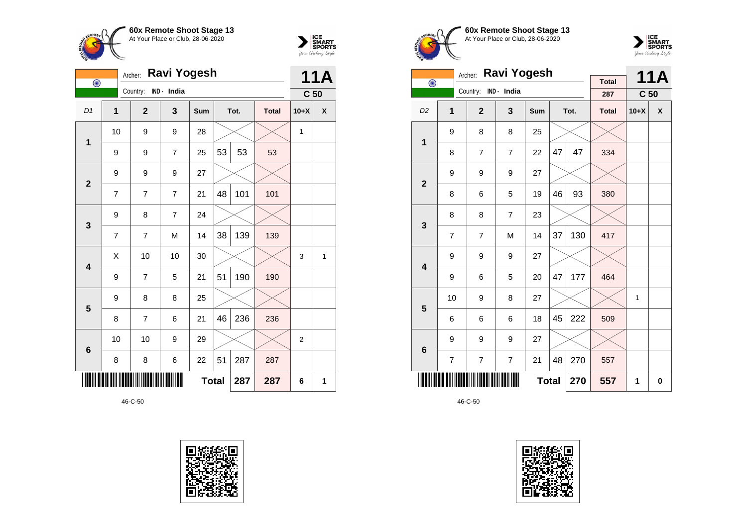**60x Remote Shoot Stage 13**
At Your Place or Club, 28-06-2020

Archer: **Ravi Yogesh**
Country: IND - India

**11A**
**C 50**

| D1 | 1 | 2 | 3 | Sum | Tot. | | Total | 10+X | X |
|---|---|---|---|---|---|---|---|---|---|
| 1 | 10 | 9 | 9 | 28 | | | | 1 | |
| | 9 | 9 | 7 | 25 | 53 | 53 | 53 | | |
| 2 | 9 | 9 | 9 | 27 | | | | | |
| | 7 | 7 | 7 | 21 | 48 | 101 | 101 | | |
| 3 | 9 | 8 | 7 | 24 | | | | | |
| | 7 | 7 | M | 14 | 38 | 139 | 139 | | |
| 4 | X | 10 | 10 | 30 | | | | 3 | 1 |
| | 9 | 7 | 5 | 21 | 51 | 190 | 190 | | |
| 5 | 9 | 8 | 8 | 25 | | | | | |
| | 8 | 7 | 6 | 21 | 46 | 236 | 236 | | |
| 6 | 10 | 10 | 9 | 29 | | | | 2 | |
| | 8 | 8 | 6 | 22 | 51 | 287 | 287 | | |
| | | | | **Total** | | **287** | **287** | **6** | **1** |

46-C-50

**60x Remote Shoot Stage 13**
At Your Place or Club, 28-06-2020

Archer: **Ravi Yogesh**
Country: IND - India

Total: 287

**11A**
**C 50**

| D2 | 1 | 2 | 3 | Sum | Tot. | | Total | 10+X | X |
|---|---|---|---|---|---|---|---|---|---|
| 1 | 9 | 8 | 8 | 25 | | | | | |
| | 8 | 7 | 7 | 22 | 47 | 47 | 334 | | |
| 2 | 9 | 9 | 9 | 27 | | | | | |
| | 8 | 6 | 5 | 19 | 46 | 93 | 380 | | |
| 3 | 8 | 8 | 7 | 23 | | | | | |
| | 7 | 7 | M | 14 | 37 | 130 | 417 | | |
| 4 | 9 | 9 | 9 | 27 | | | | | |
| | 9 | 6 | 5 | 20 | 47 | 177 | 464 | | |
| 5 | 10 | 9 | 8 | 27 | | | | 1 | |
| | 6 | 6 | 6 | 18 | 45 | 222 | 509 | | |
| 6 | 9 | 9 | 9 | 27 | | | | | |
| | 7 | 7 | 7 | 21 | 48 | 270 | 557 | | |
| | | | | **Total** | | **270** | **557** | **1** | **0** |

46-C-50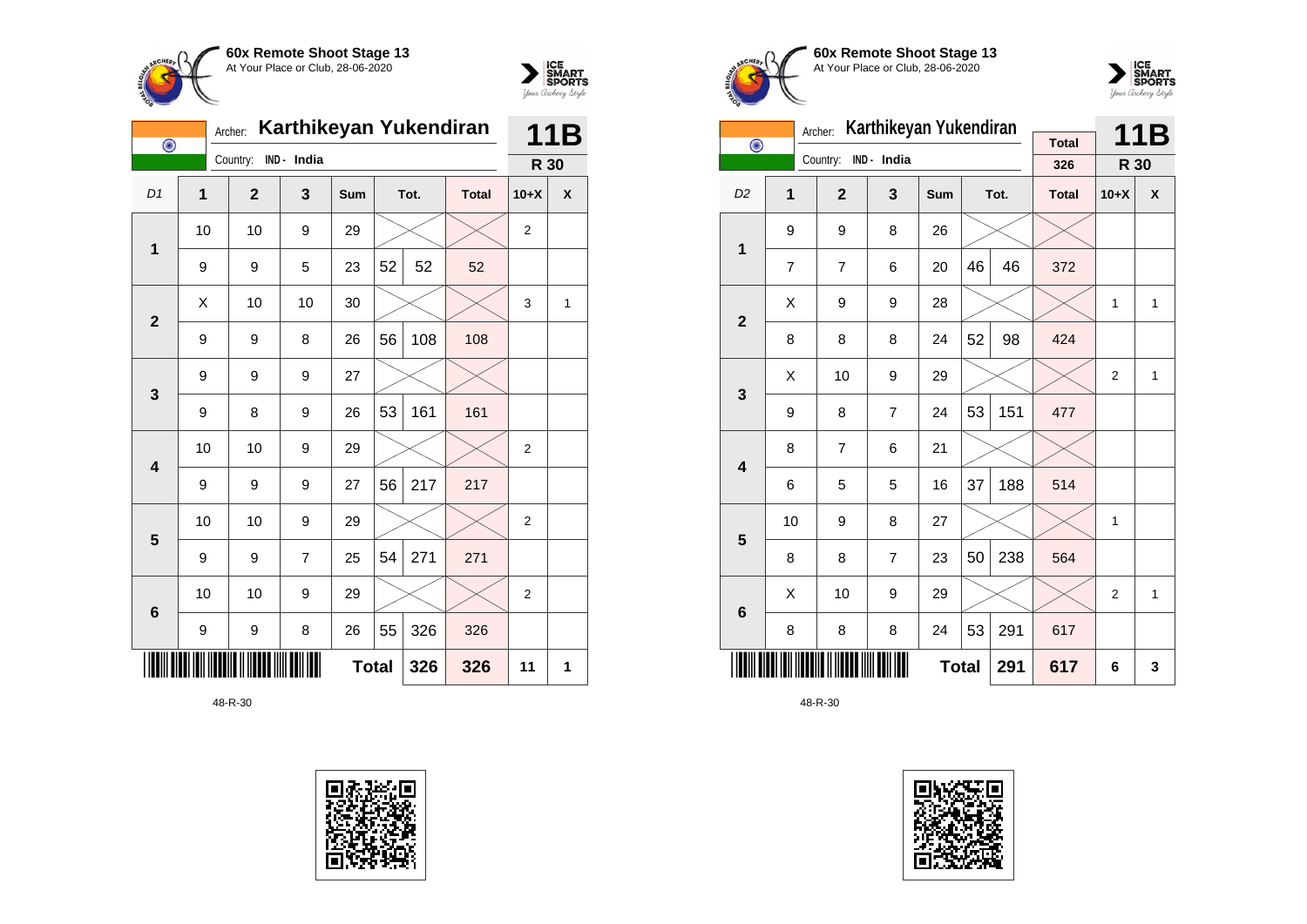**60x Remote Shoot Stage 13**
At Your Place or Club, 28-06-2020

Archer: **Karthikeyan Yukendiran**
Country: IND - India

**11B**
**R 30**

| D1 | 1 | 2 | 3 | Sum | Tot. | | Total | 10+X | X |
|---|---|---|---|---|---|---|---|---|---|
| 1 | 10 | 10 | 9 | 29 | | | | 2 | |
| | 9 | 9 | 5 | 23 | 52 | 52 | 52 | | |
| 2 | X | 10 | 10 | 30 | | | | 3 | 1 |
| | 9 | 9 | 8 | 26 | 56 | 108 | 108 | | |
| 3 | 9 | 9 | 9 | 27 | | | | | |
| | 9 | 8 | 9 | 26 | 53 | 161 | 161 | | |
| 4 | 10 | 10 | 9 | 29 | | | | 2 | |
| | 9 | 9 | 9 | 27 | 56 | 217 | 217 | | |
| 5 | 10 | 10 | 9 | 29 | | | | 2 | |
| | 9 | 9 | 7 | 25 | 54 | 271 | 271 | | |
| 6 | 10 | 10 | 9 | 29 | | | | 2 | |
| | 9 | 9 | 8 | 26 | 55 | 326 | 326 | | |
| | | | | **Total** | | **326** | **326** | **11** | **1** |

48-R-30

**60x Remote Shoot Stage 13**
At Your Place or Club, 28-06-2020

Archer: **Karthikeyan Yukendiran**
Country: IND - India

Total: 326

**11B**
**R 30**

| D2 | 1 | 2 | 3 | Sum | Tot. | | Total | 10+X | X |
|---|---|---|---|---|---|---|---|---|---|
| 1 | 9 | 9 | 8 | 26 | | | | | |
| | 7 | 7 | 6 | 20 | 46 | 46 | 372 | | |
| 2 | X | 9 | 9 | 28 | | | | 1 | 1 |
| | 8 | 8 | 8 | 24 | 52 | 98 | 424 | | |
| 3 | X | 10 | 9 | 29 | | | | 2 | 1 |
| | 9 | 8 | 7 | 24 | 53 | 151 | 477 | | |
| 4 | 8 | 7 | 6 | 21 | | | | | |
| | 6 | 5 | 5 | 16 | 37 | 188 | 514 | | |
| 5 | 10 | 9 | 8 | 27 | | | | 1 | |
| | 8 | 8 | 7 | 23 | 50 | 238 | 564 | | |
| 6 | X | 10 | 9 | 29 | | | | 2 | 1 |
| | 8 | 8 | 8 | 24 | 53 | 291 | 617 | | |
| | | | | **Total** | | **291** | **617** | **6** | **3** |

48-R-30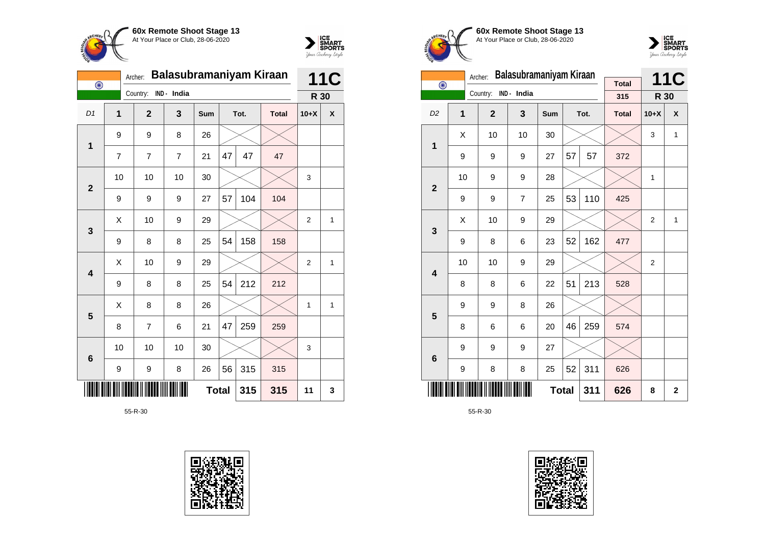**60x Remote Shoot Stage 13**
At Your Place or Club, 28-06-2020

Archer: **Balasubramaniyam Kiraan**
Country: IND - India

**11C** R 30

| D1 | 1 | 2 | 3 | Sum | Tot. | | Total | 10+X | X |
|---|---|---|---|---|---|---|---|---|---|
| 1 | 9 | 9 | 8 | 26 | | | | | |
| | 7 | 7 | 7 | 21 | 47 | 47 | 47 | | |
| 2 | 10 | 10 | 10 | 30 | | | | 3 | |
| | 9 | 9 | 9 | 27 | 57 | 104 | 104 | | |
| 3 | X | 10 | 9 | 29 | | | | 2 | 1 |
| | 9 | 8 | 8 | 25 | 54 | 158 | 158 | | |
| 4 | X | 10 | 9 | 29 | | | | 2 | 1 |
| | 9 | 8 | 8 | 25 | 54 | 212 | 212 | | |
| 5 | X | 8 | 8 | 26 | | | | 1 | 1 |
| | 8 | 7 | 6 | 21 | 47 | 259 | 259 | | |
| 6 | 10 | 10 | 10 | 30 | | | | 3 | |
| | 9 | 9 | 8 | 26 | 56 | 315 | 315 | | |
| | | | | Total | | 315 | 315 | 11 | 3 |

55-R-30

**60x Remote Shoot Stage 13**
At Your Place or Club, 28-06-2020

Archer: **Balasubramaniyam Kiraan**
Country: IND - India

Total 315

**11C** R 30

| D2 | 1 | 2 | 3 | Sum | Tot. | | Total | 10+X | X |
|---|---|---|---|---|---|---|---|---|---|
| 1 | X | 10 | 10 | 30 | | | | 3 | 1 |
| | 9 | 9 | 9 | 27 | 57 | 57 | 372 | | |
| 2 | 10 | 9 | 9 | 28 | | | | 1 | |
| | 9 | 9 | 7 | 25 | 53 | 110 | 425 | | |
| 3 | X | 10 | 9 | 29 | | | | 2 | 1 |
| | 9 | 8 | 6 | 23 | 52 | 162 | 477 | | |
| 4 | 10 | 10 | 9 | 29 | | | | 2 | |
| | 8 | 8 | 6 | 22 | 51 | 213 | 528 | | |
| 5 | 9 | 9 | 8 | 26 | | | | | |
| | 8 | 6 | 6 | 20 | 46 | 259 | 574 | | |
| 6 | 9 | 9 | 9 | 27 | | | | | |
| | 9 | 8 | 8 | 25 | 52 | 311 | 626 | | |
| | | | | Total | | 311 | 626 | 8 | 2 |

55-R-30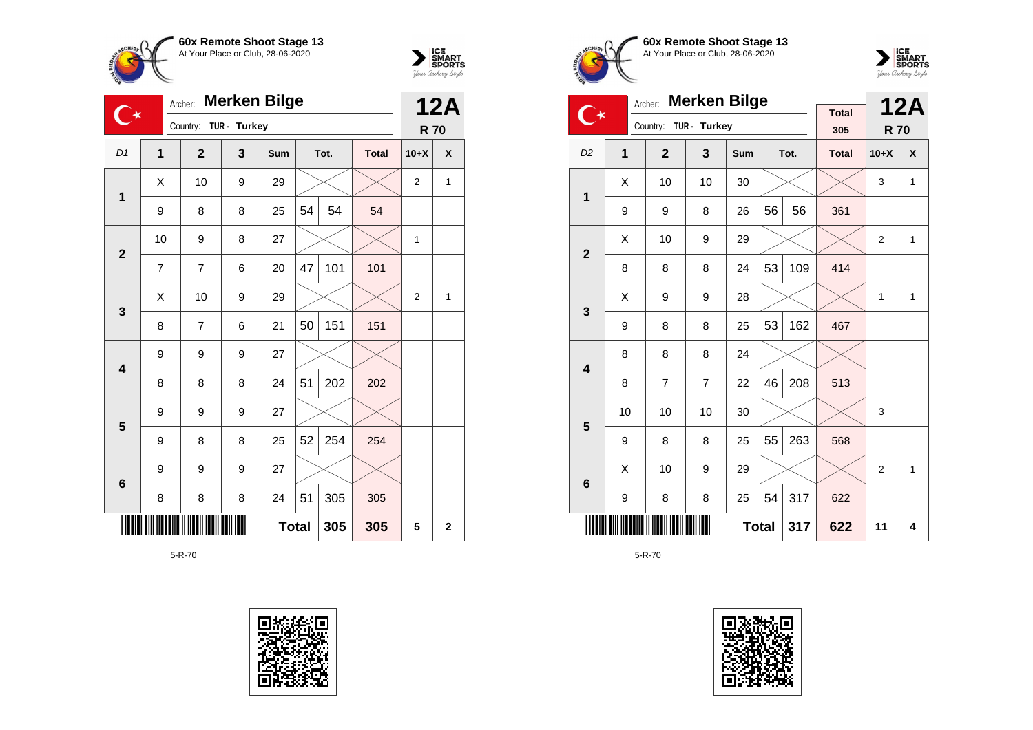**60x Remote Shoot Stage 13**
At Your Place or Club, 28-06-2020

Archer: **Merken Bilge**
Country: TUR - Turkey

**12A**
**R 70**

| D1 | 1 | 2 | 3 | Sum | Tot. | | Total | 10+X | X |
|---|---|---|---|---|---|---|---|---|---|
| 1 | X | 10 | 9 | 29 | | | | 2 | 1 |
| | 9 | 8 | 8 | 25 | 54 | 54 | 54 | | |
| 2 | 10 | 9 | 8 | 27 | | | | 1 | |
| | 7 | 7 | 6 | 20 | 47 | 101 | 101 | | |
| 3 | X | 10 | 9 | 29 | | | | 2 | 1 |
| | 8 | 7 | 6 | 21 | 50 | 151 | 151 | | |
| 4 | 9 | 9 | 9 | 27 | | | | | |
| | 8 | 8 | 8 | 24 | 51 | 202 | 202 | | |
| 5 | 9 | 9 | 9 | 27 | | | | | |
| | 9 | 8 | 8 | 25 | 52 | 254 | 254 | | |
| 6 | 9 | 9 | 9 | 27 | | | | | |
| | 8 | 8 | 8 | 24 | 51 | 305 | 305 | | |
| | | | | Total | | 305 | 305 | 5 | 2 |

5-R-70

**60x Remote Shoot Stage 13**
At Your Place or Club, 28-06-2020

Archer: **Merken Bilge**
Country: TUR - Turkey

Total: 305

**12A**
**R 70**

| D2 | 1 | 2 | 3 | Sum | Tot. | | Total | 10+X | X |
|---|---|---|---|---|---|---|---|---|---|
| 1 | X | 10 | 10 | 30 | | | | 3 | 1 |
| | 9 | 9 | 8 | 26 | 56 | 56 | 361 | | |
| 2 | X | 10 | 9 | 29 | | | | 2 | 1 |
| | 8 | 8 | 8 | 24 | 53 | 109 | 414 | | |
| 3 | X | 9 | 9 | 28 | | | | 1 | 1 |
| | 9 | 8 | 8 | 25 | 53 | 162 | 467 | | |
| 4 | 8 | 8 | 8 | 24 | | | | | |
| | 8 | 7 | 7 | 22 | 46 | 208 | 513 | | |
| 5 | 10 | 10 | 10 | 30 | | | | 3 | |
| | 9 | 8 | 8 | 25 | 55 | 263 | 568 | | |
| 6 | X | 10 | 9 | 29 | | | | 2 | 1 |
| | 9 | 8 | 8 | 25 | 54 | 317 | 622 | | |
| | | | | Total | | 317 | 622 | 11 | 4 |

5-R-70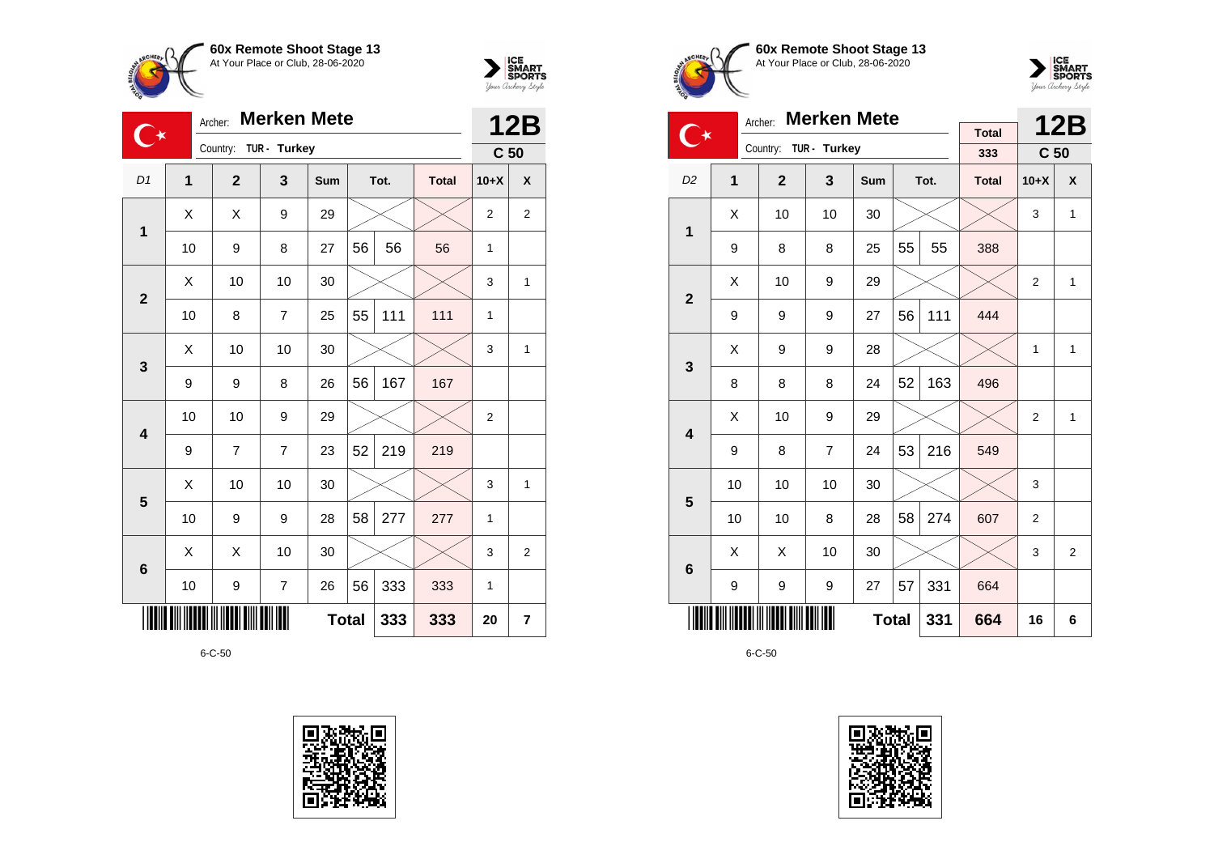## 60x Remote Shoot Stage 13
At Your Place or Club, 28-06-2020

Archer: **Merken Mete**
Country: TUR - Turkey

**12B** — **C 50**

| D1 | 1 | 2 | 3 | Sum | Tot. | | Total | 10+X | X |
|---|---|---|---|---|---|---|---|---|---|
| 1 | X | X | 9 | 29 | | | | 2 | 2 |
| | 10 | 9 | 8 | 27 | 56 | 56 | 56 | 1 | |
| 2 | X | 10 | 10 | 30 | | | | 3 | 1 |
| | 10 | 8 | 7 | 25 | 55 | 111 | 111 | 1 | |
| 3 | X | 10 | 10 | 30 | | | | 3 | 1 |
| | 9 | 9 | 8 | 26 | 56 | 167 | 167 | | |
| 4 | 10 | 10 | 9 | 29 | | | | 2 | |
| | 9 | 7 | 7 | 23 | 52 | 219 | 219 | | |
| 5 | X | 10 | 10 | 30 | | | | 3 | 1 |
| | 10 | 9 | 9 | 28 | 58 | 277 | 277 | 1 | |
| 6 | X | X | 10 | 30 | | | | 3 | 2 |
| | 10 | 9 | 7 | 26 | 56 | 333 | 333 | 1 | |
| | | | | | Total | 333 | 333 | 20 | 7 |

6-C-50

## 60x Remote Shoot Stage 13
At Your Place or Club, 28-06-2020

Archer: **Merken Mete**
Country: TUR - Turkey

Total: 333

**12B** — **C 50**

| D2 | 1 | 2 | 3 | Sum | Tot. | | Total | 10+X | X |
|---|---|---|---|---|---|---|---|---|---|
| 1 | X | 10 | 10 | 30 | | | | 3 | 1 |
| | 9 | 8 | 8 | 25 | 55 | 55 | 388 | | |
| 2 | X | 10 | 9 | 29 | | | | 2 | 1 |
| | 9 | 9 | 9 | 27 | 56 | 111 | 444 | | |
| 3 | X | 9 | 9 | 28 | | | | 1 | 1 |
| | 8 | 8 | 8 | 24 | 52 | 163 | 496 | | |
| 4 | X | 10 | 9 | 29 | | | | 2 | 1 |
| | 9 | 8 | 7 | 24 | 53 | 216 | 549 | | |
| 5 | 10 | 10 | 10 | 30 | | | | 3 | |
| | 10 | 10 | 8 | 28 | 58 | 274 | 607 | 2 | |
| 6 | X | X | 10 | 30 | | | | 3 | 2 |
| | 9 | 9 | 9 | 27 | 57 | 331 | 664 | | |
| | | | | | Total | 331 | 664 | 16 | 6 |

6-C-50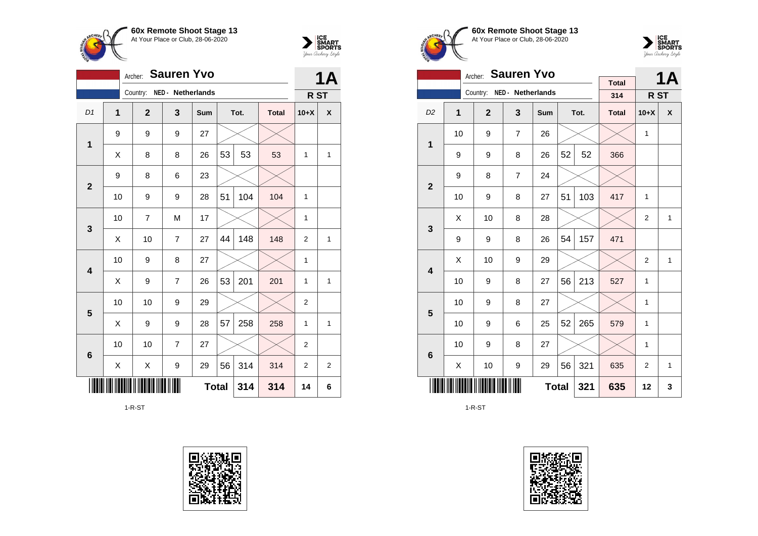**60x Remote Shoot Stage 13**
At Your Place or Club, 28-06-2020

Archer: **Sauren Yvo**
Country: NED - Netherlands

**1A**
**R ST**

| D1 | 1 | 2 | 3 | Sum | Tot. | | Total | 10+X | X |
|---|---|---|---|---|---|---|---|---|---|
| 1 | 9 | 9 | 9 | 27 | | | | | |
| | X | 8 | 8 | 26 | 53 | 53 | 53 | 1 | 1 |
| 2 | 9 | 8 | 6 | 23 | | | | | |
| | 10 | 9 | 9 | 28 | 51 | 104 | 104 | 1 | |
| 3 | 10 | 7 | M | 17 | | | | 1 | |
| | X | 10 | 7 | 27 | 44 | 148 | 148 | 2 | 1 |
| 4 | 10 | 9 | 8 | 27 | | | | 1 | |
| | X | 9 | 7 | 26 | 53 | 201 | 201 | 1 | 1 |
| 5 | 10 | 10 | 9 | 29 | | | | 2 | |
| | X | 9 | 9 | 28 | 57 | 258 | 258 | 1 | 1 |
| 6 | 10 | 10 | 7 | 27 | | | | 2 | |
| | X | X | 9 | 29 | 56 | 314 | 314 | 2 | 2 |
| | | | | Total | | 314 | 314 | 14 | 6 |

1-R-ST

**60x Remote Shoot Stage 13**
At Your Place or Club, 28-06-2020

Archer: **Sauren Yvo**
Country: NED - Netherlands

Total: 314

**1A**
**R ST**

| D2 | 1 | 2 | 3 | Sum | Tot. | | Total | 10+X | X |
|---|---|---|---|---|---|---|---|---|---|
| 1 | 10 | 9 | 7 | 26 | | | | 1 | |
| | 9 | 9 | 8 | 26 | 52 | 52 | 366 | | |
| 2 | 9 | 8 | 7 | 24 | | | | | |
| | 10 | 9 | 8 | 27 | 51 | 103 | 417 | 1 | |
| 3 | X | 10 | 8 | 28 | | | | 2 | 1 |
| | 9 | 9 | 8 | 26 | 54 | 157 | 471 | | |
| 4 | X | 10 | 9 | 29 | | | | 2 | 1 |
| | 10 | 9 | 8 | 27 | 56 | 213 | 527 | 1 | |
| 5 | 10 | 9 | 8 | 27 | | | | 1 | |
| | 10 | 9 | 6 | 25 | 52 | 265 | 579 | 1 | |
| 6 | 10 | 9 | 8 | 27 | | | | 1 | |
| | X | 10 | 9 | 29 | 56 | 321 | 635 | 2 | 1 |
| | | | | Total | | 321 | 635 | 12 | 3 |

1-R-ST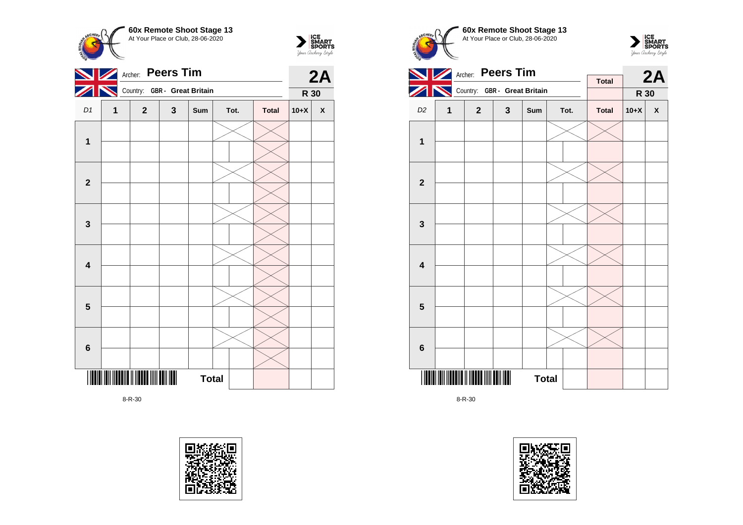**60x Remote Shoot Stage 13**
At Your Place or Club, 28-06-2020

Archer: **Peers Tim**
Country: **GBR - Great Britain**

**2A**
**R 30**

| D1 | 1 | 2 | 3 | Sum | Tot. | Total | 10+X | X |
|---|---|---|---|---|---|---|---|---|
| 1 | | | | | | | | |
| | | | | | | | | |
| 2 | | | | | | | | |
| | | | | | | | | |
| 3 | | | | | | | | |
| | | | | | | | | |
| 4 | | | | | | | | |
| | | | | | | | | |
| 5 | | | | | | | | |
| | | | | | | | | |
| 6 | | | | | | | | |
| | | | | | | | | |
| | | | | Total | | | | |

8-R-30

**60x Remote Shoot Stage 13**
At Your Place or Club, 28-06-2020

Archer: **Peers Tim**
Country: **GBR - Great Britain**

Total

**2A**
**R 30**

| D2 | 1 | 2 | 3 | Sum | Tot. | Total | 10+X | X |
|---|---|---|---|---|---|---|---|---|
| 1 | | | | | | | | |
| | | | | | | | | |
| 2 | | | | | | | | |
| | | | | | | | | |
| 3 | | | | | | | | |
| | | | | | | | | |
| 4 | | | | | | | | |
| | | | | | | | | |
| 5 | | | | | | | | |
| | | | | | | | | |
| 6 | | | | | | | | |
| | | | | | | | | |
| | | | | Total | | | | |

8-R-30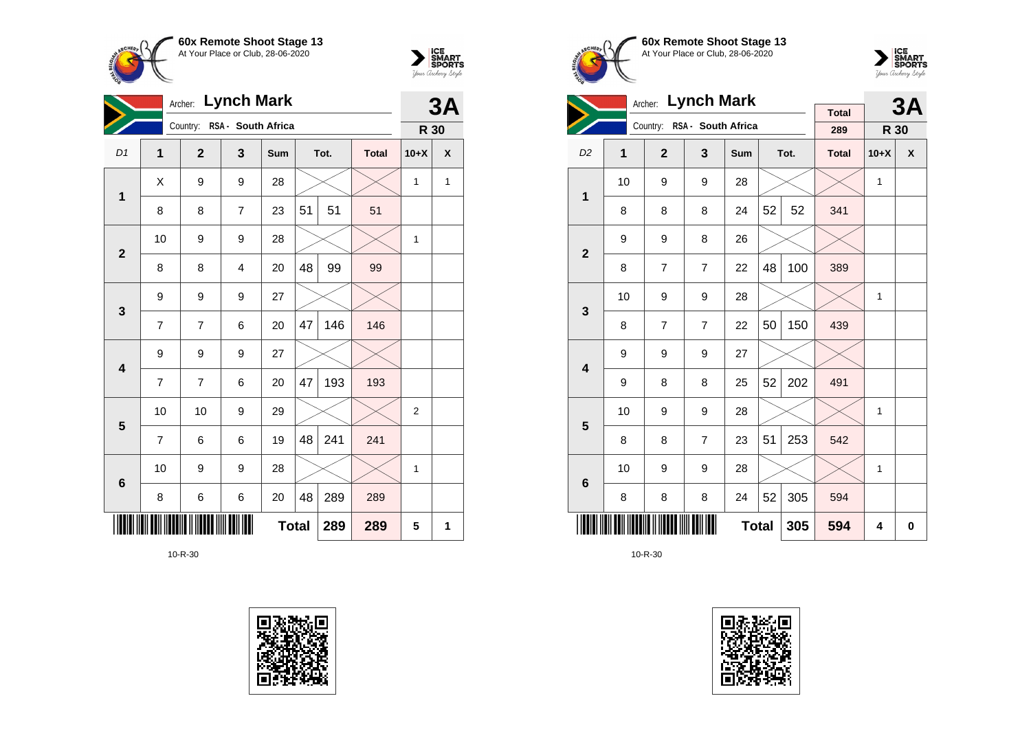**60x Remote Shoot Stage 13**
At Your Place or Club, 28-06-2020

Archer: **Lynch Mark**
Country: RSA - South Africa

**3A**
**R 30**

| D1 | 1 | 2 | 3 | Sum | Tot. | | Total | 10+X | X |
|---|---|---|---|---|---|---|---|---|---|
| 1 | X | 9 | 9 | 28 | | | | 1 | 1 |
| | 8 | 8 | 7 | 23 | 51 | 51 | 51 | | |
| 2 | 10 | 9 | 9 | 28 | | | | 1 | |
| | 8 | 8 | 4 | 20 | 48 | 99 | 99 | | |
| 3 | 9 | 9 | 9 | 27 | | | | | |
| | 7 | 7 | 6 | 20 | 47 | 146 | 146 | | |
| 4 | 9 | 9 | 9 | 27 | | | | | |
| | 7 | 7 | 6 | 20 | 47 | 193 | 193 | | |
| 5 | 10 | 10 | 9 | 29 | | | | 2 | |
| | 7 | 6 | 6 | 19 | 48 | 241 | 241 | | |
| 6 | 10 | 9 | 9 | 28 | | | | 1 | |
| | 8 | 6 | 6 | 20 | 48 | 289 | 289 | | |
| | | | | Total | | 289 | 289 | 5 | 1 |

10-R-30

**60x Remote Shoot Stage 13**
At Your Place or Club, 28-06-2020

Archer: **Lynch Mark**
Country: RSA - South Africa

Total: 289

**3A**
**R 30**

| D2 | 1 | 2 | 3 | Sum | Tot. | | Total | 10+X | X |
|---|---|---|---|---|---|---|---|---|---|
| 1 | 10 | 9 | 9 | 28 | | | | 1 | |
| | 8 | 8 | 8 | 24 | 52 | 52 | 341 | | |
| 2 | 9 | 9 | 8 | 26 | | | | | |
| | 8 | 7 | 7 | 22 | 48 | 100 | 389 | | |
| 3 | 10 | 9 | 9 | 28 | | | | 1 | |
| | 8 | 7 | 7 | 22 | 50 | 150 | 439 | | |
| 4 | 9 | 9 | 9 | 27 | | | | | |
| | 9 | 8 | 8 | 25 | 52 | 202 | 491 | | |
| 5 | 10 | 9 | 9 | 28 | | | | 1 | |
| | 8 | 8 | 7 | 23 | 51 | 253 | 542 | | |
| 6 | 10 | 9 | 9 | 28 | | | | 1 | |
| | 8 | 8 | 8 | 24 | 52 | 305 | 594 | | |
| | | | | Total | | 305 | 594 | 4 | 0 |

10-R-30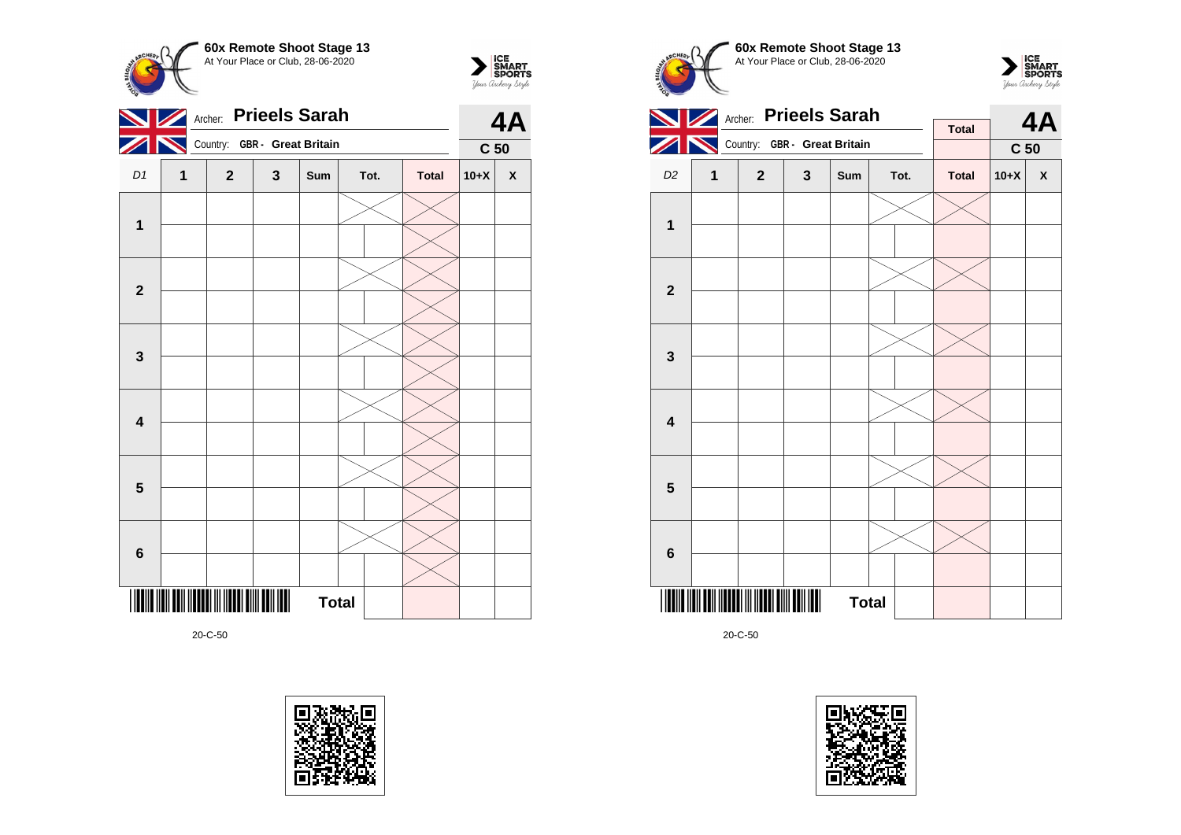**60x Remote Shoot Stage 13**
At Your Place or Club, 28-06-2020

Archer: **Prieels Sarah**
Country: **GBR - Great Britain**

**4A**
**C 50**

| D1 | 1 | 2 | 3 | Sum | Tot. | Total | 10+X | X |
|---|---|---|---|---|---|---|---|---|
| 1 | | | | | | | | |
| | | | | | | | | |
| 2 | | | | | | | | |
| | | | | | | | | |
| 3 | | | | | | | | |
| | | | | | | | | |
| 4 | | | | | | | | |
| | | | | | | | | |
| 5 | | | | | | | | |
| | | | | | | | | |
| 6 | | | | | | | | |
| | | | | | | | | |
| | | | | **Total** | | | | |

20-C-50

**60x Remote Shoot Stage 13**
At Your Place or Club, 28-06-2020

Archer: **Prieels Sarah**
Country: **GBR - Great Britain**

**Total**

**4A**
**C 50**

| D2 | 1 | 2 | 3 | Sum | Tot. | Total | 10+X | X |
|---|---|---|---|---|---|---|---|---|
| 1 | | | | | | | | |
| | | | | | | | | |
| 2 | | | | | | | | |
| | | | | | | | | |
| 3 | | | | | | | | |
| | | | | | | | | |
| 4 | | | | | | | | |
| | | | | | | | | |
| 5 | | | | | | | | |
| | | | | | | | | |
| 6 | | | | | | | | |
| | | | | | | | | |
| | | | | **Total** | | | | |

20-C-50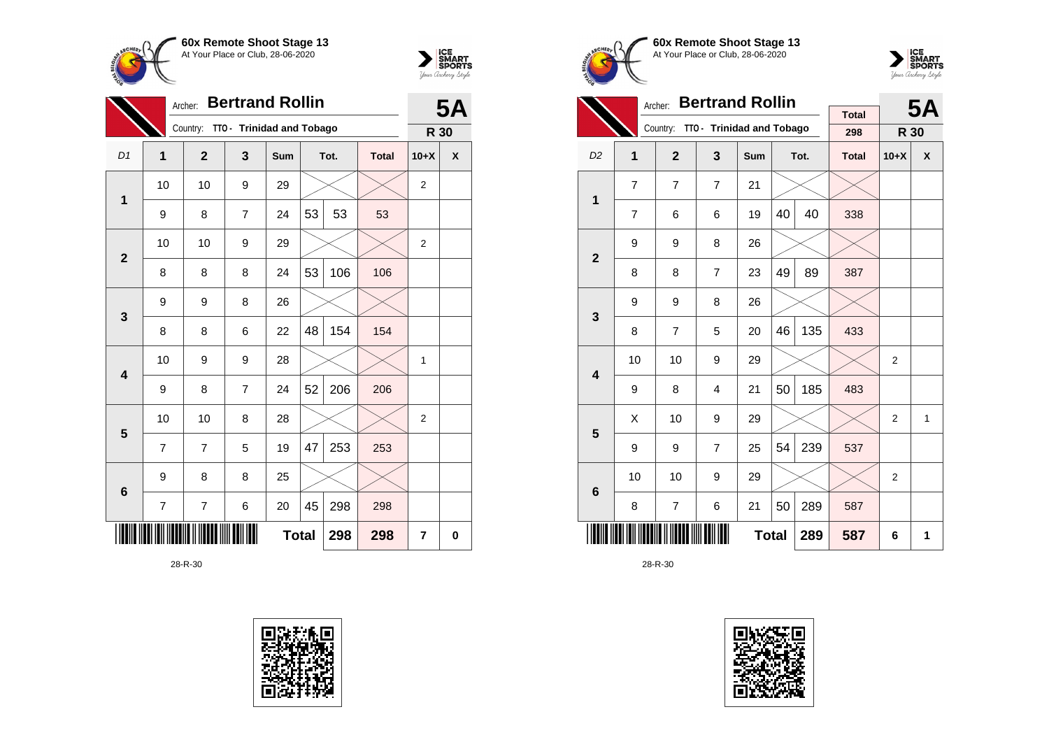**60x Remote Shoot Stage 13**
At Your Place or Club, 28-06-2020

Archer: **Bertrand Rollin**
Country: **TTO - Trinidad and Tobago**

**5A**
**R 30**

| D1 | 1 | 2 | 3 | Sum | Tot. | | Total | 10+X | X |
|---|---|---|---|---|---|---|---|---|---|
| 1 | 10 | 10 | 9 | 29 | | | | 2 | |
| | 9 | 8 | 7 | 24 | 53 | 53 | 53 | | |
| 2 | 10 | 10 | 9 | 29 | | | | 2 | |
| | 8 | 8 | 8 | 24 | 53 | 106 | 106 | | |
| 3 | 9 | 9 | 8 | 26 | | | | | |
| | 8 | 8 | 6 | 22 | 48 | 154 | 154 | | |
| 4 | 10 | 9 | 9 | 28 | | | | 1 | |
| | 9 | 8 | 7 | 24 | 52 | 206 | 206 | | |
| 5 | 10 | 10 | 8 | 28 | | | | 2 | |
| | 7 | 7 | 5 | 19 | 47 | 253 | 253 | | |
| 6 | 9 | 8 | 8 | 25 | | | | | |
| | 7 | 7 | 6 | 20 | 45 | 298 | 298 | | |
| | | | | **Total** | | **298** | **298** | **7** | **0** |

28-R-30

**60x Remote Shoot Stage 13**
At Your Place or Club, 28-06-2020

Archer: **Bertrand Rollin**
Country: **TTO - Trinidad and Tobago**

Total: 298

**5A**
**R 30**

| D2 | 1 | 2 | 3 | Sum | Tot. | | Total | 10+X | X |
|---|---|---|---|---|---|---|---|---|---|
| 1 | 7 | 7 | 7 | 21 | | | | | |
| | 7 | 6 | 6 | 19 | 40 | 40 | 338 | | |
| 2 | 9 | 9 | 8 | 26 | | | | | |
| | 8 | 8 | 7 | 23 | 49 | 89 | 387 | | |
| 3 | 9 | 9 | 8 | 26 | | | | | |
| | 8 | 7 | 5 | 20 | 46 | 135 | 433 | | |
| 4 | 10 | 10 | 9 | 29 | | | | 2 | |
| | 9 | 8 | 4 | 21 | 50 | 185 | 483 | | |
| 5 | X | 10 | 9 | 29 | | | | 2 | 1 |
| | 9 | 9 | 7 | 25 | 54 | 239 | 537 | | |
| 6 | 10 | 10 | 9 | 29 | | | | 2 | |
| | 8 | 7 | 6 | 21 | 50 | 289 | 587 | | |
| | | | | **Total** | | **289** | **587** | **6** | **1** |

28-R-30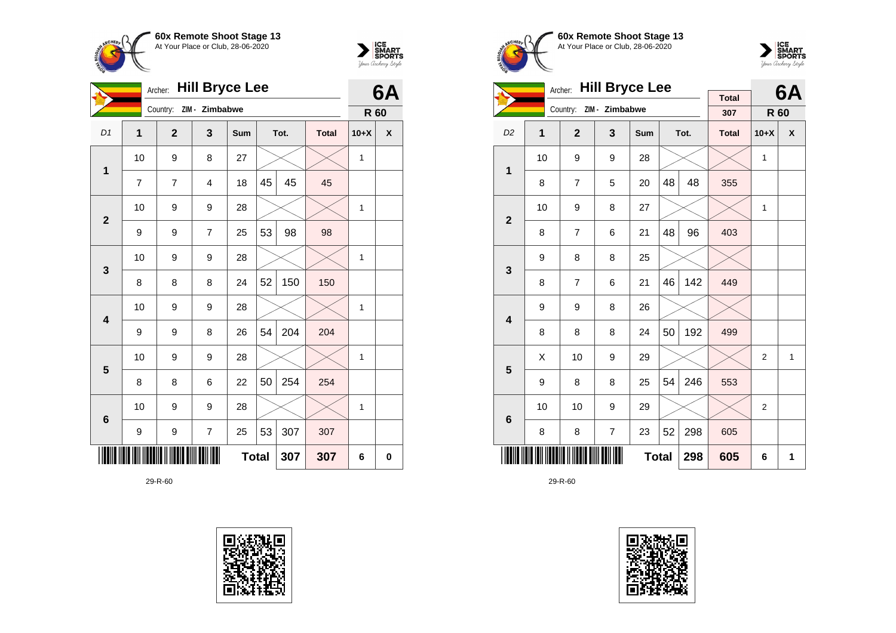**60x Remote Shoot Stage 13**
At Your Place or Club, 28-06-2020

Archer: **Hill Bryce Lee**
Country: ZIM - Zimbabwe

**6A**
**R 60**

| D1 | 1 | 2 | 3 | Sum | Tot. | | Total | 10+X | X |
|---|---|---|---|---|---|---|---|---|---|
| 1 | 10 | 9 | 8 | 27 | | | | 1 | |
| | 7 | 7 | 4 | 18 | 45 | 45 | 45 | | |
| 2 | 10 | 9 | 9 | 28 | | | | 1 | |
| | 9 | 9 | 7 | 25 | 53 | 98 | 98 | | |
| 3 | 10 | 9 | 9 | 28 | | | | 1 | |
| | 8 | 8 | 8 | 24 | 52 | 150 | 150 | | |
| 4 | 10 | 9 | 9 | 28 | | | | 1 | |
| | 9 | 9 | 8 | 26 | 54 | 204 | 204 | | |
| 5 | 10 | 9 | 9 | 28 | | | | 1 | |
| | 8 | 8 | 6 | 22 | 50 | 254 | 254 | | |
| 6 | 10 | 9 | 9 | 28 | | | | 1 | |
| | 9 | 9 | 7 | 25 | 53 | 307 | 307 | | |
| | | | | | **Total** | **307** | **307** | **6** | **0** |

29-R-60

**60x Remote Shoot Stage 13**
At Your Place or Club, 28-06-2020

Archer: **Hill Bryce Lee**
Country: ZIM - Zimbabwe

Total: 307

**6A**
**R 60**

| D2 | 1 | 2 | 3 | Sum | Tot. | | Total | 10+X | X |
|---|---|---|---|---|---|---|---|---|---|
| 1 | 10 | 9 | 9 | 28 | | | | 1 | |
| | 8 | 7 | 5 | 20 | 48 | 48 | 355 | | |
| 2 | 10 | 9 | 8 | 27 | | | | 1 | |
| | 8 | 7 | 6 | 21 | 48 | 96 | 403 | | |
| 3 | 9 | 8 | 8 | 25 | | | | | |
| | 8 | 7 | 6 | 21 | 46 | 142 | 449 | | |
| 4 | 9 | 9 | 8 | 26 | | | | | |
| | 8 | 8 | 8 | 24 | 50 | 192 | 499 | | |
| 5 | X | 10 | 9 | 29 | | | | 2 | 1 |
| | 9 | 8 | 8 | 25 | 54 | 246 | 553 | | |
| 6 | 10 | 10 | 9 | 29 | | | | 2 | |
| | 8 | 8 | 7 | 23 | 52 | 298 | 605 | | |
| | | | | | **Total** | **298** | **605** | **6** | **1** |

29-R-60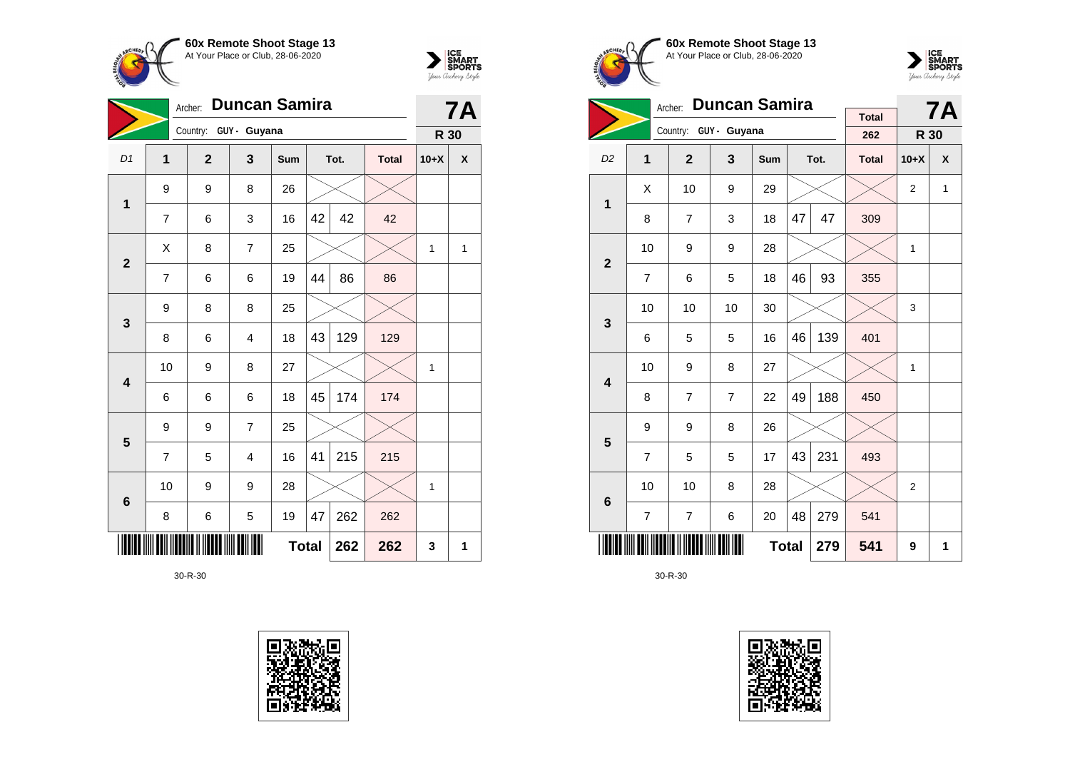**60x Remote Shoot Stage 13**
At Your Place or Club, 28-06-2020

Archer: **Duncan Samira**
Country: GUY - Guyana

**7A**
**R 30**

| D1 | 1 | 2 | 3 | Sum | Tot. | | Total | 10+X | X |
|---|---|---|---|---|---|---|---|---|---|
| 1 | 9 | 9 | 8 | 26 | | | | | |
| | 7 | 6 | 3 | 16 | 42 | 42 | 42 | | |
| 2 | X | 8 | 7 | 25 | | | | 1 | 1 |
| | 7 | 6 | 6 | 19 | 44 | 86 | 86 | | |
| 3 | 9 | 8 | 8 | 25 | | | | | |
| | 8 | 6 | 4 | 18 | 43 | 129 | 129 | | |
| 4 | 10 | 9 | 8 | 27 | | | | 1 | |
| | 6 | 6 | 6 | 18 | 45 | 174 | 174 | | |
| 5 | 9 | 9 | 7 | 25 | | | | | |
| | 7 | 5 | 4 | 16 | 41 | 215 | 215 | | |
| 6 | 10 | 9 | 9 | 28 | | | | 1 | |
| | 8 | 6 | 5 | 19 | 47 | 262 | 262 | | |
| | | | | **Total** | | **262** | **262** | **3** | **1** |

30-R-30

**60x Remote Shoot Stage 13**
At Your Place or Club, 28-06-2020

Archer: **Duncan Samira**
Country: GUY - Guyana

Total: 262

**7A**
**R 30**

| D2 | 1 | 2 | 3 | Sum | Tot. | | Total | 10+X | X |
|---|---|---|---|---|---|---|---|---|---|
| 1 | X | 10 | 9 | 29 | | | | 2 | 1 |
| | 8 | 7 | 3 | 18 | 47 | 47 | 309 | | |
| 2 | 10 | 9 | 9 | 28 | | | | 1 | |
| | 7 | 6 | 5 | 18 | 46 | 93 | 355 | | |
| 3 | 10 | 10 | 10 | 30 | | | | 3 | |
| | 6 | 5 | 5 | 16 | 46 | 139 | 401 | | |
| 4 | 10 | 9 | 8 | 27 | | | | 1 | |
| | 8 | 7 | 7 | 22 | 49 | 188 | 450 | | |
| 5 | 9 | 9 | 8 | 26 | | | | | |
| | 7 | 5 | 5 | 17 | 43 | 231 | 493 | | |
| 6 | 10 | 10 | 8 | 28 | | | | 2 | |
| | 7 | 7 | 6 | 20 | 48 | 279 | 541 | | |
| | | | | **Total** | | **279** | **541** | **9** | **1** |

30-R-30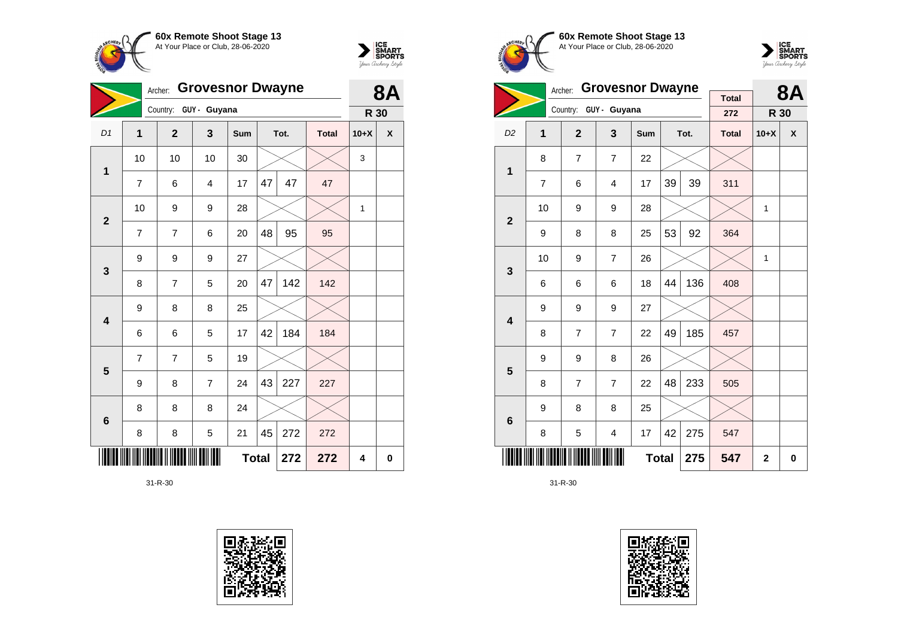**60x Remote Shoot Stage 13**
At Your Place or Club, 28-06-2020

Archer: **Grovesnor Dwayne**
Country: GUY - Guyana

**8A** — **R 30**

| D1 | 1 | 2 | 3 | Sum | Tot. | | Total | 10+X | X |
|---|---|---|---|---|---|---|---|---|---|
| 1 | 10 | 10 | 10 | 30 | | | | 3 | |
| | 7 | 6 | 4 | 17 | 47 | 47 | 47 | | |
| 2 | 10 | 9 | 9 | 28 | | | | 1 | |
| | 7 | 7 | 6 | 20 | 48 | 95 | 95 | | |
| 3 | 9 | 9 | 9 | 27 | | | | | |
| | 8 | 7 | 5 | 20 | 47 | 142 | 142 | | |
| 4 | 9 | 8 | 8 | 25 | | | | | |
| | 6 | 6 | 5 | 17 | 42 | 184 | 184 | | |
| 5 | 7 | 7 | 5 | 19 | | | | | |
| | 9 | 8 | 7 | 24 | 43 | 227 | 227 | | |
| 6 | 8 | 8 | 8 | 24 | | | | | |
| | 8 | 8 | 5 | 21 | 45 | 272 | 272 | | |
| | | | | **Total** | | **272** | **272** | **4** | **0** |

31-R-30

**60x Remote Shoot Stage 13**
At Your Place or Club, 28-06-2020

Archer: **Grovesnor Dwayne**
Country: GUY - Guyana

Total: 272

**8A** — **R 30**

| D2 | 1 | 2 | 3 | Sum | Tot. | | Total | 10+X | X |
|---|---|---|---|---|---|---|---|---|---|
| 1 | 8 | 7 | 7 | 22 | | | | | |
| | 7 | 6 | 4 | 17 | 39 | 39 | 311 | | |
| 2 | 10 | 9 | 9 | 28 | | | | 1 | |
| | 9 | 8 | 8 | 25 | 53 | 92 | 364 | | |
| 3 | 10 | 9 | 7 | 26 | | | | 1 | |
| | 6 | 6 | 6 | 18 | 44 | 136 | 408 | | |
| 4 | 9 | 9 | 9 | 27 | | | | | |
| | 8 | 7 | 7 | 22 | 49 | 185 | 457 | | |
| 5 | 9 | 9 | 8 | 26 | | | | | |
| | 8 | 7 | 7 | 22 | 48 | 233 | 505 | | |
| 6 | 9 | 8 | 8 | 25 | | | | | |
| | 8 | 5 | 4 | 17 | 42 | 275 | 547 | | |
| | | | | **Total** | | **275** | **547** | **2** | **0** |

31-R-30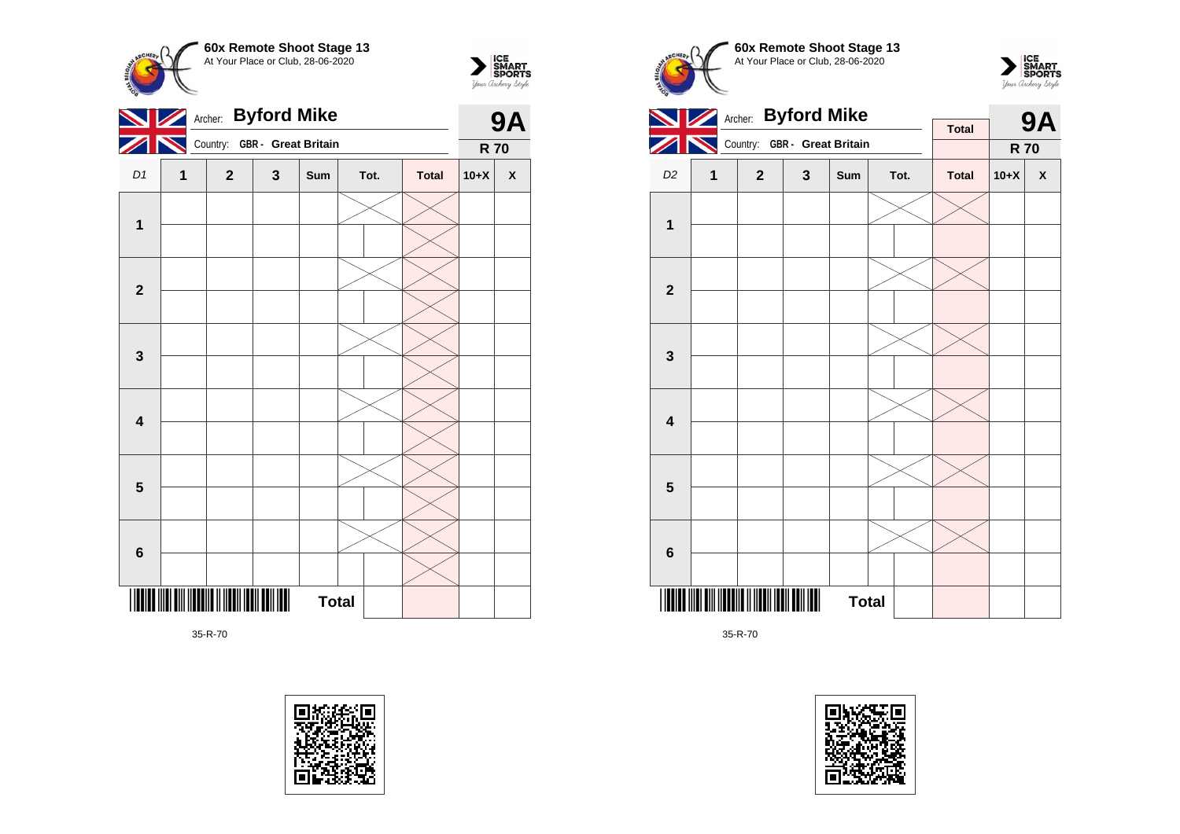**60x Remote Shoot Stage 13**
At Your Place or Club, 28-06-2020

Archer: **Byford Mike**
Country: **GBR - Great Britain**

**9A**
**R 70**

| D1 | 1 | 2 | 3 | Sum | Tot. | Total | 10+X | X |
|---|---|---|---|---|---|---|---|---|
| 1 | | | | | | | | |
| | | | | | | | | |
| 2 | | | | | | | | |
| | | | | | | | | |
| 3 | | | | | | | | |
| | | | | | | | | |
| 4 | | | | | | | | |
| | | | | | | | | |
| 5 | | | | | | | | |
| | | | | | | | | |
| 6 | | | | | | | | |
| | | | | | | | | |
| | | | | Total | | | | |

35-R-70

**60x Remote Shoot Stage 13**
At Your Place or Club, 28-06-2020

Archer: **Byford Mike**
Country: **GBR - Great Britain**

Total

**9A**
**R 70**

| D2 | 1 | 2 | 3 | Sum | Tot. | Total | 10+X | X |
|---|---|---|---|---|---|---|---|---|
| 1 | | | | | | | | |
| | | | | | | | | |
| 2 | | | | | | | | |
| | | | | | | | | |
| 3 | | | | | | | | |
| | | | | | | | | |
| 4 | | | | | | | | |
| | | | | | | | | |
| 5 | | | | | | | | |
| | | | | | | | | |
| 6 | | | | | | | | |
| | | | | | | | | |
| | | | | Total | | | | |

35-R-70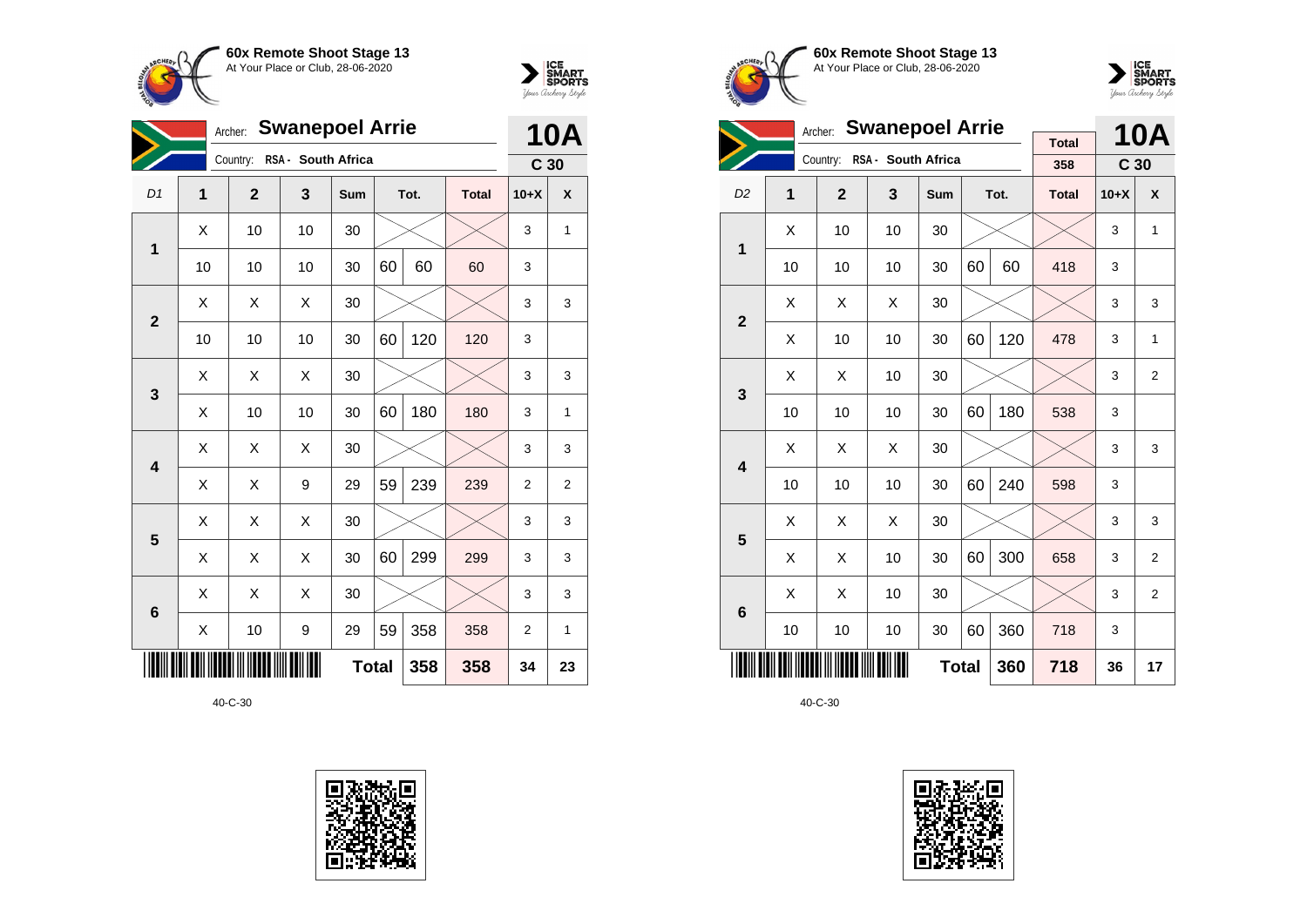**60x Remote Shoot Stage 13**
At Your Place or Club, 28-06-2020

Archer: **Swanepoel Arrie**
Country: RSA - South Africa

**10A**
**C 30**

| D1 | 1 | 2 | 3 | Sum | Tot. | | Total | 10+X | X |
|---|---|---|---|---|---|---|---|---|---|
| 1 | X | 10 | 10 | 30 | | | | 3 | 1 |
| | 10 | 10 | 10 | 30 | 60 | 60 | 60 | 3 | |
| 2 | X | X | X | 30 | | | | 3 | 3 |
| | 10 | 10 | 10 | 30 | 60 | 120 | 120 | 3 | |
| 3 | X | X | X | 30 | | | | 3 | 3 |
| | X | 10 | 10 | 30 | 60 | 180 | 180 | 3 | 1 |
| 4 | X | X | X | 30 | | | | 3 | 3 |
| | X | X | 9 | 29 | 59 | 239 | 239 | 2 | 2 |
| 5 | X | X | X | 30 | | | | 3 | 3 |
| | X | X | X | 30 | 60 | 299 | 299 | 3 | 3 |
| 6 | X | X | X | 30 | | | | 3 | 3 |
| | X | 10 | 9 | 29 | 59 | 358 | 358 | 2 | 1 |
| | | | | Total | | 358 | 358 | 34 | 23 |

40-C-30

**60x Remote Shoot Stage 13**
At Your Place or Club, 28-06-2020

Archer: **Swanepoel Arrie**
Country: RSA - South Africa

Total: 358

**10A**
**C 30**

| D2 | 1 | 2 | 3 | Sum | Tot. | | Total | 10+X | X |
|---|---|---|---|---|---|---|---|---|---|
| 1 | X | 10 | 10 | 30 | | | | 3 | 1 |
| | 10 | 10 | 10 | 30 | 60 | 60 | 418 | 3 | |
| 2 | X | X | X | 30 | | | | 3 | 3 |
| | X | 10 | 10 | 30 | 60 | 120 | 478 | 3 | 1 |
| 3 | X | X | 10 | 30 | | | | 3 | 2 |
| | 10 | 10 | 10 | 30 | 60 | 180 | 538 | 3 | |
| 4 | X | X | X | 30 | | | | 3 | 3 |
| | 10 | 10 | 10 | 30 | 60 | 240 | 598 | 3 | |
| 5 | X | X | X | 30 | | | | 3 | 3 |
| | X | X | 10 | 30 | 60 | 300 | 658 | 3 | 2 |
| 6 | X | X | 10 | 30 | | | | 3 | 2 |
| | 10 | 10 | 10 | 30 | 60 | 360 | 718 | 3 | |
| | | | | Total | | 360 | 718 | 36 | 17 |

40-C-30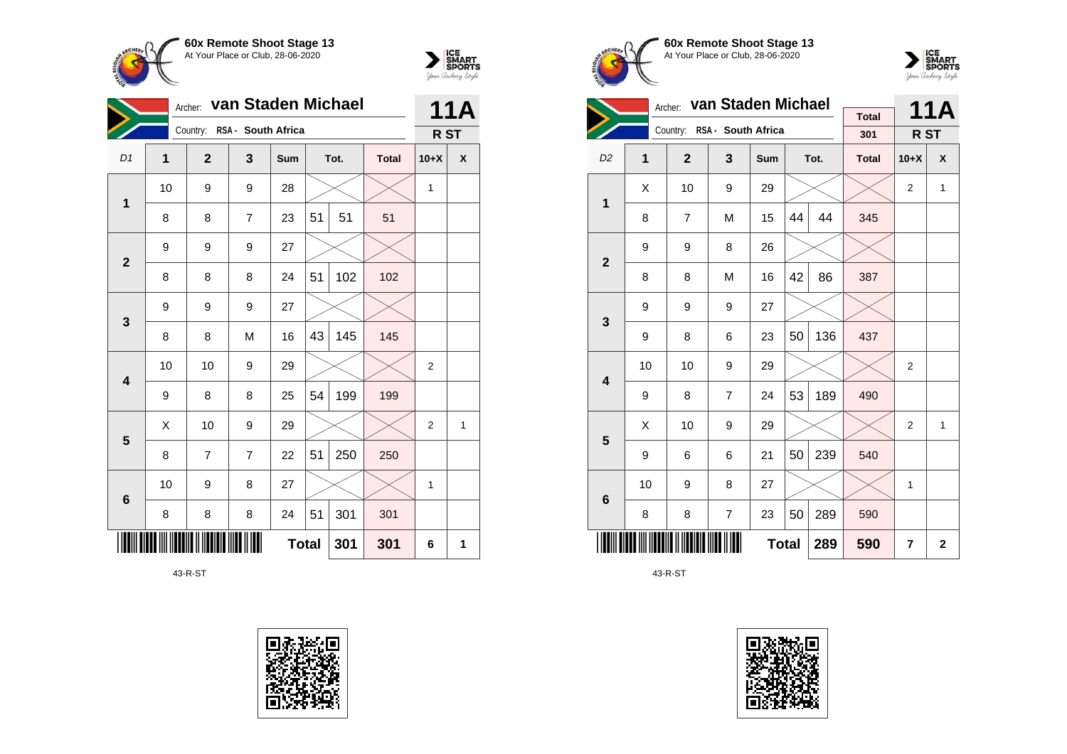**60x Remote Shoot Stage 13**
At Your Place or Club, 28-06-2020

Archer: **van Staden Michael**
Country: RSA - South Africa

**11A**
**R ST**

| D1 | 1 | 2 | 3 | Sum | Tot. | | Total | 10+X | X |
|---|---|---|---|---|---|---|---|---|---|
| 1 | 10 | 9 | 9 | 28 | | | | 1 | |
| | 8 | 8 | 7 | 23 | 51 | 51 | 51 | | |
| 2 | 9 | 9 | 9 | 27 | | | | | |
| | 8 | 8 | 8 | 24 | 51 | 102 | 102 | | |
| 3 | 9 | 9 | 9 | 27 | | | | | |
| | 8 | 8 | M | 16 | 43 | 145 | 145 | | |
| 4 | 10 | 10 | 9 | 29 | | | | 2 | |
| | 9 | 8 | 8 | 25 | 54 | 199 | 199 | | |
| 5 | X | 10 | 9 | 29 | | | | 2 | 1 |
| | 8 | 7 | 7 | 22 | 51 | 250 | 250 | | |
| 6 | 10 | 9 | 8 | 27 | | | | 1 | |
| | 8 | 8 | 8 | 24 | 51 | 301 | 301 | | |
| | | | | Total | | 301 | 301 | 6 | 1 |

43-R-ST

**60x Remote Shoot Stage 13**
At Your Place or Club, 28-06-2020

Archer: **van Staden Michael**
Country: RSA - South Africa

Total: 301

**11A**
**R ST**

| D2 | 1 | 2 | 3 | Sum | Tot. | | Total | 10+X | X |
|---|---|---|---|---|---|---|---|---|---|
| 1 | X | 10 | 9 | 29 | | | | 2 | 1 |
| | 8 | 7 | M | 15 | 44 | 44 | 345 | | |
| 2 | 9 | 9 | 8 | 26 | | | | | |
| | 8 | 8 | M | 16 | 42 | 86 | 387 | | |
| 3 | 9 | 9 | 9 | 27 | | | | | |
| | 9 | 8 | 6 | 23 | 50 | 136 | 437 | | |
| 4 | 10 | 10 | 9 | 29 | | | | 2 | |
| | 9 | 8 | 7 | 24 | 53 | 189 | 490 | | |
| 5 | X | 10 | 9 | 29 | | | | 2 | 1 |
| | 9 | 6 | 6 | 21 | 50 | 239 | 540 | | |
| 6 | 10 | 9 | 8 | 27 | | | | 1 | |
| | 8 | 8 | 7 | 23 | 50 | 289 | 590 | | |
| | | | | Total | | 289 | 590 | 7 | 2 |

43-R-ST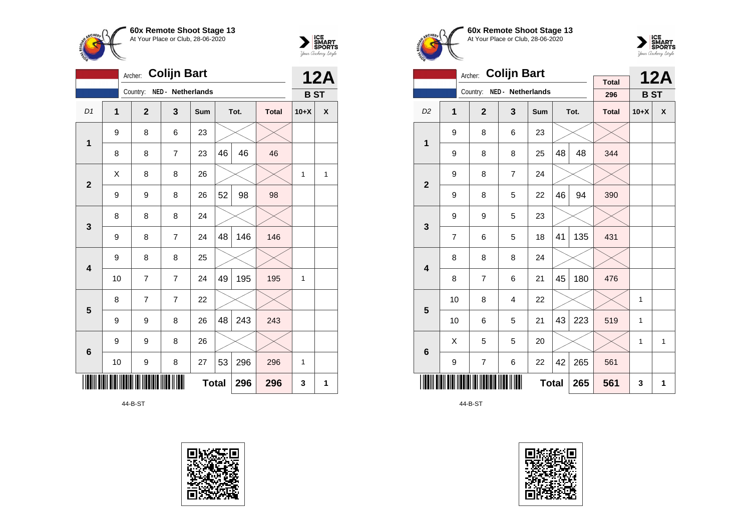**60x Remote Shoot Stage 13**
At Your Place or Club, 28-06-2020

Archer: **Colijn Bart** — **12A**
Country: NED - Netherlands — **B ST**

| D1 | 1 | 2 | 3 | Sum | Tot. | | Total | 10+X | X |
|---|---|---|---|---|---|---|---|---|---|
| 1 | 9 | 8 | 6 | 23 | | | | | |
| | 8 | 8 | 7 | 23 | 46 | 46 | 46 | | |
| 2 | X | 8 | 8 | 26 | | | | 1 | 1 |
| | 9 | 9 | 8 | 26 | 52 | 98 | 98 | | |
| 3 | 8 | 8 | 8 | 24 | | | | | |
| | 9 | 8 | 7 | 24 | 48 | 146 | 146 | | |
| 4 | 9 | 8 | 8 | 25 | | | | | |
| | 10 | 7 | 7 | 24 | 49 | 195 | 195 | 1 | |
| 5 | 8 | 7 | 7 | 22 | | | | | |
| | 9 | 9 | 8 | 26 | 48 | 243 | 243 | | |
| 6 | 9 | 9 | 8 | 26 | | | | | |
| | 10 | 9 | 8 | 27 | 53 | 296 | 296 | 1 | |
| | | | | **Total** | | **296** | **296** | **3** | **1** |

44-B-ST

**60x Remote Shoot Stage 13**
At Your Place or Club, 28-06-2020

Archer: **Colijn Bart** — Total 296 — **12A**
Country: NED - Netherlands — **B ST**

| D2 | 1 | 2 | 3 | Sum | Tot. | | Total | 10+X | X |
|---|---|---|---|---|---|---|---|---|---|
| 1 | 9 | 8 | 6 | 23 | | | | | |
| | 9 | 8 | 8 | 25 | 48 | 48 | 344 | | |
| 2 | 9 | 8 | 7 | 24 | | | | | |
| | 9 | 8 | 5 | 22 | 46 | 94 | 390 | | |
| 3 | 9 | 9 | 5 | 23 | | | | | |
| | 7 | 6 | 5 | 18 | 41 | 135 | 431 | | |
| 4 | 8 | 8 | 8 | 24 | | | | | |
| | 8 | 7 | 6 | 21 | 45 | 180 | 476 | | |
| 5 | 10 | 8 | 4 | 22 | | | | 1 | |
| | 10 | 6 | 5 | 21 | 43 | 223 | 519 | 1 | |
| 6 | X | 5 | 5 | 20 | | | | 1 | 1 |
| | 9 | 7 | 6 | 22 | 42 | 265 | 561 | | |
| | | | | **Total** | | **265** | **561** | **3** | **1** |

44-B-ST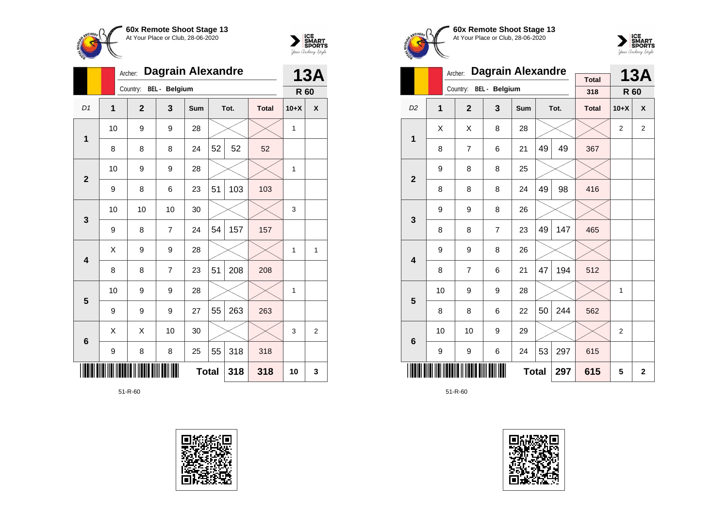**60x Remote Shoot Stage 13**
At Your Place or Club, 28-06-2020

Archer: **Dagrain Alexandre**
Country: BEL - Belgium

**13A**
**R 60**

| D1 | 1 | 2 | 3 | Sum | Tot. | | Total | 10+X | X |
|---|---|---|---|---|---|---|---|---|---|
| 1 | 10 | 9 | 9 | 28 | | | | 1 | |
| | 8 | 8 | 8 | 24 | 52 | 52 | 52 | | |
| 2 | 10 | 9 | 9 | 28 | | | | 1 | |
| | 9 | 8 | 6 | 23 | 51 | 103 | 103 | | |
| 3 | 10 | 10 | 10 | 30 | | | | 3 | |
| | 9 | 8 | 7 | 24 | 54 | 157 | 157 | | |
| 4 | X | 9 | 9 | 28 | | | | 1 | 1 |
| | 8 | 8 | 7 | 23 | 51 | 208 | 208 | | |
| 5 | 10 | 9 | 9 | 28 | | | | 1 | |
| | 9 | 9 | 9 | 27 | 55 | 263 | 263 | | |
| 6 | X | X | 10 | 30 | | | | 3 | 2 |
| | 9 | 8 | 8 | 25 | 55 | 318 | 318 | | |
| | | | | **Total** | | 318 | 318 | 10 | 3 |

51-R-60

**60x Remote Shoot Stage 13**
At Your Place or Club, 28-06-2020

Archer: **Dagrain Alexandre**
Country: BEL - Belgium

Total: 318

**13A**
**R 60**

| D2 | 1 | 2 | 3 | Sum | Tot. | | Total | 10+X | X |
|---|---|---|---|---|---|---|---|---|---|
| 1 | X | X | 8 | 28 | | | | 2 | 2 |
| | 8 | 7 | 6 | 21 | 49 | 49 | 367 | | |
| 2 | 9 | 8 | 8 | 25 | | | | | |
| | 8 | 8 | 8 | 24 | 49 | 98 | 416 | | |
| 3 | 9 | 9 | 8 | 26 | | | | | |
| | 8 | 8 | 7 | 23 | 49 | 147 | 465 | | |
| 4 | 9 | 9 | 8 | 26 | | | | | |
| | 8 | 7 | 6 | 21 | 47 | 194 | 512 | | |
| 5 | 10 | 9 | 9 | 28 | | | | 1 | |
| | 8 | 8 | 6 | 22 | 50 | 244 | 562 | | |
| 6 | 10 | 10 | 9 | 29 | | | | 2 | |
| | 9 | 9 | 6 | 24 | 53 | 297 | 615 | | |
| | | | | **Total** | | 297 | 615 | 5 | 2 |

51-R-60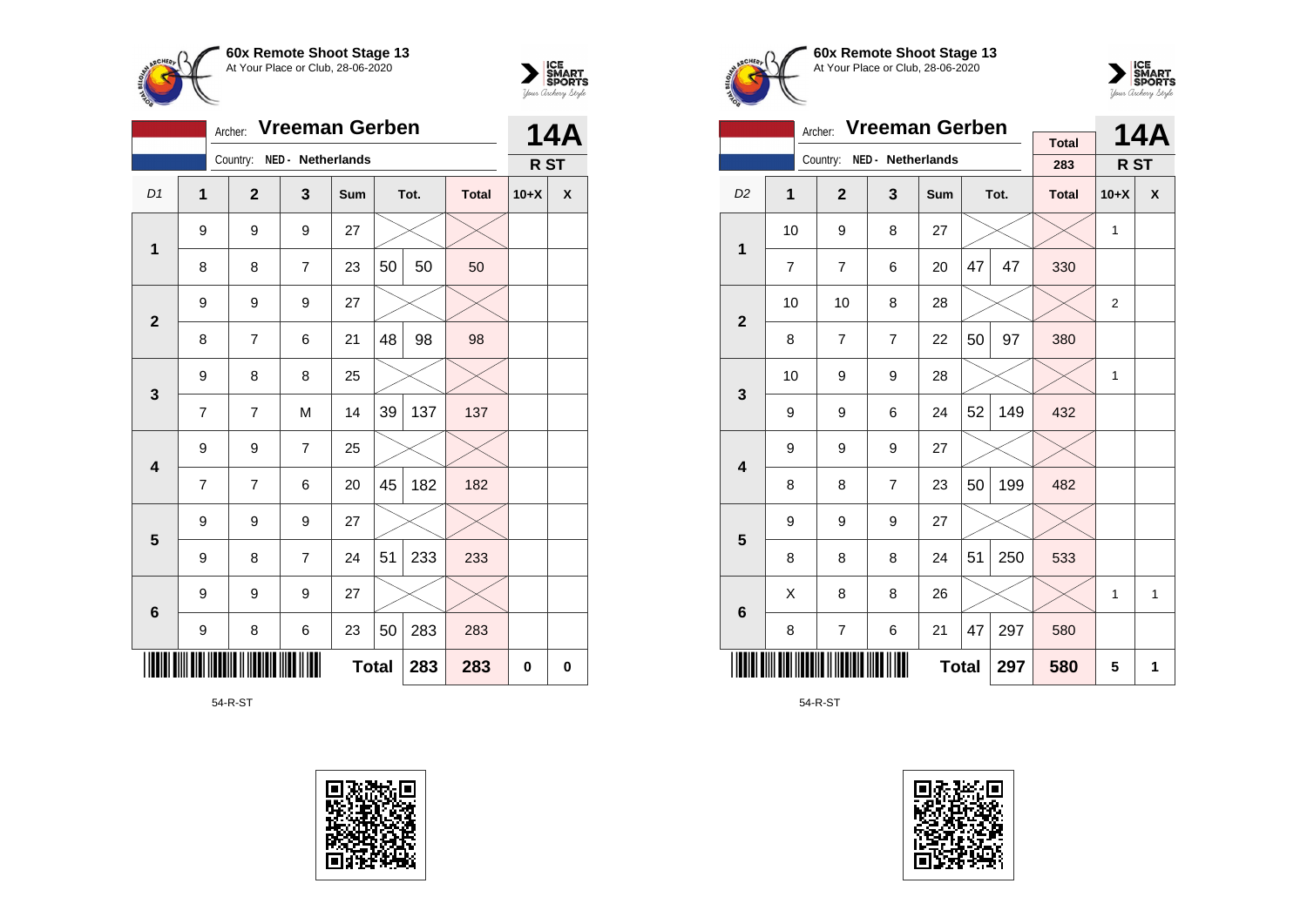**60x Remote Shoot Stage 13**
At Your Place or Club, 28-06-2020

Archer: **Vreeman Gerben** — **14A**
Country: NED - Netherlands — **R ST**

| D1 | 1 | 2 | 3 | Sum | Tot. | | Total | 10+X | X |
|---|---|---|---|---|---|---|---|---|---|
| 1 | 9 | 9 | 9 | 27 | | | | | |
| | 8 | 8 | 7 | 23 | 50 | 50 | 50 | | |
| 2 | 9 | 9 | 9 | 27 | | | | | |
| | 8 | 7 | 6 | 21 | 48 | 98 | 98 | | |
| 3 | 9 | 8 | 8 | 25 | | | | | |
| | 7 | 7 | M | 14 | 39 | 137 | 137 | | |
| 4 | 9 | 9 | 7 | 25 | | | | | |
| | 7 | 7 | 6 | 20 | 45 | 182 | 182 | | |
| 5 | 9 | 9 | 9 | 27 | | | | | |
| | 9 | 8 | 7 | 24 | 51 | 233 | 233 | | |
| 6 | 9 | 9 | 9 | 27 | | | | | |
| | 9 | 8 | 6 | 23 | 50 | 283 | 283 | | |
| | | | | **Total** | | **283** | **283** | **0** | **0** |

54-R-ST

**60x Remote Shoot Stage 13**
At Your Place or Club, 28-06-2020

Archer: **Vreeman Gerben** — Total 283 — **14A**
Country: NED - Netherlands — **R ST**

| D2 | 1 | 2 | 3 | Sum | Tot. | | Total | 10+X | X |
|---|---|---|---|---|---|---|---|---|---|
| 1 | 10 | 9 | 8 | 27 | | | | 1 | |
| | 7 | 7 | 6 | 20 | 47 | 47 | 330 | | |
| 2 | 10 | 10 | 8 | 28 | | | | 2 | |
| | 8 | 7 | 7 | 22 | 50 | 97 | 380 | | |
| 3 | 10 | 9 | 9 | 28 | | | | 1 | |
| | 9 | 9 | 6 | 24 | 52 | 149 | 432 | | |
| 4 | 9 | 9 | 9 | 27 | | | | | |
| | 8 | 8 | 7 | 23 | 50 | 199 | 482 | | |
| 5 | 9 | 9 | 9 | 27 | | | | | |
| | 8 | 8 | 8 | 24 | 51 | 250 | 533 | | |
| 6 | X | 8 | 8 | 26 | | | | 1 | 1 |
| | 8 | 7 | 6 | 21 | 47 | 297 | 580 | | |
| | | | | **Total** | | **297** | **580** | **5** | **1** |

54-R-ST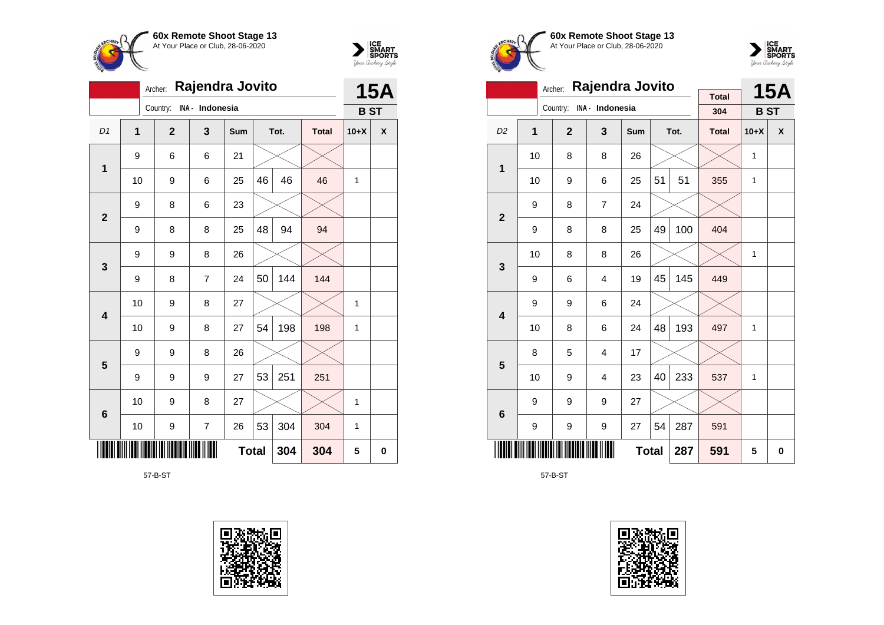**60x Remote Shoot Stage 13**
At Your Place or Club, 28-06-2020

Archer: **Rajendra Jovito**
Country: INA - Indonesia

**15A**
**B ST**

| D1 | 1 | 2 | 3 | Sum | Tot. | | Total | 10+X | X |
|---|---|---|---|---|---|---|---|---|---|
| 1 | 9 | 6 | 6 | 21 | | | | | |
| | 10 | 9 | 6 | 25 | 46 | 46 | 46 | 1 | |
| 2 | 9 | 8 | 6 | 23 | | | | | |
| | 9 | 8 | 8 | 25 | 48 | 94 | 94 | | |
| 3 | 9 | 9 | 8 | 26 | | | | | |
| | 9 | 8 | 7 | 24 | 50 | 144 | 144 | | |
| 4 | 10 | 9 | 8 | 27 | | | | 1 | |
| | 10 | 9 | 8 | 27 | 54 | 198 | 198 | 1 | |
| 5 | 9 | 9 | 8 | 26 | | | | | |
| | 9 | 9 | 9 | 27 | 53 | 251 | 251 | | |
| 6 | 10 | 9 | 8 | 27 | | | | 1 | |
| | 10 | 9 | 7 | 26 | 53 | 304 | 304 | 1 | |
| | | | | **Total** | | 304 | 304 | 5 | 0 |

57-B-ST

**60x Remote Shoot Stage 13**
At Your Place or Club, 28-06-2020

Archer: **Rajendra Jovito**
Country: INA - Indonesia

Total: 304

**15A**
**B ST**

| D2 | 1 | 2 | 3 | Sum | Tot. | | Total | 10+X | X |
|---|---|---|---|---|---|---|---|---|---|
| 1 | 10 | 8 | 8 | 26 | | | | 1 | |
| | 10 | 9 | 6 | 25 | 51 | 51 | 355 | 1 | |
| 2 | 9 | 8 | 7 | 24 | | | | | |
| | 9 | 8 | 8 | 25 | 49 | 100 | 404 | | |
| 3 | 10 | 8 | 8 | 26 | | | | 1 | |
| | 9 | 6 | 4 | 19 | 45 | 145 | 449 | | |
| 4 | 9 | 9 | 6 | 24 | | | | | |
| | 10 | 8 | 6 | 24 | 48 | 193 | 497 | 1 | |
| 5 | 8 | 5 | 4 | 17 | | | | | |
| | 10 | 9 | 4 | 23 | 40 | 233 | 537 | 1 | |
| 6 | 9 | 9 | 9 | 27 | | | | | |
| | 9 | 9 | 9 | 27 | 54 | 287 | 591 | | |
| | | | | **Total** | | 287 | 591 | 5 | 0 |

57-B-ST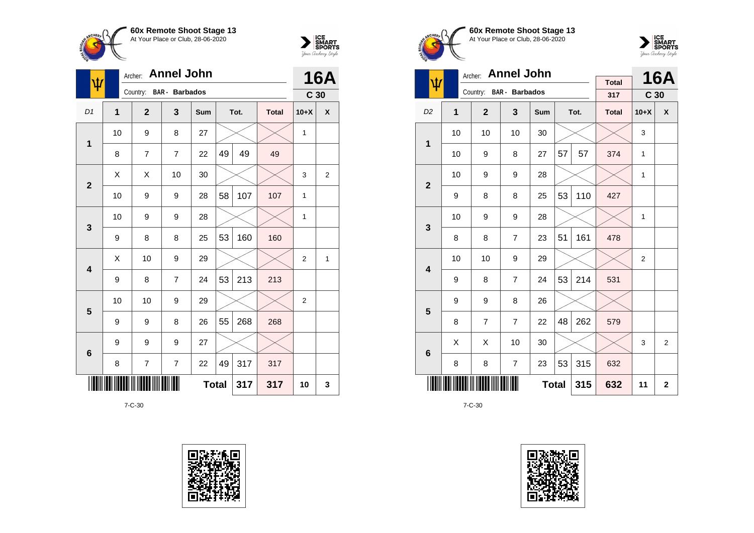## 60x Remote Shoot Stage 13
At Your Place or Club, 28-06-2020

Archer: **Annel John**
Country: **BAR - Barbados**

**16A**
**C 30**

| D1 | 1 | 2 | 3 | Sum | Tot. | | Total | 10+X | X |
|---|---|---|---|---|---|---|---|---|---|
| 1 | 10 | 9 | 8 | 27 | | | | 1 | |
| | 8 | 7 | 7 | 22 | 49 | 49 | 49 | | |
| 2 | X | X | 10 | 30 | | | | 3 | 2 |
| | 10 | 9 | 9 | 28 | 58 | 107 | 107 | 1 | |
| 3 | 10 | 9 | 9 | 28 | | | | 1 | |
| | 9 | 8 | 8 | 25 | 53 | 160 | 160 | | |
| 4 | X | 10 | 9 | 29 | | | | 2 | 1 |
| | 9 | 8 | 7 | 24 | 53 | 213 | 213 | | |
| 5 | 10 | 10 | 9 | 29 | | | | 2 | |
| | 9 | 9 | 8 | 26 | 55 | 268 | 268 | | |
| 6 | 9 | 9 | 9 | 27 | | | | | |
| | 8 | 7 | 7 | 22 | 49 | 317 | 317 | | |
| | | | | | Total | 317 | 317 | 10 | 3 |

7-C-30

## 60x Remote Shoot Stage 13
At Your Place or Club, 28-06-2020

Archer: **Annel John**
Country: **BAR - Barbados**

Total: 317

**16A**
**C 30**

| D2 | 1 | 2 | 3 | Sum | Tot. | | Total | 10+X | X |
|---|---|---|---|---|---|---|---|---|---|
| 1 | 10 | 10 | 10 | 30 | | | | 3 | |
| | 10 | 9 | 8 | 27 | 57 | 57 | 374 | 1 | |
| 2 | 10 | 9 | 9 | 28 | | | | 1 | |
| | 9 | 8 | 8 | 25 | 53 | 110 | 427 | | |
| 3 | 10 | 9 | 9 | 28 | | | | 1 | |
| | 8 | 8 | 7 | 23 | 51 | 161 | 478 | | |
| 4 | 10 | 10 | 9 | 29 | | | | 2 | |
| | 9 | 8 | 7 | 24 | 53 | 214 | 531 | | |
| 5 | 9 | 9 | 8 | 26 | | | | | |
| | 8 | 7 | 7 | 22 | 48 | 262 | 579 | | |
| 6 | X | X | 10 | 30 | | | | 3 | 2 |
| | 8 | 8 | 7 | 23 | 53 | 315 | 632 | | |
| | | | | | Total | 315 | 632 | 11 | 2 |

7-C-30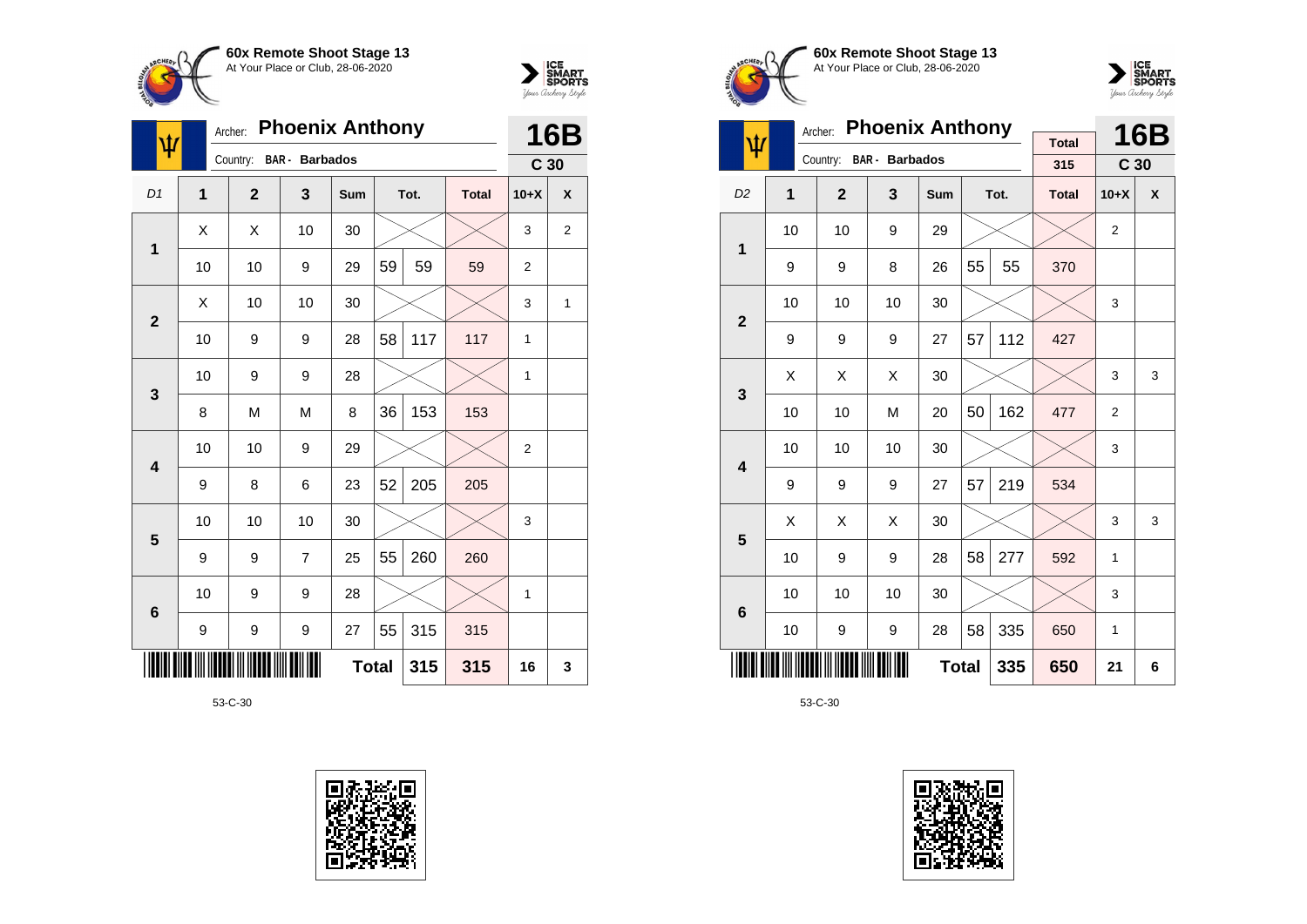**60x Remote Shoot Stage 13**
At Your Place or Club, 28-06-2020

Archer: **Phoenix Anthony**
Country: **BAR - Barbados**

**16B**
**C 30**

| D1 | 1 | 2 | 3 | Sum | Tot. | | Total | 10+X | X |
|---|---|---|---|---|---|---|---|---|---|
| 1 | X | X | 10 | 30 | | | | 3 | 2 |
| | 10 | 10 | 9 | 29 | 59 | 59 | 59 | 2 | |
| 2 | X | 10 | 10 | 30 | | | | 3 | 1 |
| | 10 | 9 | 9 | 28 | 58 | 117 | 117 | 1 | |
| 3 | 10 | 9 | 9 | 28 | | | | 1 | |
| | 8 | M | M | 8 | 36 | 153 | 153 | | |
| 4 | 10 | 10 | 9 | 29 | | | | 2 | |
| | 9 | 8 | 6 | 23 | 52 | 205 | 205 | | |
| 5 | 10 | 10 | 10 | 30 | | | | 3 | |
| | 9 | 9 | 7 | 25 | 55 | 260 | 260 | | |
| 6 | 10 | 9 | 9 | 28 | | | | 1 | |
| | 9 | 9 | 9 | 27 | 55 | 315 | 315 | | |
| | | | | Total | | 315 | 315 | 16 | 3 |

53-C-30

**60x Remote Shoot Stage 13**
At Your Place or Club, 28-06-2020

Archer: **Phoenix Anthony**
Country: **BAR - Barbados**

Total: 315

**16B**
**C 30**

| D2 | 1 | 2 | 3 | Sum | Tot. | | Total | 10+X | X |
|---|---|---|---|---|---|---|---|---|---|
| 1 | 10 | 10 | 9 | 29 | | | | 2 | |
| | 9 | 9 | 8 | 26 | 55 | 55 | 370 | | |
| 2 | 10 | 10 | 10 | 30 | | | | 3 | |
| | 9 | 9 | 9 | 27 | 57 | 112 | 427 | | |
| 3 | X | X | X | 30 | | | | 3 | 3 |
| | 10 | 10 | M | 20 | 50 | 162 | 477 | 2 | |
| 4 | 10 | 10 | 10 | 30 | | | | 3 | |
| | 9 | 9 | 9 | 27 | 57 | 219 | 534 | | |
| 5 | X | X | X | 30 | | | | 3 | 3 |
| | 10 | 9 | 9 | 28 | 58 | 277 | 592 | 1 | |
| 6 | 10 | 10 | 10 | 30 | | | | 3 | |
| | 10 | 9 | 9 | 28 | 58 | 335 | 650 | 1 | |
| | | | | Total | | 335 | 650 | 21 | 6 |

53-C-30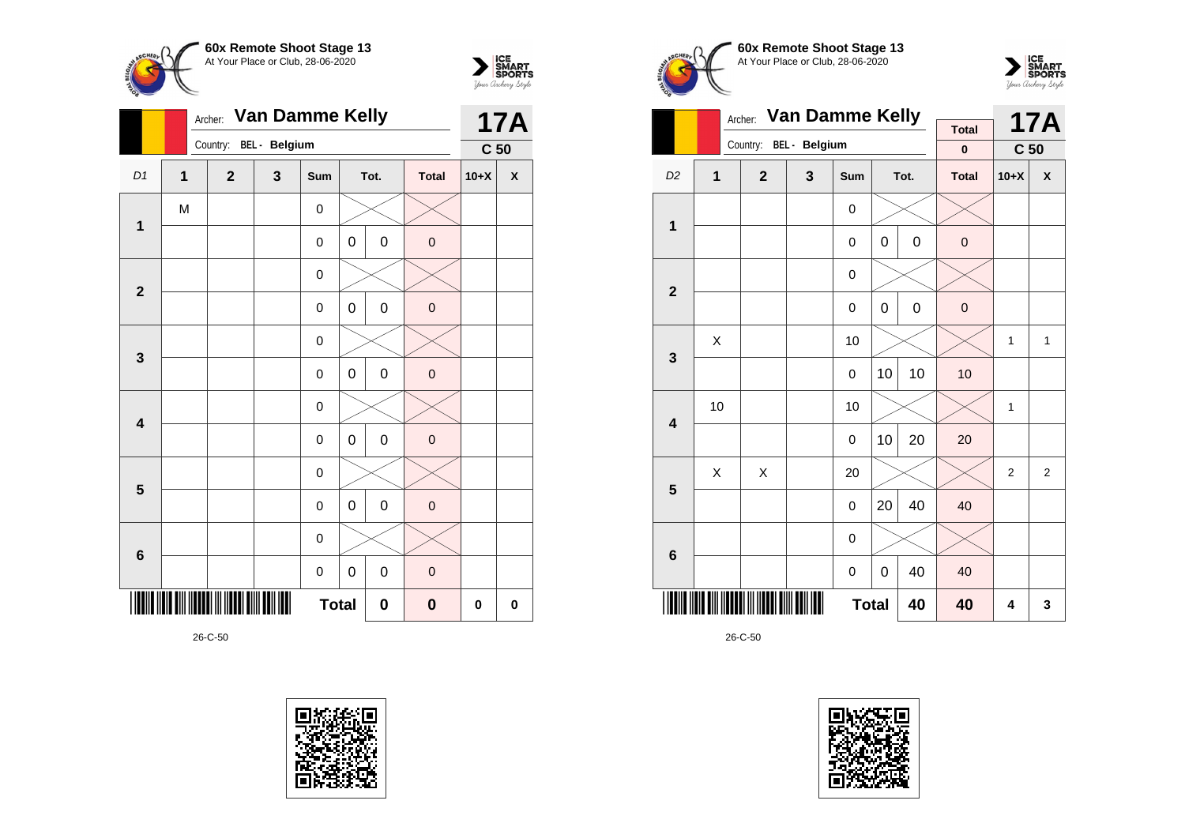**60x Remote Shoot Stage 13**
At Your Place or Club, 28-06-2020

Archer: **Van Damme Kelly**
Country: BEL - Belgium

**17A**
**C 50**

| D1 | 1 | 2 | 3 | Sum | Tot. | | Total | 10+X | X |
|---|---|---|---|---|---|---|---|---|---|
| 1 | M | | | 0 | | | | | |
| | | | | 0 | 0 | 0 | 0 | | |
| 2 | | | | 0 | | | | | |
| | | | | 0 | 0 | 0 | 0 | | |
| 3 | | | | 0 | | | | | |
| | | | | 0 | 0 | 0 | 0 | | |
| 4 | | | | 0 | | | | | |
| | | | | 0 | 0 | 0 | 0 | | |
| 5 | | | | 0 | | | | | |
| | | | | 0 | 0 | 0 | 0 | | |
| 6 | | | | 0 | | | | | |
| | | | | 0 | 0 | 0 | 0 | | |
| | | | | **Total** | | **0** | **0** | **0** | **0** |

26-C-50

**60x Remote Shoot Stage 13**
At Your Place or Club, 28-06-2020

Archer: **Van Damme Kelly**
Country: BEL - Belgium

Total: 0

**17A**
**C 50**

| D2 | 1 | 2 | 3 | Sum | Tot. | | Total | 10+X | X |
|---|---|---|---|---|---|---|---|---|---|
| 1 | | | | 0 | | | | | |
| | | | | 0 | 0 | 0 | 0 | | |
| 2 | | | | 0 | | | | | |
| | | | | 0 | 0 | 0 | 0 | | |
| 3 | X | | | 10 | | | | 1 | 1 |
| | | | | 0 | 10 | 10 | 10 | | |
| 4 | 10 | | | 10 | | | | 1 | |
| | | | | 0 | 10 | 20 | 20 | | |
| 5 | X | X | | 20 | | | | 2 | 2 |
| | | | | 0 | 20 | 40 | 40 | | |
| 6 | | | | 0 | | | | | |
| | | | | 0 | 0 | 40 | 40 | | |
| | | | | **Total** | | **40** | **40** | **4** | **3** |

26-C-50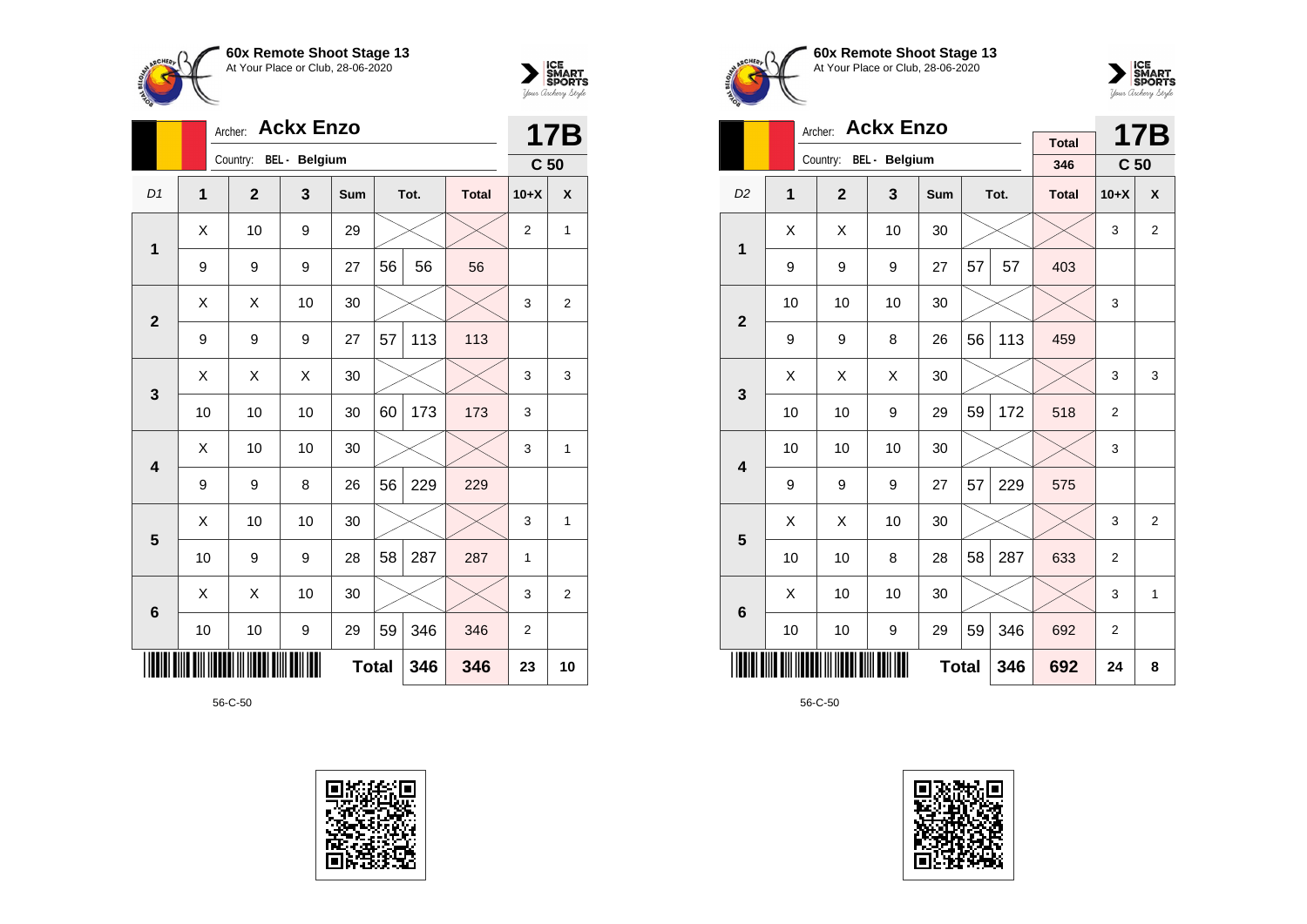**60x Remote Shoot Stage 13**
At Your Place or Club, 28-06-2020

Archer: **Ackx Enzo**
Country: BEL - Belgium

**17B**
**C 50**

| D1 | 1 | 2 | 3 | Sum | Tot. | | Total | 10+X | X |
|---|---|---|---|---|---|---|---|---|---|
| 1 | X | 10 | 9 | 29 | | | | 2 | 1 |
| | 9 | 9 | 9 | 27 | 56 | 56 | 56 | | |
| 2 | X | X | 10 | 30 | | | | 3 | 2 |
| | 9 | 9 | 9 | 27 | 57 | 113 | 113 | | |
| 3 | X | X | X | 30 | | | | 3 | 3 |
| | 10 | 10 | 10 | 30 | 60 | 173 | 173 | 3 | |
| 4 | X | 10 | 10 | 30 | | | | 3 | 1 |
| | 9 | 9 | 8 | 26 | 56 | 229 | 229 | | |
| 5 | X | 10 | 10 | 30 | | | | 3 | 1 |
| | 10 | 9 | 9 | 28 | 58 | 287 | 287 | 1 | |
| 6 | X | X | 10 | 30 | | | | 3 | 2 |
| | 10 | 10 | 9 | 29 | 59 | 346 | 346 | 2 | |
| | | | | **Total** | | 346 | 346 | 23 | 10 |

56-C-50

**60x Remote Shoot Stage 13**
At Your Place or Club, 28-06-2020

Archer: **Ackx Enzo**
Country: BEL - Belgium

Total: 346

**17B**
**C 50**

| D2 | 1 | 2 | 3 | Sum | Tot. | | Total | 10+X | X |
|---|---|---|---|---|---|---|---|---|---|
| 1 | X | X | 10 | 30 | | | | 3 | 2 |
| | 9 | 9 | 9 | 27 | 57 | 57 | 403 | | |
| 2 | 10 | 10 | 10 | 30 | | | | 3 | |
| | 9 | 9 | 8 | 26 | 56 | 113 | 459 | | |
| 3 | X | X | X | 30 | | | | 3 | 3 |
| | 10 | 10 | 9 | 29 | 59 | 172 | 518 | 2 | |
| 4 | 10 | 10 | 10 | 30 | | | | 3 | |
| | 9 | 9 | 9 | 27 | 57 | 229 | 575 | | |
| 5 | X | X | 10 | 30 | | | | 3 | 2 |
| | 10 | 10 | 8 | 28 | 58 | 287 | 633 | 2 | |
| 6 | X | 10 | 10 | 30 | | | | 3 | 1 |
| | 10 | 10 | 9 | 29 | 59 | 346 | 692 | 2 | |
| | | | | **Total** | | 346 | 692 | 24 | 8 |

56-C-50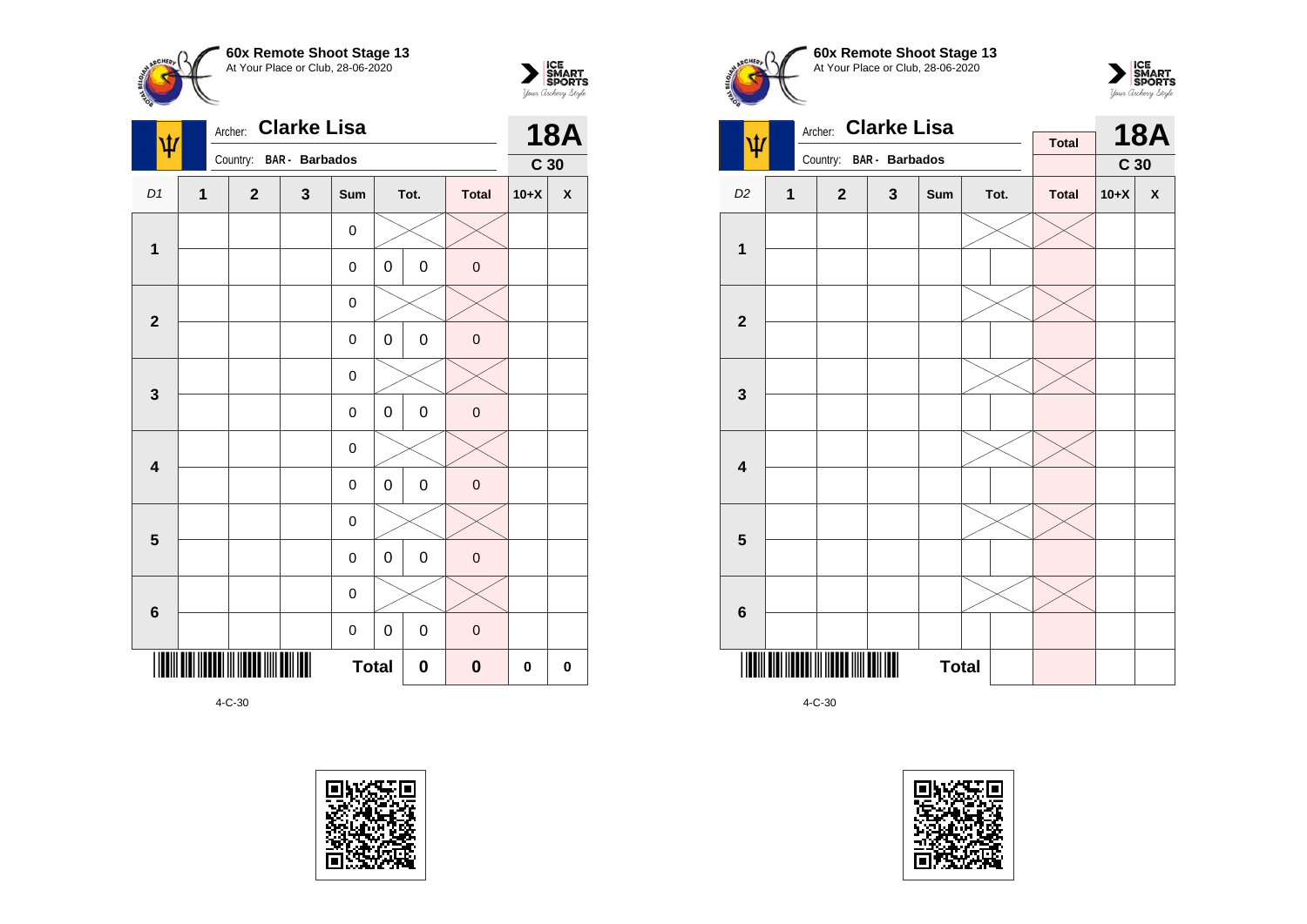**60x Remote Shoot Stage 13**
At Your Place or Club, 28-06-2020

Archer: **Clarke Lisa**
Country: **BAR - Barbados**

**18A**
**C 30**

| D1 | 1 | 2 | 3 | Sum | Tot. | | Total | 10+X | X |
|---|---|---|---|---|---|---|---|---|---|
| 1 | | | | 0 | | | | | |
| | | | | 0 | 0 | 0 | 0 | | |
| 2 | | | | 0 | | | | | |
| | | | | 0 | 0 | 0 | 0 | | |
| 3 | | | | 0 | | | | | |
| | | | | 0 | 0 | 0 | 0 | | |
| 4 | | | | 0 | | | | | |
| | | | | 0 | 0 | 0 | 0 | | |
| 5 | | | | 0 | | | | | |
| | | | | 0 | 0 | 0 | 0 | | |
| 6 | | | | 0 | | | | | |
| | | | | 0 | 0 | 0 | 0 | | |
| | | | | **Total** | | **0** | **0** | **0** | **0** |

4-C-30

**60x Remote Shoot Stage 13**
At Your Place or Club, 28-06-2020

Archer: **Clarke Lisa**
Country: **BAR - Barbados**

**Total**

**18A**
**C 30**

| D2 | 1 | 2 | 3 | Sum | Tot. | | Total | 10+X | X |
|---|---|---|---|---|---|---|---|---|---|
| 1 | | | | | | | | | |
| | | | | | | | | | |
| 2 | | | | | | | | | |
| | | | | | | | | | |
| 3 | | | | | | | | | |
| | | | | | | | | | |
| 4 | | | | | | | | | |
| | | | | | | | | | |
| 5 | | | | | | | | | |
| | | | | | | | | | |
| 6 | | | | | | | | | |
| | | | | | | | | | |
| | | | | **Total** | | | | | |

4-C-30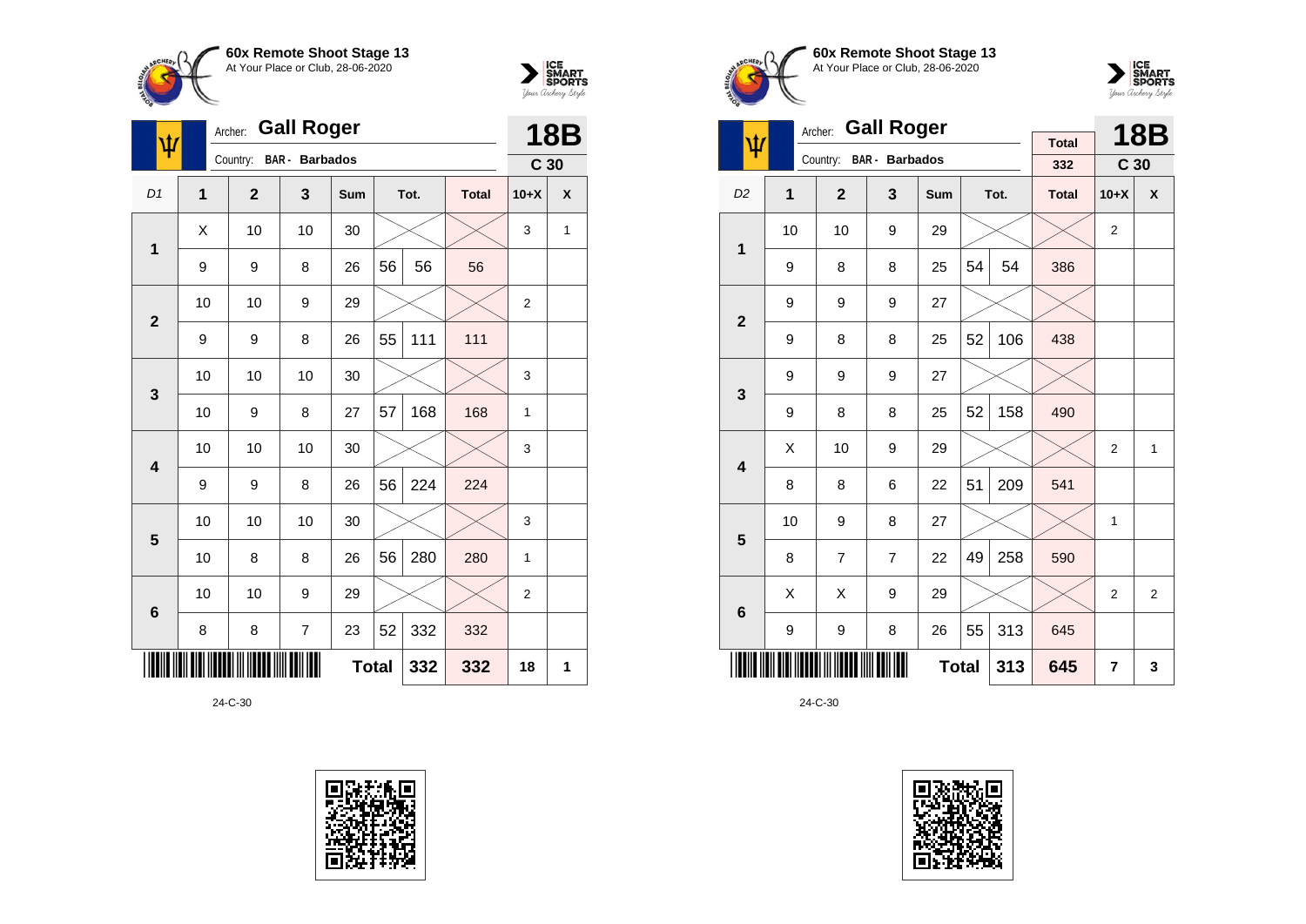**60x Remote Shoot Stage 13**
At Your Place or Club, 28-06-2020

Archer: **Gall Roger**
Country: BAR - Barbados

**18B**
C 30

| D1 | 1 | 2 | 3 | Sum | Tot. | | Total | 10+X | X |
|---|---|---|---|---|---|---|---|---|---|
| 1 | X | 10 | 10 | 30 | | | | 3 | 1 |
| | 9 | 9 | 8 | 26 | 56 | 56 | 56 | | |
| 2 | 10 | 10 | 9 | 29 | | | | 2 | |
| | 9 | 9 | 8 | 26 | 55 | 111 | 111 | | |
| 3 | 10 | 10 | 10 | 30 | | | | 3 | |
| | 10 | 9 | 8 | 27 | 57 | 168 | 168 | 1 | |
| 4 | 10 | 10 | 10 | 30 | | | | 3 | |
| | 9 | 9 | 8 | 26 | 56 | 224 | 224 | | |
| 5 | 10 | 10 | 10 | 30 | | | | 3 | |
| | 10 | 8 | 8 | 26 | 56 | 280 | 280 | 1 | |
| 6 | 10 | 10 | 9 | 29 | | | | 2 | |
| | 8 | 8 | 7 | 23 | 52 | 332 | 332 | | |
| | | | | | Total | 332 | 332 | 18 | 1 |

24-C-30

**60x Remote Shoot Stage 13**
At Your Place or Club, 28-06-2020

Archer: **Gall Roger**
Country: BAR - Barbados

Total: 332

**18B**
C 30

| D2 | 1 | 2 | 3 | Sum | Tot. | | Total | 10+X | X |
|---|---|---|---|---|---|---|---|---|---|
| 1 | 10 | 10 | 9 | 29 | | | | 2 | |
| | 9 | 8 | 8 | 25 | 54 | 54 | 386 | | |
| 2 | 9 | 9 | 9 | 27 | | | | | |
| | 9 | 8 | 8 | 25 | 52 | 106 | 438 | | |
| 3 | 9 | 9 | 9 | 27 | | | | | |
| | 9 | 8 | 8 | 25 | 52 | 158 | 490 | | |
| 4 | X | 10 | 9 | 29 | | | | 2 | 1 |
| | 8 | 8 | 6 | 22 | 51 | 209 | 541 | | |
| 5 | 10 | 9 | 8 | 27 | | | | 1 | |
| | 8 | 7 | 7 | 22 | 49 | 258 | 590 | | |
| 6 | X | X | 9 | 29 | | | | 2 | 2 |
| | 9 | 9 | 8 | 26 | 55 | 313 | 645 | | |
| | | | | | Total | 313 | 645 | 7 | 3 |

24-C-30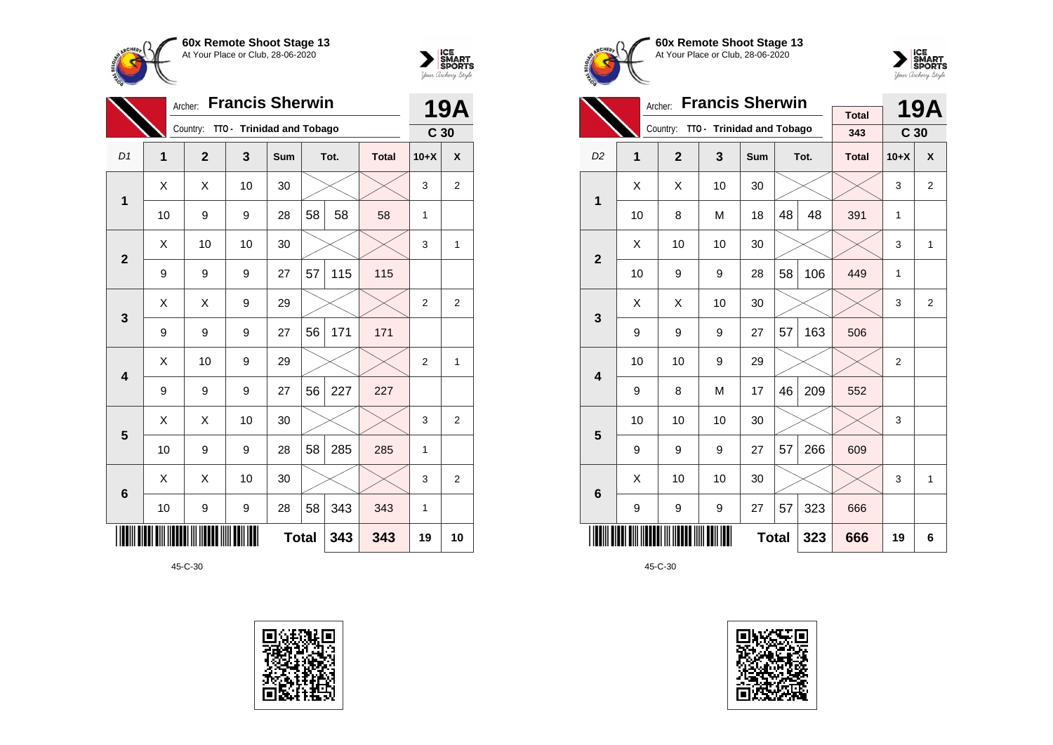**60x Remote Shoot Stage 13**
At Your Place or Club, 28-06-2020

Archer: **Francis Sherwin**
Country: TTO - Trinidad and Tobago

**19A**
**C 30**

| D1 | 1 | 2 | 3 | Sum | Tot. | | Total | 10+X | X |
|---|---|---|---|---|---|---|---|---|---|
| 1 | X | X | 10 | 30 | | | | 3 | 2 |
| | 10 | 9 | 9 | 28 | 58 | 58 | 58 | 1 | |
| 2 | X | 10 | 10 | 30 | | | | 3 | 1 |
| | 9 | 9 | 9 | 27 | 57 | 115 | 115 | | |
| 3 | X | X | 9 | 29 | | | | 2 | 2 |
| | 9 | 9 | 9 | 27 | 56 | 171 | 171 | | |
| 4 | X | 10 | 9 | 29 | | | | 2 | 1 |
| | 9 | 9 | 9 | 27 | 56 | 227 | 227 | | |
| 5 | X | X | 10 | 30 | | | | 3 | 2 |
| | 10 | 9 | 9 | 28 | 58 | 285 | 285 | 1 | |
| 6 | X | X | 10 | 30 | | | | 3 | 2 |
| | 10 | 9 | 9 | 28 | 58 | 343 | 343 | 1 | |
| | | | | **Total** | | 343 | 343 | 19 | 10 |

45-C-30

**60x Remote Shoot Stage 13**
At Your Place or Club, 28-06-2020

Archer: **Francis Sherwin**
Country: TTO - Trinidad and Tobago

Total: 343

**19A**
**C 30**

| D2 | 1 | 2 | 3 | Sum | Tot. | | Total | 10+X | X |
|---|---|---|---|---|---|---|---|---|---|
| 1 | X | X | 10 | 30 | | | | 3 | 2 |
| | 10 | 8 | M | 18 | 48 | 48 | 391 | 1 | |
| 2 | X | 10 | 10 | 30 | | | | 3 | 1 |
| | 10 | 9 | 9 | 28 | 58 | 106 | 449 | 1 | |
| 3 | X | X | 10 | 30 | | | | 3 | 2 |
| | 9 | 9 | 9 | 27 | 57 | 163 | 506 | | |
| 4 | 10 | 10 | 9 | 29 | | | | 2 | |
| | 9 | 8 | M | 17 | 46 | 209 | 552 | | |
| 5 | 10 | 10 | 10 | 30 | | | | 3 | |
| | 9 | 9 | 9 | 27 | 57 | 266 | 609 | | |
| 6 | X | 10 | 10 | 30 | | | | 3 | 1 |
| | 9 | 9 | 9 | 27 | 57 | 323 | 666 | | |
| | | | | **Total** | | 323 | 666 | 19 | 6 |

45-C-30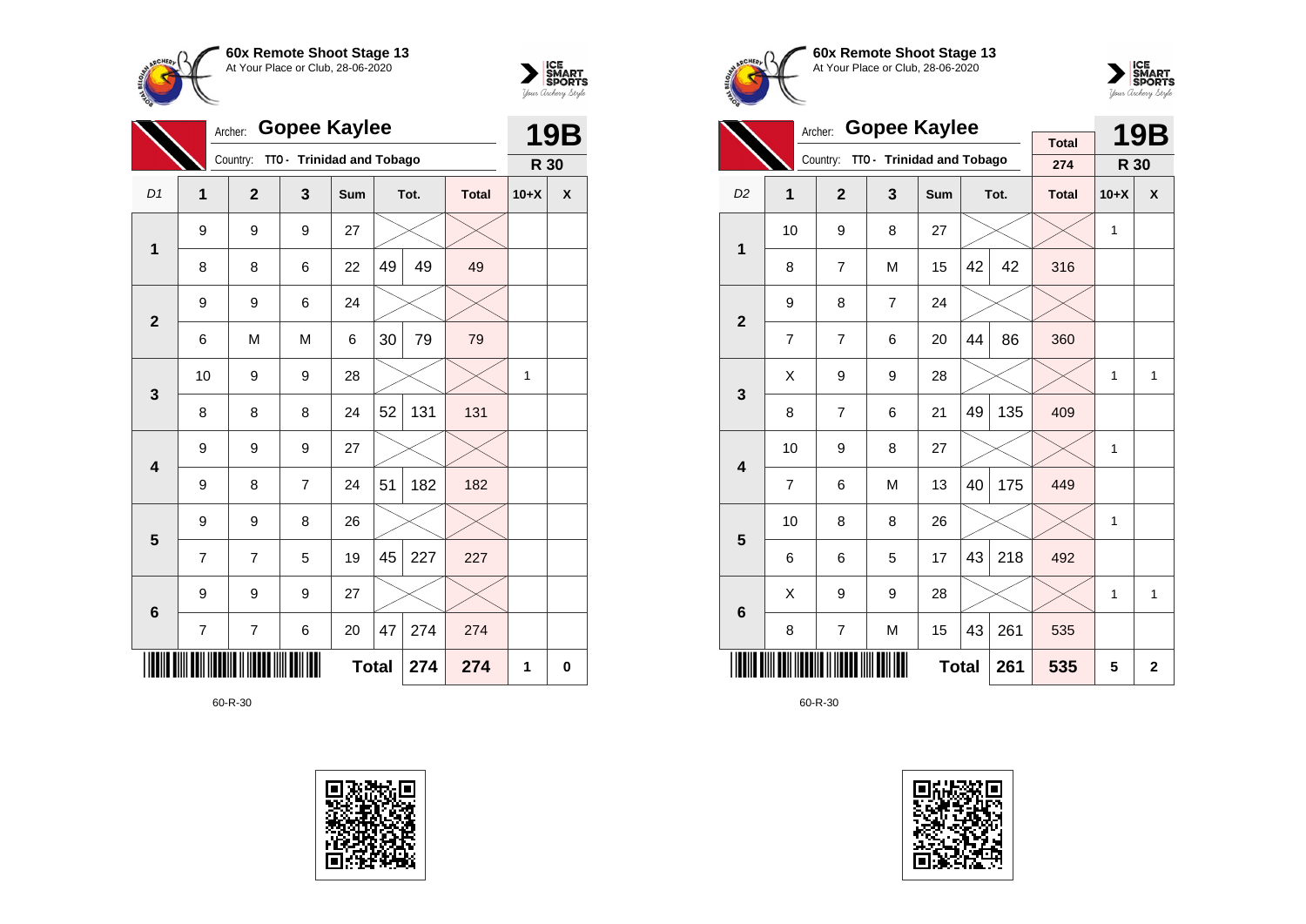**60x Remote Shoot Stage 13**
At Your Place or Club, 28-06-2020

Archer: **Gopee Kaylee**
Country: **TTO - Trinidad and Tobago**

**19B**
**R 30**

| D1 | 1 | 2 | 3 | Sum | | Tot. | Total | 10+X | X |
|---|---|---|---|---|---|---|---|---|---|
| 1 | 9 | 9 | 9 | 27 | | | | | |
| | 8 | 8 | 6 | 22 | 49 | 49 | 49 | | |
| 2 | 9 | 9 | 6 | 24 | | | | | |
| | 6 | M | M | 6 | 30 | 79 | 79 | | |
| 3 | 10 | 9 | 9 | 28 | | | | 1 | |
| | 8 | 8 | 8 | 24 | 52 | 131 | 131 | | |
| 4 | 9 | 9 | 9 | 27 | | | | | |
| | 9 | 8 | 7 | 24 | 51 | 182 | 182 | | |
| 5 | 9 | 9 | 8 | 26 | | | | | |
| | 7 | 7 | 5 | 19 | 45 | 227 | 227 | | |
| 6 | 9 | 9 | 9 | 27 | | | | | |
| | 7 | 7 | 6 | 20 | 47 | 274 | 274 | | |
| | | | | | **Total** | **274** | **274** | **1** | **0** |

60-R-30

**60x Remote Shoot Stage 13**
At Your Place or Club, 28-06-2020

Archer: **Gopee Kaylee**
Country: **TTO - Trinidad and Tobago**

Total: 274

**19B**
**R 30**

| D2 | 1 | 2 | 3 | Sum | | Tot. | Total | 10+X | X |
|---|---|---|---|---|---|---|---|---|---|
| 1 | 10 | 9 | 8 | 27 | | | | 1 | |
| | 8 | 7 | M | 15 | 42 | 42 | 316 | | |
| 2 | 9 | 8 | 7 | 24 | | | | | |
| | 7 | 7 | 6 | 20 | 44 | 86 | 360 | | |
| 3 | X | 9 | 9 | 28 | | | | 1 | 1 |
| | 8 | 7 | 6 | 21 | 49 | 135 | 409 | | |
| 4 | 10 | 9 | 8 | 27 | | | | 1 | |
| | 7 | 6 | M | 13 | 40 | 175 | 449 | | |
| 5 | 10 | 8 | 8 | 26 | | | | 1 | |
| | 6 | 6 | 5 | 17 | 43 | 218 | 492 | | |
| 6 | X | 9 | 9 | 28 | | | | 1 | 1 |
| | 8 | 7 | M | 15 | 43 | 261 | 535 | | |
| | | | | | **Total** | **261** | **535** | **5** | **2** |

60-R-30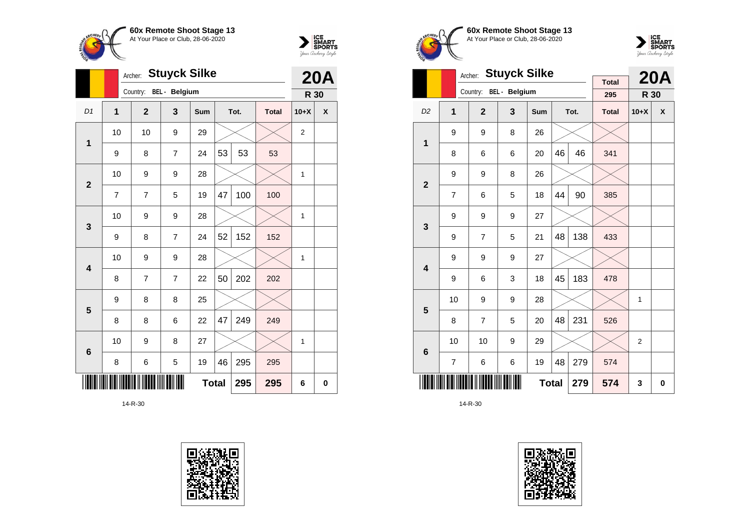**60x Remote Shoot Stage 13**
At Your Place or Club, 28-06-2020

Archer: **Stuyck Silke**
Country: BEL - Belgium

**20A**
**R 30**

| D1 | 1 | 2 | 3 | Sum | Tot. | | Total | 10+X | X |
|---|---|---|---|---|---|---|---|---|---|
| 1 | 10 | 10 | 9 | 29 | | | | 2 | |
| | 9 | 8 | 7 | 24 | 53 | 53 | 53 | | |
| 2 | 10 | 9 | 9 | 28 | | | | 1 | |
| | 7 | 7 | 5 | 19 | 47 | 100 | 100 | | |
| 3 | 10 | 9 | 9 | 28 | | | | 1 | |
| | 9 | 8 | 7 | 24 | 52 | 152 | 152 | | |
| 4 | 10 | 9 | 9 | 28 | | | | 1 | |
| | 8 | 7 | 7 | 22 | 50 | 202 | 202 | | |
| 5 | 9 | 8 | 8 | 25 | | | | | |
| | 8 | 8 | 6 | 22 | 47 | 249 | 249 | | |
| 6 | 10 | 9 | 8 | 27 | | | | 1 | |
| | 8 | 6 | 5 | 19 | 46 | 295 | 295 | | |
| | | | | **Total** | | **295** | **295** | **6** | **0** |

14-R-30

**60x Remote Shoot Stage 13**
At Your Place or Club, 28-06-2020

Archer: **Stuyck Silke**
Country: BEL - Belgium

Total: 295

**20A**
**R 30**

| D2 | 1 | 2 | 3 | Sum | Tot. | | Total | 10+X | X |
|---|---|---|---|---|---|---|---|---|---|
| 1 | 9 | 9 | 8 | 26 | | | | | |
| | 8 | 6 | 6 | 20 | 46 | 46 | 341 | | |
| 2 | 9 | 9 | 8 | 26 | | | | | |
| | 7 | 6 | 5 | 18 | 44 | 90 | 385 | | |
| 3 | 9 | 9 | 9 | 27 | | | | | |
| | 9 | 7 | 5 | 21 | 48 | 138 | 433 | | |
| 4 | 9 | 9 | 9 | 27 | | | | | |
| | 9 | 6 | 3 | 18 | 45 | 183 | 478 | | |
| 5 | 10 | 9 | 9 | 28 | | | | 1 | |
| | 8 | 7 | 5 | 20 | 48 | 231 | 526 | | |
| 6 | 10 | 10 | 9 | 29 | | | | 2 | |
| | 7 | 6 | 6 | 19 | 48 | 279 | 574 | | |
| | | | | **Total** | | **279** | **574** | **3** | **0** |

14-R-30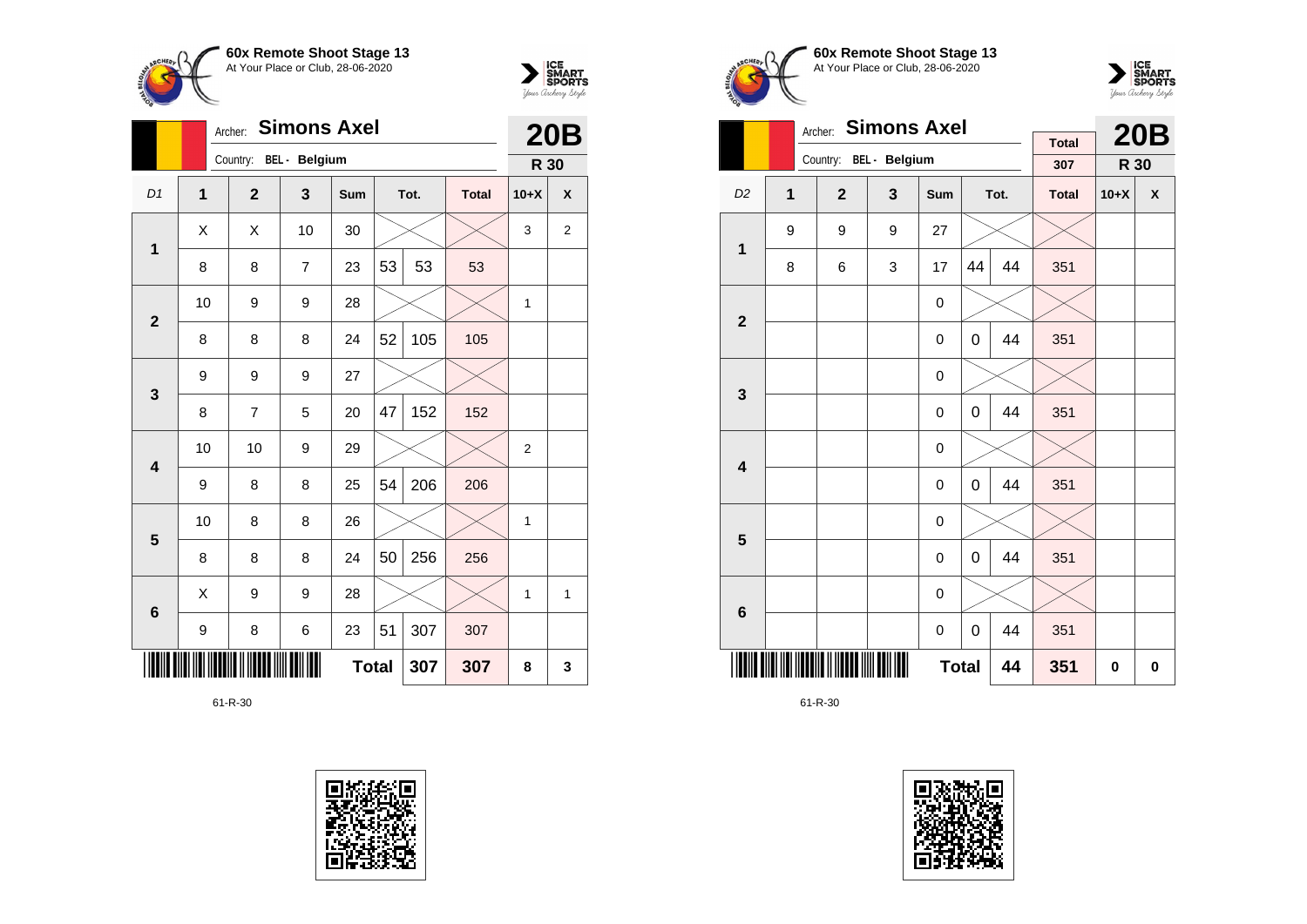**60x Remote Shoot Stage 13**
At Your Place or Club, 28-06-2020

Archer: **Simons Axel**
Country: BEL - Belgium

**20B**
**R 30**

| D1 | 1 | 2 | 3 | Sum | Tot. | | Total | 10+X | X |
|---|---|---|---|---|---|---|---|---|---|
| 1 | X | X | 10 | 30 | | | | 3 | 2 |
| | 8 | 8 | 7 | 23 | 53 | 53 | 53 | | |
| 2 | 10 | 9 | 9 | 28 | | | | 1 | |
| | 8 | 8 | 8 | 24 | 52 | 105 | 105 | | |
| 3 | 9 | 9 | 9 | 27 | | | | | |
| | 8 | 7 | 5 | 20 | 47 | 152 | 152 | | |
| 4 | 10 | 10 | 9 | 29 | | | | 2 | |
| | 9 | 8 | 8 | 25 | 54 | 206 | 206 | | |
| 5 | 10 | 8 | 8 | 26 | | | | 1 | |
| | 8 | 8 | 8 | 24 | 50 | 256 | 256 | | |
| 6 | X | 9 | 9 | 28 | | | | 1 | 1 |
| | 9 | 8 | 6 | 23 | 51 | 307 | 307 | | |
| | | | | Total | | 307 | 307 | 8 | 3 |

61-R-30

**60x Remote Shoot Stage 13**
At Your Place or Club, 28-06-2020

Archer: **Simons Axel**
Country: BEL - Belgium

Total: 307

**20B**
**R 30**

| D2 | 1 | 2 | 3 | Sum | Tot. | | Total | 10+X | X |
|---|---|---|---|---|---|---|---|---|---|
| 1 | 9 | 9 | 9 | 27 | | | | | |
| | 8 | 6 | 3 | 17 | 44 | 44 | 351 | | |
| 2 | | | | 0 | | | | | |
| | | | | 0 | 0 | 44 | 351 | | |
| 3 | | | | 0 | | | | | |
| | | | | 0 | 0 | 44 | 351 | | |
| 4 | | | | 0 | | | | | |
| | | | | 0 | 0 | 44 | 351 | | |
| 5 | | | | 0 | | | | | |
| | | | | 0 | 0 | 44 | 351 | | |
| 6 | | | | 0 | | | | | |
| | | | | 0 | 0 | 44 | 351 | | |
| | | | | Total | | 44 | 351 | 0 | 0 |

61-R-30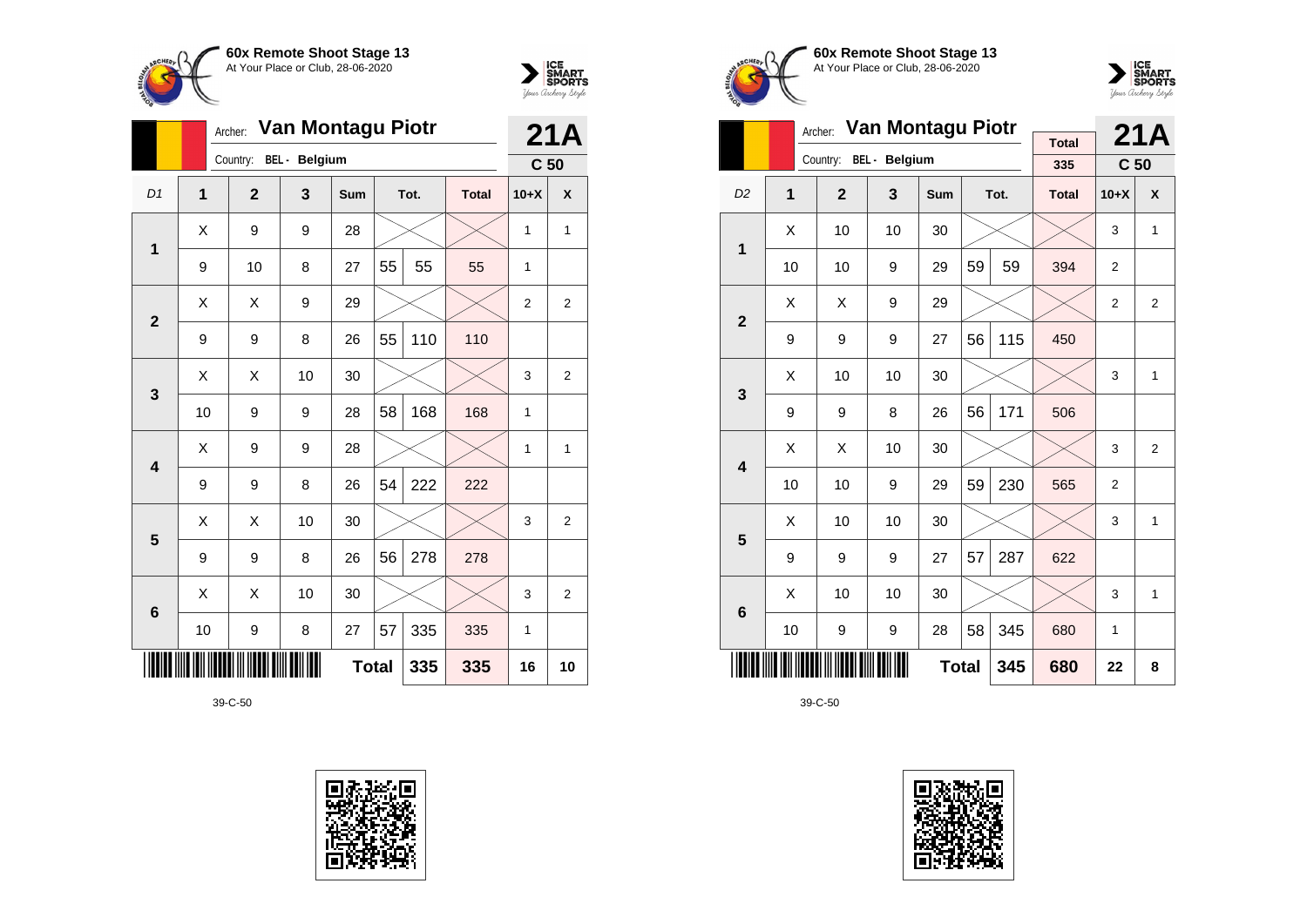**60x Remote Shoot Stage 13**
At Your Place or Club, 28-06-2020

Archer: **Van Montagu Piotr**
Country: **BEL - Belgium**

**21A**
**C 50**

| D1 | 1 | 2 | 3 | Sum | Tot. | | Total | 10+X | X |
|---|---|---|---|---|---|---|---|---|---|
| 1 | X | 9 | 9 | 28 | | | | 1 | 1 |
| | 9 | 10 | 8 | 27 | 55 | 55 | 55 | 1 | |
| 2 | X | X | 9 | 29 | | | | 2 | 2 |
| | 9 | 9 | 8 | 26 | 55 | 110 | 110 | | |
| 3 | X | X | 10 | 30 | | | | 3 | 2 |
| | 10 | 9 | 9 | 28 | 58 | 168 | 168 | 1 | |
| 4 | X | 9 | 9 | 28 | | | | 1 | 1 |
| | 9 | 9 | 8 | 26 | 54 | 222 | 222 | | |
| 5 | X | X | 10 | 30 | | | | 3 | 2 |
| | 9 | 9 | 8 | 26 | 56 | 278 | 278 | | |
| 6 | X | X | 10 | 30 | | | | 3 | 2 |
| | 10 | 9 | 8 | 27 | 57 | 335 | 335 | 1 | |
| | | | | Total | | 335 | 335 | 16 | 10 |

39-C-50

**60x Remote Shoot Stage 13**
At Your Place or Club, 28-06-2020

Archer: **Van Montagu Piotr**
Country: **BEL - Belgium**

Total: 335

**21A**
**C 50**

| D2 | 1 | 2 | 3 | Sum | Tot. | | Total | 10+X | X |
|---|---|---|---|---|---|---|---|---|---|
| 1 | X | 10 | 10 | 30 | | | | 3 | 1 |
| | 10 | 10 | 9 | 29 | 59 | 59 | 394 | 2 | |
| 2 | X | X | 9 | 29 | | | | 2 | 2 |
| | 9 | 9 | 9 | 27 | 56 | 115 | 450 | | |
| 3 | X | 10 | 10 | 30 | | | | 3 | 1 |
| | 9 | 9 | 8 | 26 | 56 | 171 | 506 | | |
| 4 | X | X | 10 | 30 | | | | 3 | 2 |
| | 10 | 10 | 9 | 29 | 59 | 230 | 565 | 2 | |
| 5 | X | 10 | 10 | 30 | | | | 3 | 1 |
| | 9 | 9 | 9 | 27 | 57 | 287 | 622 | | |
| 6 | X | 10 | 10 | 30 | | | | 3 | 1 |
| | 10 | 9 | 9 | 28 | 58 | 345 | 680 | 1 | |
| | | | | Total | | 345 | 680 | 22 | 8 |

39-C-50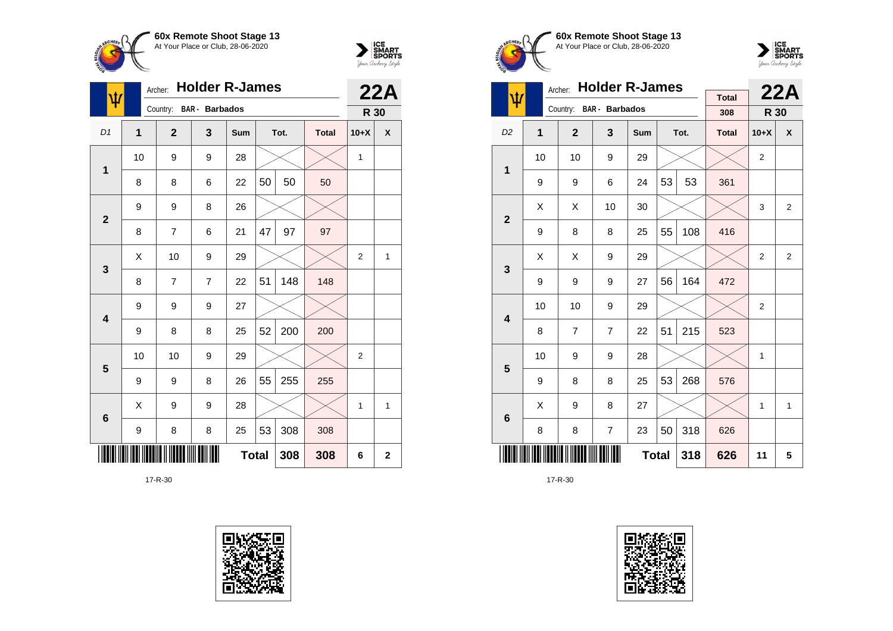**60x Remote Shoot Stage 13**
At Your Place or Club, 28-06-2020

Archer: **Holder R-James**
Country: BAR - Barbados

**22A**
**R 30**

| D1 | 1 | 2 | 3 | Sum | Tot. | | Total | 10+X | X |
|---|---|---|---|---|---|---|---|---|---|
| 1 | 10 | 9 | 9 | 28 | | | | 1 | |
| | 8 | 8 | 6 | 22 | 50 | 50 | 50 | | |
| 2 | 9 | 9 | 8 | 26 | | | | | |
| | 8 | 7 | 6 | 21 | 47 | 97 | 97 | | |
| 3 | X | 10 | 9 | 29 | | | | 2 | 1 |
| | 8 | 7 | 7 | 22 | 51 | 148 | 148 | | |
| 4 | 9 | 9 | 9 | 27 | | | | | |
| | 9 | 8 | 8 | 25 | 52 | 200 | 200 | | |
| 5 | 10 | 10 | 9 | 29 | | | | 2 | |
| | 9 | 9 | 8 | 26 | 55 | 255 | 255 | | |
| 6 | X | 9 | 9 | 28 | | | | 1 | 1 |
| | 9 | 8 | 8 | 25 | 53 | 308 | 308 | | |
| | | | | | Total | 308 | 308 | 6 | 2 |

17-R-30

**60x Remote Shoot Stage 13**
At Your Place or Club, 28-06-2020

Archer: **Holder R-James**
Country: BAR - Barbados

Total: 308

**22A**
**R 30**

| D2 | 1 | 2 | 3 | Sum | Tot. | | Total | 10+X | X |
|---|---|---|---|---|---|---|---|---|---|
| 1 | 10 | 10 | 9 | 29 | | | | 2 | |
| | 9 | 9 | 6 | 24 | 53 | 53 | 361 | | |
| 2 | X | X | 10 | 30 | | | | 3 | 2 |
| | 9 | 8 | 8 | 25 | 55 | 108 | 416 | | |
| 3 | X | X | 9 | 29 | | | | 2 | 2 |
| | 9 | 9 | 9 | 27 | 56 | 164 | 472 | | |
| 4 | 10 | 10 | 9 | 29 | | | | 2 | |
| | 8 | 7 | 7 | 22 | 51 | 215 | 523 | | |
| 5 | 10 | 9 | 9 | 28 | | | | 1 | |
| | 9 | 8 | 8 | 25 | 53 | 268 | 576 | | |
| 6 | X | 9 | 8 | 27 | | | | 1 | 1 |
| | 8 | 8 | 7 | 23 | 50 | 318 | 626 | | |
| | | | | | Total | 318 | 626 | 11 | 5 |

17-R-30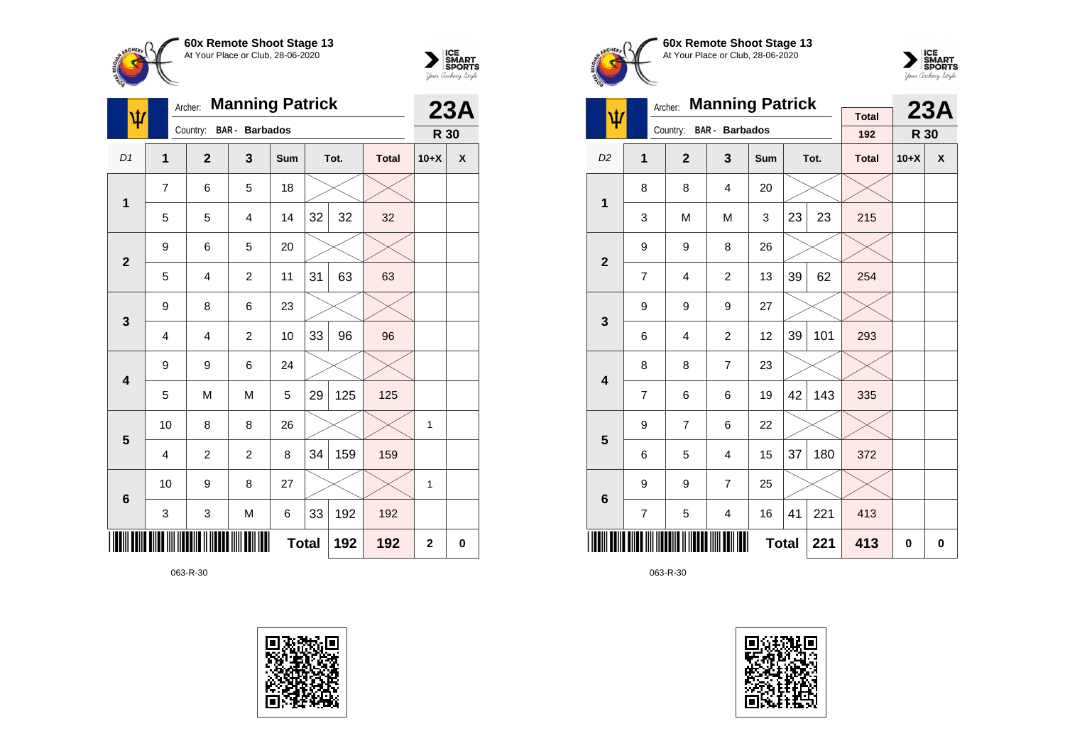**60x Remote Shoot Stage 13**
At Your Place or Club, 28-06-2020

Archer: **Manning Patrick** — **23A**
Country: **BAR - Barbados** — **R 30**

| D1 | 1 | 2 | 3 | Sum | Tot. | | Total | 10+X | X |
|---|---|---|---|---|---|---|---|---|---|
| 1 | 7 | 6 | 5 | 18 | | | | | |
| | 5 | 5 | 4 | 14 | 32 | 32 | 32 | | |
| 2 | 9 | 6 | 5 | 20 | | | | | |
| | 5 | 4 | 2 | 11 | 31 | 63 | 63 | | |
| 3 | 9 | 8 | 6 | 23 | | | | | |
| | 4 | 4 | 2 | 10 | 33 | 96 | 96 | | |
| 4 | 9 | 9 | 6 | 24 | | | | | |
| | 5 | M | M | 5 | 29 | 125 | 125 | | |
| 5 | 10 | 8 | 8 | 26 | | | | 1 | |
| | 4 | 2 | 2 | 8 | 34 | 159 | 159 | | |
| 6 | 10 | 9 | 8 | 27 | | | | 1 | |
| | 3 | 3 | M | 6 | 33 | 192 | 192 | | |
| | | | | Total | | 192 | 192 | 2 | 0 |

063-R-30

**60x Remote Shoot Stage 13**
At Your Place or Club, 28-06-2020

Archer: **Manning Patrick** — Total 192 — **23A**
Country: **BAR - Barbados** — **R 30**

| D2 | 1 | 2 | 3 | Sum | Tot. | | Total | 10+X | X |
|---|---|---|---|---|---|---|---|---|---|
| 1 | 8 | 8 | 4 | 20 | | | | | |
| | 3 | M | M | 3 | 23 | 23 | 215 | | |
| 2 | 9 | 9 | 8 | 26 | | | | | |
| | 7 | 4 | 2 | 13 | 39 | 62 | 254 | | |
| 3 | 9 | 9 | 9 | 27 | | | | | |
| | 6 | 4 | 2 | 12 | 39 | 101 | 293 | | |
| 4 | 8 | 8 | 7 | 23 | | | | | |
| | 7 | 6 | 6 | 19 | 42 | 143 | 335 | | |
| 5 | 9 | 7 | 6 | 22 | | | | | |
| | 6 | 5 | 4 | 15 | 37 | 180 | 372 | | |
| 6 | 9 | 9 | 7 | 25 | | | | | |
| | 7 | 5 | 4 | 16 | 41 | 221 | 413 | | |
| | | | | Total | | 221 | 413 | 0 | 0 |

063-R-30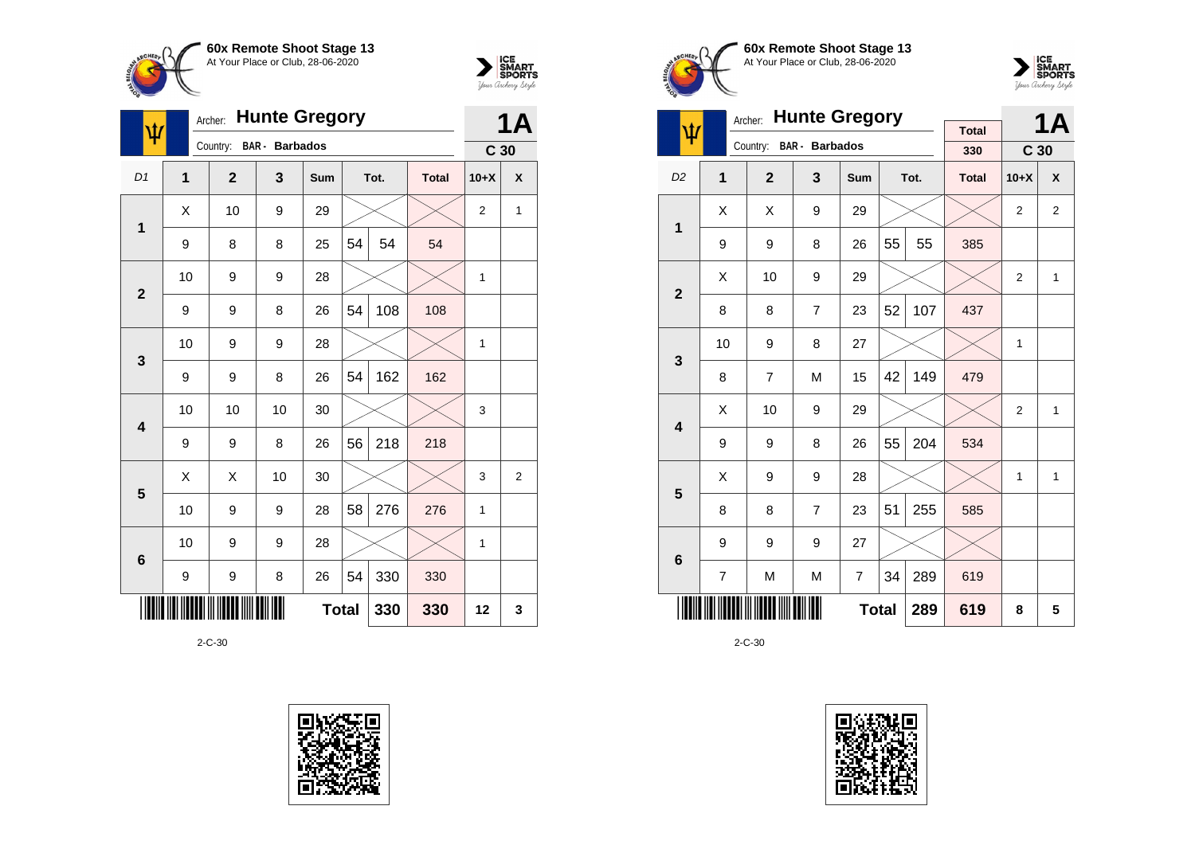**60x Remote Shoot Stage 13**
At Your Place or Club, 28-06-2020

Archer: **Hunte Gregory**
Country: BAR - Barbados

**1A**
C 30

| D1 | 1 | 2 | 3 | Sum | Tot. | | Total | 10+X | X |
|---|---|---|---|---|---|---|---|---|---|
| 1 | X | 10 | 9 | 29 | | | | 2 | 1 |
| | 9 | 8 | 8 | 25 | 54 | 54 | 54 | | |
| 2 | 10 | 9 | 9 | 28 | | | | 1 | |
| | 9 | 9 | 8 | 26 | 54 | 108 | 108 | | |
| 3 | 10 | 9 | 9 | 28 | | | | 1 | |
| | 9 | 9 | 8 | 26 | 54 | 162 | 162 | | |
| 4 | 10 | 10 | 10 | 30 | | | | 3 | |
| | 9 | 9 | 8 | 26 | 56 | 218 | 218 | | |
| 5 | X | X | 10 | 30 | | | | 3 | 2 |
| | 10 | 9 | 9 | 28 | 58 | 276 | 276 | 1 | |
| 6 | 10 | 9 | 9 | 28 | | | | 1 | |
| | 9 | 9 | 8 | 26 | 54 | 330 | 330 | | |
| | | | | Total | | 330 | 330 | 12 | 3 |

2-C-30

**60x Remote Shoot Stage 13**
At Your Place or Club, 28-06-2020

Archer: **Hunte Gregory**
Country: BAR - Barbados

Total: 330

**1A**
C 30

| D2 | 1 | 2 | 3 | Sum | Tot. | | Total | 10+X | X |
|---|---|---|---|---|---|---|---|---|---|
| 1 | X | X | 9 | 29 | | | | 2 | 2 |
| | 9 | 9 | 8 | 26 | 55 | 55 | 385 | | |
| 2 | X | 10 | 9 | 29 | | | | 2 | 1 |
| | 8 | 8 | 7 | 23 | 52 | 107 | 437 | | |
| 3 | 10 | 9 | 8 | 27 | | | | 1 | |
| | 8 | 7 | M | 15 | 42 | 149 | 479 | | |
| 4 | X | 10 | 9 | 29 | | | | 2 | 1 |
| | 9 | 9 | 8 | 26 | 55 | 204 | 534 | | |
| 5 | X | 9 | 9 | 28 | | | | 1 | 1 |
| | 8 | 8 | 7 | 23 | 51 | 255 | 585 | | |
| 6 | 9 | 9 | 9 | 27 | | | | | |
| | 7 | M | M | 7 | 34 | 289 | 619 | | |
| | | | | Total | | 289 | 619 | 8 | 5 |

2-C-30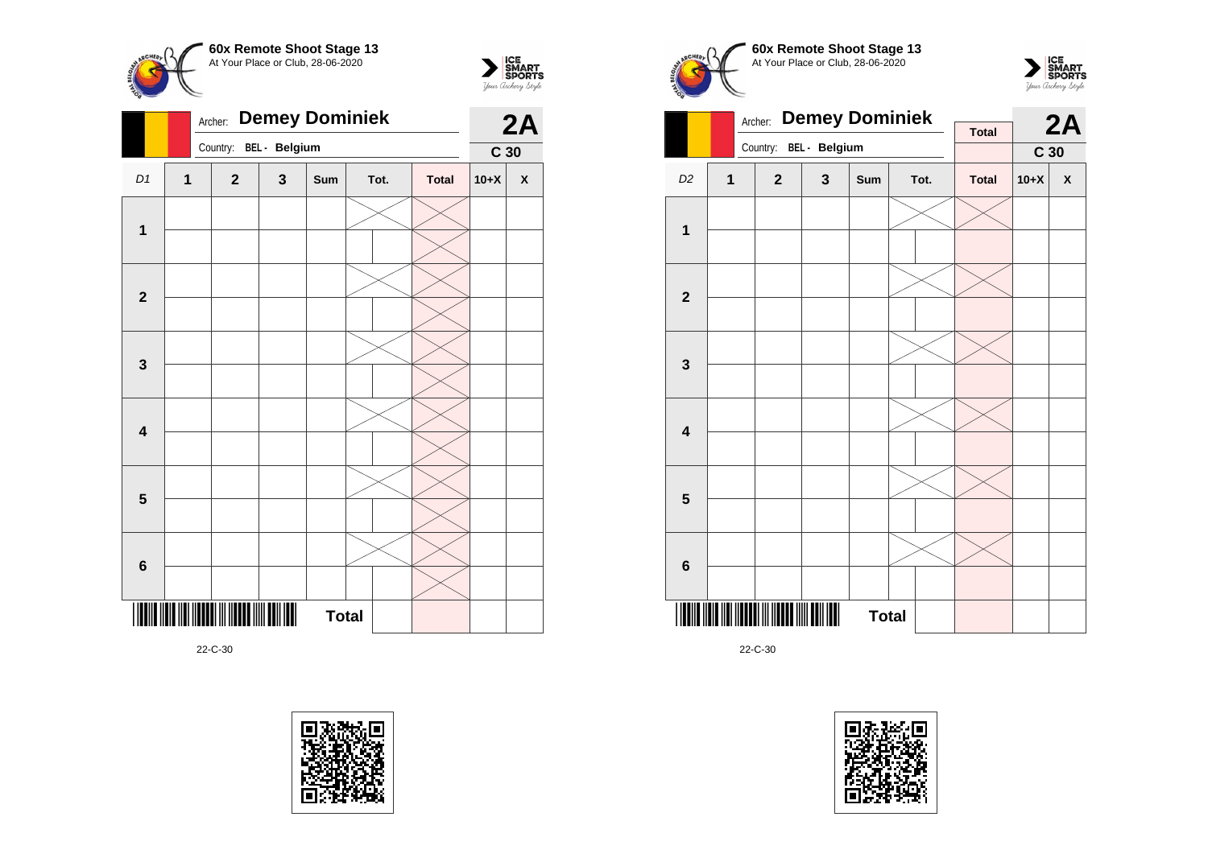**60x Remote Shoot Stage 13**
At Your Place or Club, 28-06-2020

Archer: **Demey Dominiek**
Country: BEL - Belgium

**2A**
**C 30**

| D1 | 1 | 2 | 3 | Sum | Tot. | Total | 10+X | X |
|---|---|---|---|---|---|---|---|---|
| 1 | | | | | | | | |
| | | | | | | | | |
| 2 | | | | | | | | |
| | | | | | | | | |
| 3 | | | | | | | | |
| | | | | | | | | |
| 4 | | | | | | | | |
| | | | | | | | | |
| 5 | | | | | | | | |
| | | | | | | | | |
| 6 | | | | | | | | |
| | | | | | | | | |
| | | | | **Total** | | | | |

22-C-30

**60x Remote Shoot Stage 13**
At Your Place or Club, 28-06-2020

Archer: **Demey Dominiek**
Country: BEL - Belgium

**Total**

**2A**
**C 30**

| D2 | 1 | 2 | 3 | Sum | Tot. | Total | 10+X | X |
|---|---|---|---|---|---|---|---|---|
| 1 | | | | | | | | |
| | | | | | | | | |
| 2 | | | | | | | | |
| | | | | | | | | |
| 3 | | | | | | | | |
| | | | | | | | | |
| 4 | | | | | | | | |
| | | | | | | | | |
| 5 | | | | | | | | |
| | | | | | | | | |
| 6 | | | | | | | | |
| | | | | | | | | |
| | | | | **Total** | | | | |

22-C-30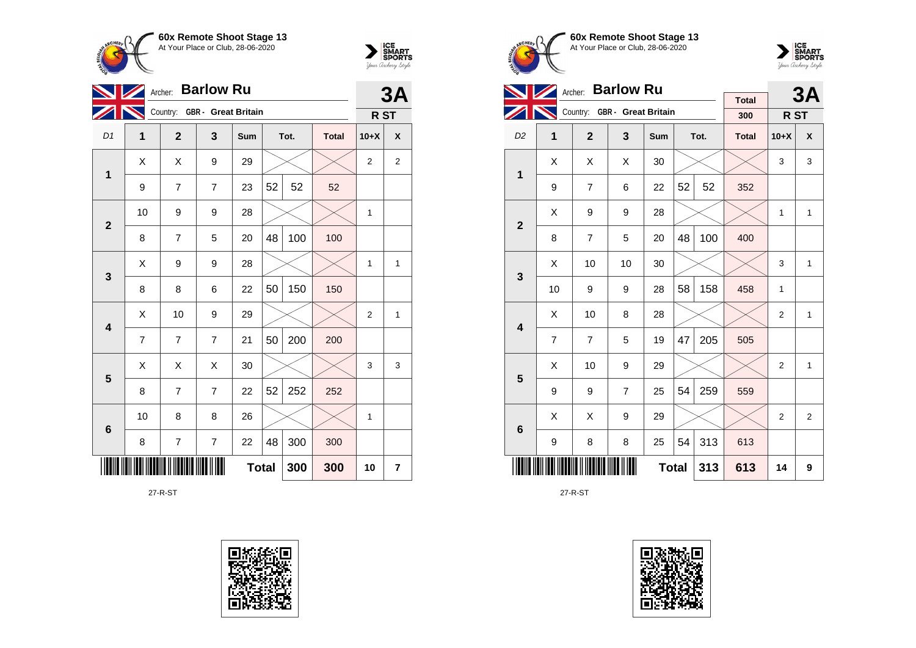**60x Remote Shoot Stage 13**
At Your Place or Club, 28-06-2020

Archer: **Barlow Ru**
Country: GBR - Great Britain

**3A**
**R ST**

| D1 | 1 | 2 | 3 | Sum | Tot. | | Total | 10+X | X |
|---|---|---|---|---|---|---|---|---|---|
| 1 | X | X | 9 | 29 | | | | 2 | 2 |
| | 9 | 7 | 7 | 23 | 52 | 52 | 52 | | |
| 2 | 10 | 9 | 9 | 28 | | | | 1 | |
| | 8 | 7 | 5 | 20 | 48 | 100 | 100 | | |
| 3 | X | 9 | 9 | 28 | | | | 1 | 1 |
| | 8 | 8 | 6 | 22 | 50 | 150 | 150 | | |
| 4 | X | 10 | 9 | 29 | | | | 2 | 1 |
| | 7 | 7 | 7 | 21 | 50 | 200 | 200 | | |
| 5 | X | X | X | 30 | | | | 3 | 3 |
| | 8 | 7 | 7 | 22 | 52 | 252 | 252 | | |
| 6 | 10 | 8 | 8 | 26 | | | | 1 | |
| | 8 | 7 | 7 | 22 | 48 | 300 | 300 | | |
| | | | | | **Total** | **300** | **300** | **10** | **7** |

27-R-ST

**60x Remote Shoot Stage 13**
At Your Place or Club, 28-06-2020

Archer: **Barlow Ru**
Country: GBR - Great Britain

Total: 300

**3A**
**R ST**

| D2 | 1 | 2 | 3 | Sum | Tot. | | Total | 10+X | X |
|---|---|---|---|---|---|---|---|---|---|
| 1 | X | X | X | 30 | | | | 3 | 3 |
| | 9 | 7 | 6 | 22 | 52 | 52 | 352 | | |
| 2 | X | 9 | 9 | 28 | | | | 1 | 1 |
| | 8 | 7 | 5 | 20 | 48 | 100 | 400 | | |
| 3 | X | 10 | 10 | 30 | | | | 3 | 1 |
| | 10 | 9 | 9 | 28 | 58 | 158 | 458 | 1 | |
| 4 | X | 10 | 8 | 28 | | | | 2 | 1 |
| | 7 | 7 | 5 | 19 | 47 | 205 | 505 | | |
| 5 | X | 10 | 9 | 29 | | | | 2 | 1 |
| | 9 | 9 | 7 | 25 | 54 | 259 | 559 | | |
| 6 | X | X | 9 | 29 | | | | 2 | 2 |
| | 9 | 8 | 8 | 25 | 54 | 313 | 613 | | |
| | | | | | **Total** | **313** | **613** | **14** | **9** |

27-R-ST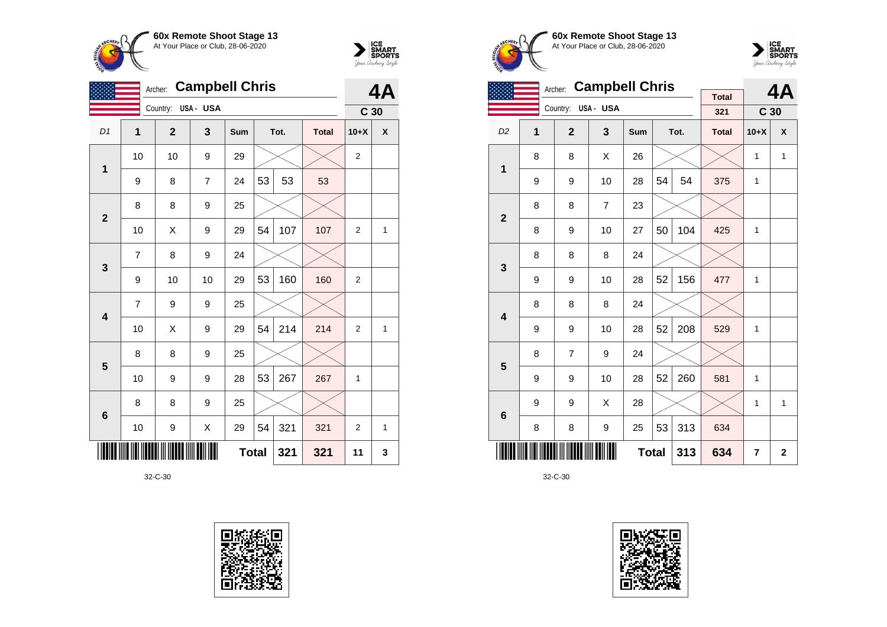## 60x Remote Shoot Stage 13

At Your Place or Club, 28-06-2020

Archer: **Campbell Chris**

Country: USA - USA

**4A** — C 30

| D1 | 1 | 2 | 3 | Sum | Tot. | | Total | 10+X | X |
|---|---|---|---|---|---|---|---|---|---|
| **1** | 10 | 10 | 9 | 29 | | | | 2 | |
| | 9 | 8 | 7 | 24 | 53 | 53 | 53 | | |
| **2** | 8 | 8 | 9 | 25 | | | | | |
| | 10 | X | 9 | 29 | 54 | 107 | 107 | 2 | 1 |
| **3** | 7 | 8 | 9 | 24 | | | | | |
| | 9 | 10 | 10 | 29 | 53 | 160 | 160 | 2 | |
| **4** | 7 | 9 | 9 | 25 | | | | | |
| | 10 | X | 9 | 29 | 54 | 214 | 214 | 2 | 1 |
| **5** | 8 | 8 | 9 | 25 | | | | | |
| | 10 | 9 | 9 | 28 | 53 | 267 | 267 | 1 | |
| **6** | 8 | 8 | 9 | 25 | | | | | |
| | 10 | 9 | X | 29 | 54 | 321 | 321 | 2 | 1 |
| | | | | **Total** | | **321** | **321** | **11** | **3** |

32-C-30

## 60x Remote Shoot Stage 13

At Your Place or Club, 28-06-2020

Archer: **Campbell Chris**

Country: USA - USA

Total: 321

**4A** — C 30

| D2 | 1 | 2 | 3 | Sum | Tot. | | Total | 10+X | X |
|---|---|---|---|---|---|---|---|---|---|
| **1** | 8 | 8 | X | 26 | | | | 1 | 1 |
| | 9 | 9 | 10 | 28 | 54 | 54 | 375 | 1 | |
| **2** | 8 | 8 | 7 | 23 | | | | | |
| | 8 | 9 | 10 | 27 | 50 | 104 | 425 | 1 | |
| **3** | 8 | 8 | 8 | 24 | | | | | |
| | 9 | 9 | 10 | 28 | 52 | 156 | 477 | 1 | |
| **4** | 8 | 8 | 8 | 24 | | | | | |
| | 9 | 9 | 10 | 28 | 52 | 208 | 529 | 1 | |
| **5** | 8 | 7 | 9 | 24 | | | | | |
| | 9 | 9 | 10 | 28 | 52 | 260 | 581 | 1 | |
| **6** | 9 | 9 | X | 28 | | | | 1 | 1 |
| | 8 | 8 | 9 | 25 | 53 | 313 | 634 | | |
| | | | | **Total** | | **313** | **634** | **7** | **2** |

32-C-30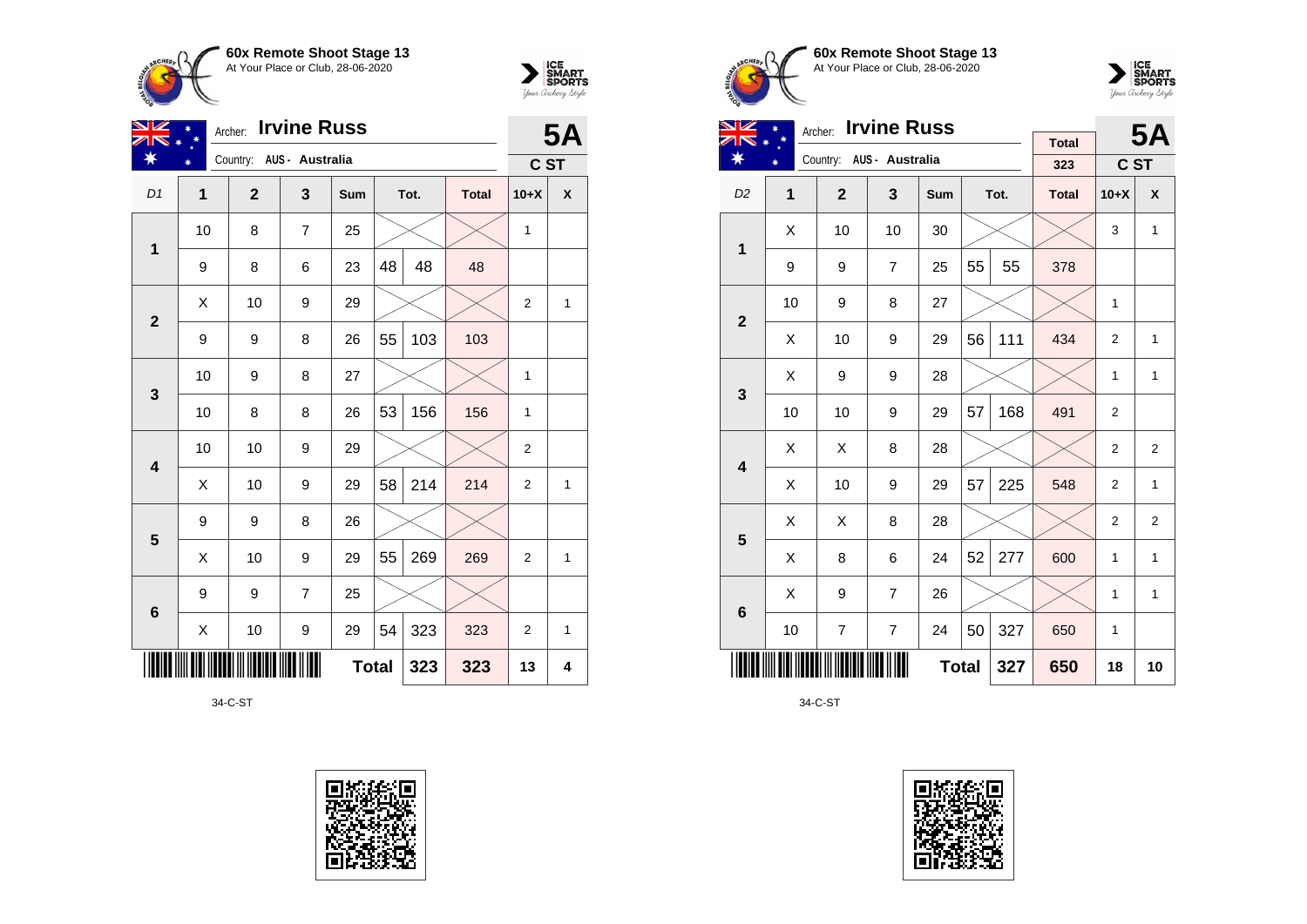## 60x Remote Shoot Stage 13
At Your Place or Club, 28-06-2020

Archer: **Irvine Russ**
Country: AUS - Australia

**5A** C ST

| D1 | 1 | 2 | 3 | Sum | Tot. | | Total | 10+X | X |
|---|---|---|---|---|---|---|---|---|---|
| 1 | 10 | 8 | 7 | 25 | | | | 1 | |
| | 9 | 8 | 6 | 23 | 48 | 48 | 48 | | |
| 2 | X | 10 | 9 | 29 | | | | 2 | 1 |
| | 9 | 9 | 8 | 26 | 55 | 103 | 103 | | |
| 3 | 10 | 9 | 8 | 27 | | | | 1 | |
| | 10 | 8 | 8 | 26 | 53 | 156 | 156 | 1 | |
| 4 | 10 | 10 | 9 | 29 | | | | 2 | |
| | X | 10 | 9 | 29 | 58 | 214 | 214 | 2 | 1 |
| 5 | 9 | 9 | 8 | 26 | | | | | |
| | X | 10 | 9 | 29 | 55 | 269 | 269 | 2 | 1 |
| 6 | 9 | 9 | 7 | 25 | | | | | |
| | X | 10 | 9 | 29 | 54 | 323 | 323 | 2 | 1 |
| | | | | Total | | 323 | 323 | 13 | 4 |

34-C-ST

## 60x Remote Shoot Stage 13
At Your Place or Club, 28-06-2020

Archer: **Irvine Russ**
Country: AUS - Australia

Total: 323

**5A** C ST

| D2 | 1 | 2 | 3 | Sum | Tot. | | Total | 10+X | X |
|---|---|---|---|---|---|---|---|---|---|
| 1 | X | 10 | 10 | 30 | | | | 3 | 1 |
| | 9 | 9 | 7 | 25 | 55 | 55 | 378 | | |
| 2 | 10 | 9 | 8 | 27 | | | | 1 | |
| | X | 10 | 9 | 29 | 56 | 111 | 434 | 2 | 1 |
| 3 | X | 9 | 9 | 28 | | | | 1 | 1 |
| | 10 | 10 | 9 | 29 | 57 | 168 | 491 | 2 | |
| 4 | X | X | 8 | 28 | | | | 2 | 2 |
| | X | 10 | 9 | 29 | 57 | 225 | 548 | 2 | 1 |
| 5 | X | X | 8 | 28 | | | | 2 | 2 |
| | X | 8 | 6 | 24 | 52 | 277 | 600 | 1 | 1 |
| 6 | X | 9 | 7 | 26 | | | | 1 | 1 |
| | 10 | 7 | 7 | 24 | 50 | 327 | 650 | 1 | |
| | | | | Total | | 327 | 650 | 18 | 10 |

34-C-ST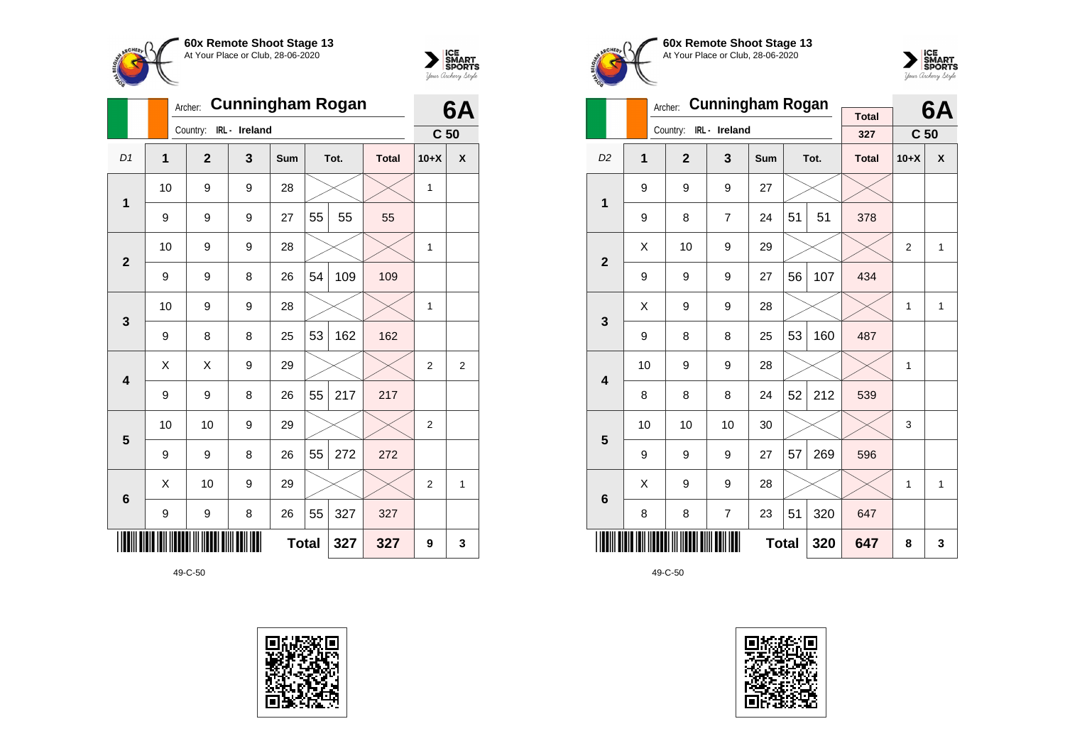**60x Remote Shoot Stage 13**
At Your Place or Club, 28-06-2020

Archer: **Cunningham Rogan**
Country: IRL - Ireland

**6A**
**C 50**

| D1 | 1 | 2 | 3 | Sum | Tot. | | Total | 10+X | X |
|---|---|---|---|---|---|---|---|---|---|
| 1 | 10 | 9 | 9 | 28 | | | | 1 | |
| | 9 | 9 | 9 | 27 | 55 | 55 | 55 | | |
| 2 | 10 | 9 | 9 | 28 | | | | 1 | |
| | 9 | 9 | 8 | 26 | 54 | 109 | 109 | | |
| 3 | 10 | 9 | 9 | 28 | | | | 1 | |
| | 9 | 8 | 8 | 25 | 53 | 162 | 162 | | |
| 4 | X | X | 9 | 29 | | | | 2 | 2 |
| | 9 | 9 | 8 | 26 | 55 | 217 | 217 | | |
| 5 | 10 | 10 | 9 | 29 | | | | 2 | |
| | 9 | 9 | 8 | 26 | 55 | 272 | 272 | | |
| 6 | X | 10 | 9 | 29 | | | | 2 | 1 |
| | 9 | 9 | 8 | 26 | 55 | 327 | 327 | | |
| | | | | Total | | 327 | 327 | 9 | 3 |

49-C-50

**60x Remote Shoot Stage 13**
At Your Place or Club, 28-06-2020

Archer: **Cunningham Rogan**
Country: IRL - Ireland

Total: 327

**6A**
**C 50**

| D2 | 1 | 2 | 3 | Sum | Tot. | | Total | 10+X | X |
|---|---|---|---|---|---|---|---|---|---|
| 1 | 9 | 9 | 9 | 27 | | | | | |
| | 9 | 8 | 7 | 24 | 51 | 51 | 378 | | |
| 2 | X | 10 | 9 | 29 | | | | 2 | 1 |
| | 9 | 9 | 9 | 27 | 56 | 107 | 434 | | |
| 3 | X | 9 | 9 | 28 | | | | 1 | 1 |
| | 9 | 8 | 8 | 25 | 53 | 160 | 487 | | |
| 4 | 10 | 9 | 9 | 28 | | | | 1 | |
| | 8 | 8 | 8 | 24 | 52 | 212 | 539 | | |
| 5 | 10 | 10 | 10 | 30 | | | | 3 | |
| | 9 | 9 | 9 | 27 | 57 | 269 | 596 | | |
| 6 | X | 9 | 9 | 28 | | | | 1 | 1 |
| | 8 | 8 | 7 | 23 | 51 | 320 | 647 | | |
| | | | | Total | | 320 | 647 | 8 | 3 |

49-C-50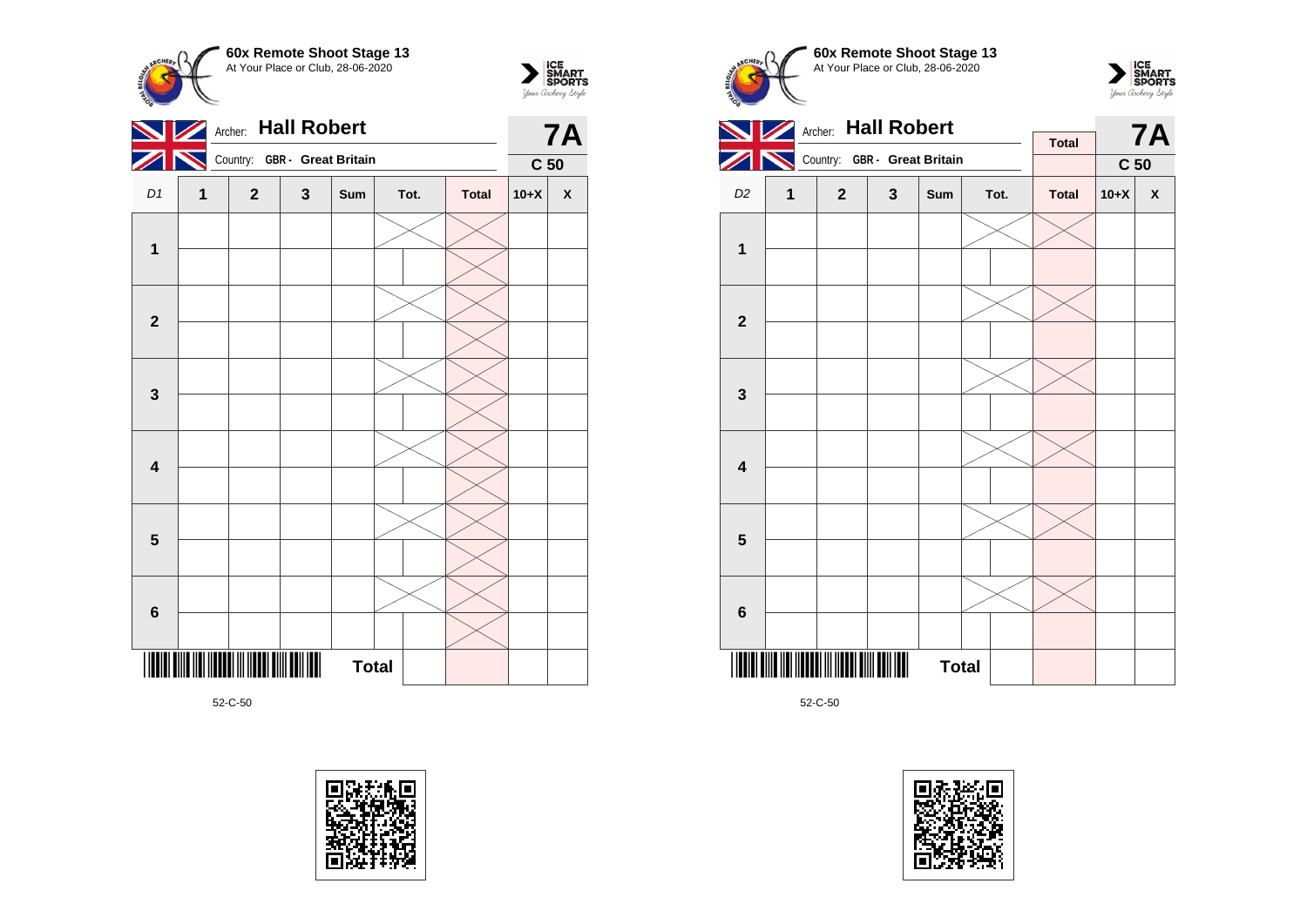# 60x Remote Shoot Stage 13

At Your Place or Club, 28-06-2020

Archer: **Hall Robert**

Country: **GBR - Great Britain**

**7A**

**C 50**

| D1 | 1 | 2 | 3 | Sum | Tot. | | Total | 10+X | X |
|---|---|---|---|---|---|---|---|---|---|
| **1** | | | | | | | | | |
| | | | | | | | | | |
| **2** | | | | | | | | | |
| | | | | | | | | | |
| **3** | | | | | | | | | |
| | | | | | | | | | |
| **4** | | | | | | | | | |
| | | | | | | | | | |
| **5** | | | | | | | | | |
| | | | | | | | | | |
| **6** | | | | | | | | | |
| | | | | | | | | | |
| | | | | | **Total** | | | | |

52-C-50

# 60x Remote Shoot Stage 13

At Your Place or Club, 28-06-2020

Archer: **Hall Robert**

Country: **GBR - Great Britain**

**Total**

**7A**

**C 50**

| D2 | 1 | 2 | 3 | Sum | Tot. | | Total | 10+X | X |
|---|---|---|---|---|---|---|---|---|---|
| **1** | | | | | | | | | |
| | | | | | | | | | |
| **2** | | | | | | | | | |
| | | | | | | | | | |
| **3** | | | | | | | | | |
| | | | | | | | | | |
| **4** | | | | | | | | | |
| | | | | | | | | | |
| **5** | | | | | | | | | |
| | | | | | | | | | |
| **6** | | | | | | | | | |
| | | | | | | | | | |
| | | | | | **Total** | | | | |

52-C-50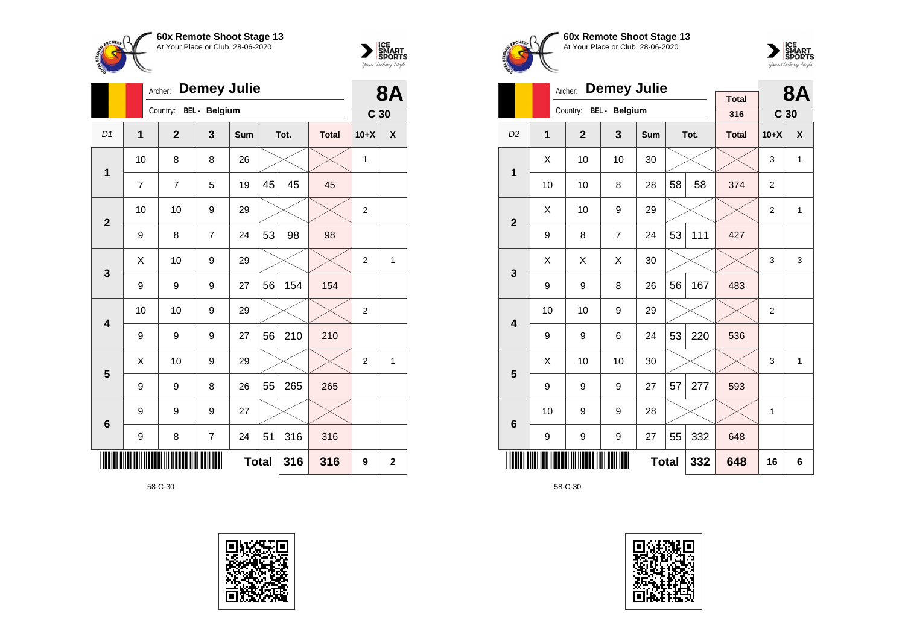**60x Remote Shoot Stage 13**
At Your Place or Club, 28-06-2020

Archer: **Demey Julie**
Country: BEL - Belgium

**8A**
**C 30**

| D1 | 1 | 2 | 3 | Sum | Tot. | Tot. | Total | 10+X | X |
|---|---|---|---|---|---|---|---|---|---|
| 1 | 10 | 8 | 8 | 26 | | | | 1 | |
| | 7 | 7 | 5 | 19 | 45 | 45 | 45 | | |
| 2 | 10 | 10 | 9 | 29 | | | | 2 | |
| | 9 | 8 | 7 | 24 | 53 | 98 | 98 | | |
| 3 | X | 10 | 9 | 29 | | | | 2 | 1 |
| | 9 | 9 | 9 | 27 | 56 | 154 | 154 | | |
| 4 | 10 | 10 | 9 | 29 | | | | 2 | |
| | 9 | 9 | 9 | 27 | 56 | 210 | 210 | | |
| 5 | X | 10 | 9 | 29 | | | | 2 | 1 |
| | 9 | 9 | 8 | 26 | 55 | 265 | 265 | | |
| 6 | 9 | 9 | 9 | 27 | | | | | |
| | 9 | 8 | 7 | 24 | 51 | 316 | 316 | | |
| | | | | Total | | 316 | 316 | 9 | 2 |

58-C-30

**60x Remote Shoot Stage 13**
At Your Place or Club, 28-06-2020

Archer: **Demey Julie**
Country: BEL - Belgium

Total: 316

**8A**
**C 30**

| D2 | 1 | 2 | 3 | Sum | Tot. | Tot. | Total | 10+X | X |
|---|---|---|---|---|---|---|---|---|---|
| 1 | X | 10 | 10 | 30 | | | | 3 | 1 |
| | 10 | 10 | 8 | 28 | 58 | 58 | 374 | 2 | |
| 2 | X | 10 | 9 | 29 | | | | 2 | 1 |
| | 9 | 8 | 7 | 24 | 53 | 111 | 427 | | |
| 3 | X | X | X | 30 | | | | 3 | 3 |
| | 9 | 9 | 8 | 26 | 56 | 167 | 483 | | |
| 4 | 10 | 10 | 9 | 29 | | | | 2 | |
| | 9 | 9 | 6 | 24 | 53 | 220 | 536 | | |
| 5 | X | 10 | 10 | 30 | | | | 3 | 1 |
| | 9 | 9 | 9 | 27 | 57 | 277 | 593 | | |
| 6 | 10 | 9 | 9 | 28 | | | | 1 | |
| | 9 | 9 | 9 | 27 | 55 | 332 | 648 | | |
| | | | | Total | | 332 | 648 | 16 | 6 |

58-C-30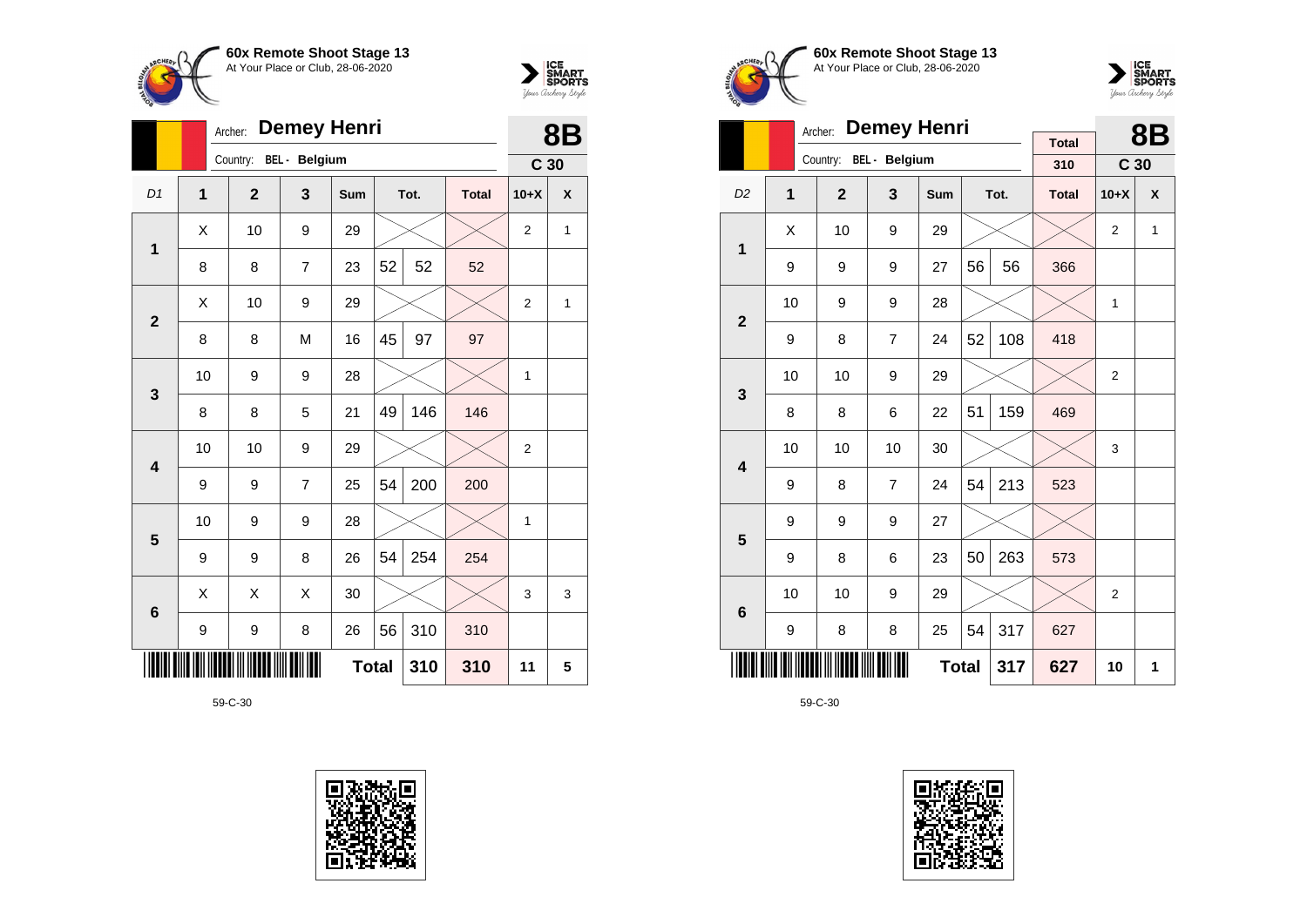**60x Remote Shoot Stage 13**
At Your Place or Club, 28-06-2020

Archer: **Demey Henri**
Country: BEL - Belgium

**8B**
**C 30**

| D1 | 1 | 2 | 3 | Sum | Tot. | | Total | 10+X | X |
|---|---|---|---|---|---|---|---|---|---|
| 1 | X | 10 | 9 | 29 | | | | 2 | 1 |
| | 8 | 8 | 7 | 23 | 52 | 52 | 52 | | |
| 2 | X | 10 | 9 | 29 | | | | 2 | 1 |
| | 8 | 8 | M | 16 | 45 | 97 | 97 | | |
| 3 | 10 | 9 | 9 | 28 | | | | 1 | |
| | 8 | 8 | 5 | 21 | 49 | 146 | 146 | | |
| 4 | 10 | 10 | 9 | 29 | | | | 2 | |
| | 9 | 9 | 7 | 25 | 54 | 200 | 200 | | |
| 5 | 10 | 9 | 9 | 28 | | | | 1 | |
| | 9 | 9 | 8 | 26 | 54 | 254 | 254 | | |
| 6 | X | X | X | 30 | | | | 3 | 3 |
| | 9 | 9 | 8 | 26 | 56 | 310 | 310 | | |
| | | | | **Total** | | 310 | 310 | 11 | 5 |

59-C-30

**60x Remote Shoot Stage 13**
At Your Place or Club, 28-06-2020

Archer: **Demey Henri**
Country: BEL - Belgium

Total: 310

**8B**
**C 30**

| D2 | 1 | 2 | 3 | Sum | Tot. | | Total | 10+X | X |
|---|---|---|---|---|---|---|---|---|---|
| 1 | X | 10 | 9 | 29 | | | | 2 | 1 |
| | 9 | 9 | 9 | 27 | 56 | 56 | 366 | | |
| 2 | 10 | 9 | 9 | 28 | | | | 1 | |
| | 9 | 8 | 7 | 24 | 52 | 108 | 418 | | |
| 3 | 10 | 10 | 9 | 29 | | | | 2 | |
| | 8 | 8 | 6 | 22 | 51 | 159 | 469 | | |
| 4 | 10 | 10 | 10 | 30 | | | | 3 | |
| | 9 | 8 | 7 | 24 | 54 | 213 | 523 | | |
| 5 | 9 | 9 | 9 | 27 | | | | | |
| | 9 | 8 | 6 | 23 | 50 | 263 | 573 | | |
| 6 | 10 | 10 | 9 | 29 | | | | 2 | |
| | 9 | 8 | 8 | 25 | 54 | 317 | 627 | | |
| | | | | **Total** | | 317 | 627 | 10 | 1 |

59-C-30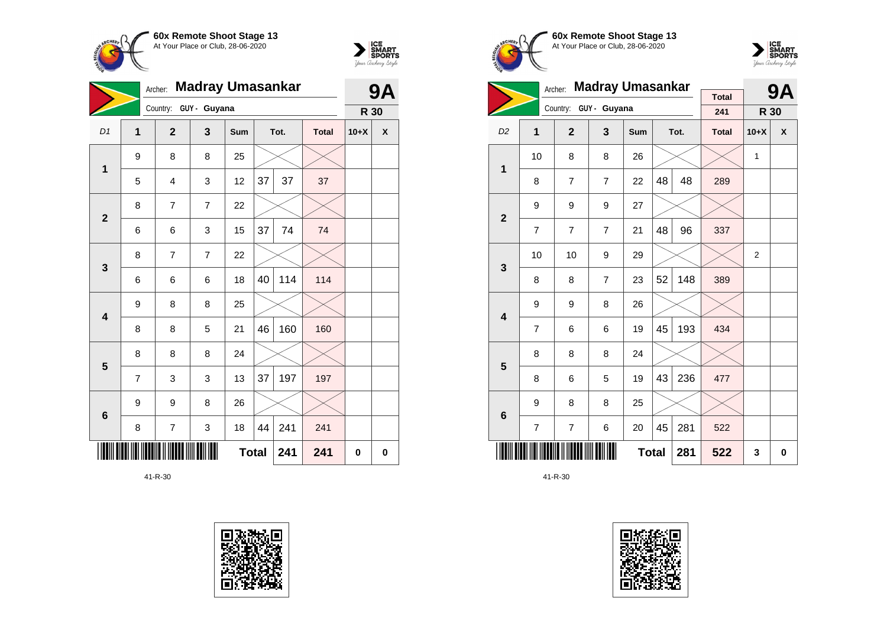**60x Remote Shoot Stage 13**
At Your Place or Club, 28-06-2020

Archer: **Madray Umasankar**
Country: GUY - Guyana

**9A**
**R 30**

| D1 | 1 | 2 | 3 | Sum | Tot. | | Total | 10+X | X |
|---|---|---|---|---|---|---|---|---|---|
| 1 | 9 | 8 | 8 | 25 | | | | | |
| | 5 | 4 | 3 | 12 | 37 | 37 | 37 | | |
| 2 | 8 | 7 | 7 | 22 | | | | | |
| | 6 | 6 | 3 | 15 | 37 | 74 | 74 | | |
| 3 | 8 | 7 | 7 | 22 | | | | | |
| | 6 | 6 | 6 | 18 | 40 | 114 | 114 | | |
| 4 | 9 | 8 | 8 | 25 | | | | | |
| | 8 | 8 | 5 | 21 | 46 | 160 | 160 | | |
| 5 | 8 | 8 | 8 | 24 | | | | | |
| | 7 | 3 | 3 | 13 | 37 | 197 | 197 | | |
| 6 | 9 | 9 | 8 | 26 | | | | | |
| | 8 | 7 | 3 | 18 | 44 | 241 | 241 | | |
| | | | | | **Total** | **241** | **241** | **0** | **0** |

41-R-30

**60x Remote Shoot Stage 13**
At Your Place or Club, 28-06-2020

Archer: **Madray Umasankar**
Country: GUY - Guyana

Total: 241

**9A**
**R 30**

| D2 | 1 | 2 | 3 | Sum | Tot. | | Total | 10+X | X |
|---|---|---|---|---|---|---|---|---|---|
| 1 | 10 | 8 | 8 | 26 | | | | 1 | |
| | 8 | 7 | 7 | 22 | 48 | 48 | 289 | | |
| 2 | 9 | 9 | 9 | 27 | | | | | |
| | 7 | 7 | 7 | 21 | 48 | 96 | 337 | | |
| 3 | 10 | 10 | 9 | 29 | | | | 2 | |
| | 8 | 8 | 7 | 23 | 52 | 148 | 389 | | |
| 4 | 9 | 9 | 8 | 26 | | | | | |
| | 7 | 6 | 6 | 19 | 45 | 193 | 434 | | |
| 5 | 8 | 8 | 8 | 24 | | | | | |
| | 8 | 6 | 5 | 19 | 43 | 236 | 477 | | |
| 6 | 9 | 8 | 8 | 25 | | | | | |
| | 7 | 7 | 6 | 20 | 45 | 281 | 522 | | |
| | | | | | **Total** | **281** | **522** | **3** | **0** |

41-R-30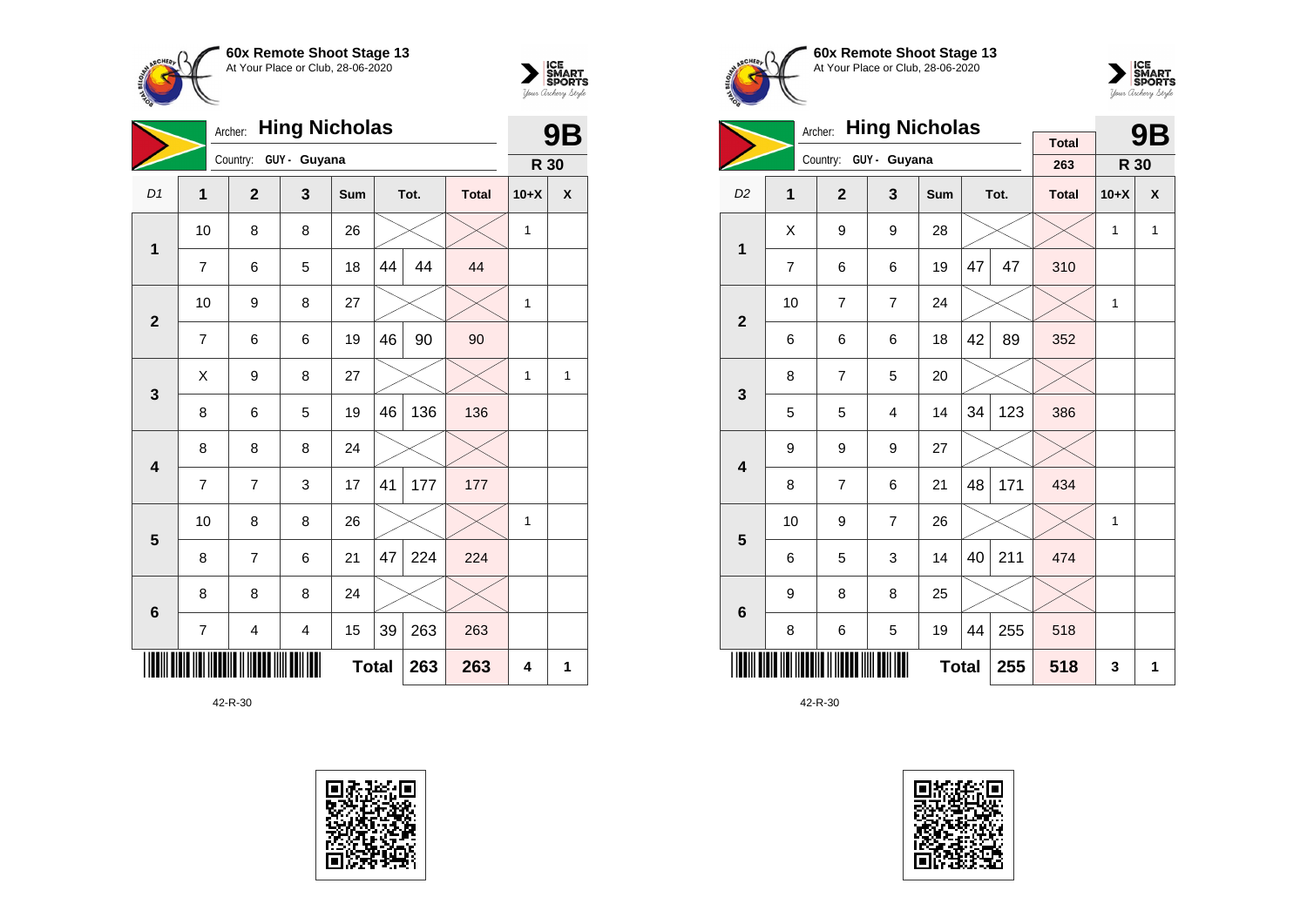**60x Remote Shoot Stage 13**
At Your Place or Club, 28-06-2020

Archer: **Hing Nicholas**
Country: GUY - Guyana

**9B**
**R 30**

| D1 | 1 | 2 | 3 | Sum | Tot. | | Total | 10+X | X |
|---|---|---|---|---|---|---|---|---|---|
| 1 | 10 | 8 | 8 | 26 | | | | 1 | |
| | 7 | 6 | 5 | 18 | 44 | 44 | 44 | | |
| 2 | 10 | 9 | 8 | 27 | | | | 1 | |
| | 7 | 6 | 6 | 19 | 46 | 90 | 90 | | |
| 3 | X | 9 | 8 | 27 | | | | 1 | 1 |
| | 8 | 6 | 5 | 19 | 46 | 136 | 136 | | |
| 4 | 8 | 8 | 8 | 24 | | | | | |
| | 7 | 7 | 3 | 17 | 41 | 177 | 177 | | |
| 5 | 10 | 8 | 8 | 26 | | | | 1 | |
| | 8 | 7 | 6 | 21 | 47 | 224 | 224 | | |
| 6 | 8 | 8 | 8 | 24 | | | | | |
| | 7 | 4 | 4 | 15 | 39 | 263 | 263 | | |
| | | | | | **Total** | **263** | **263** | **4** | **1** |

42-R-30

**60x Remote Shoot Stage 13**
At Your Place or Club, 28-06-2020

Archer: **Hing Nicholas**
Country: GUY - Guyana

Total: 263

**9B**
**R 30**

| D2 | 1 | 2 | 3 | Sum | Tot. | | Total | 10+X | X |
|---|---|---|---|---|---|---|---|---|---|
| 1 | X | 9 | 9 | 28 | | | | 1 | 1 |
| | 7 | 6 | 6 | 19 | 47 | 47 | 310 | | |
| 2 | 10 | 7 | 7 | 24 | | | | 1 | |
| | 6 | 6 | 6 | 18 | 42 | 89 | 352 | | |
| 3 | 8 | 7 | 5 | 20 | | | | | |
| | 5 | 5 | 4 | 14 | 34 | 123 | 386 | | |
| 4 | 9 | 9 | 9 | 27 | | | | | |
| | 8 | 7 | 6 | 21 | 48 | 171 | 434 | | |
| 5 | 10 | 9 | 7 | 26 | | | | 1 | |
| | 6 | 5 | 3 | 14 | 40 | 211 | 474 | | |
| 6 | 9 | 8 | 8 | 25 | | | | | |
| | 8 | 6 | 5 | 19 | 44 | 255 | 518 | | |
| | | | | | **Total** | **255** | **518** | **3** | **1** |

42-R-30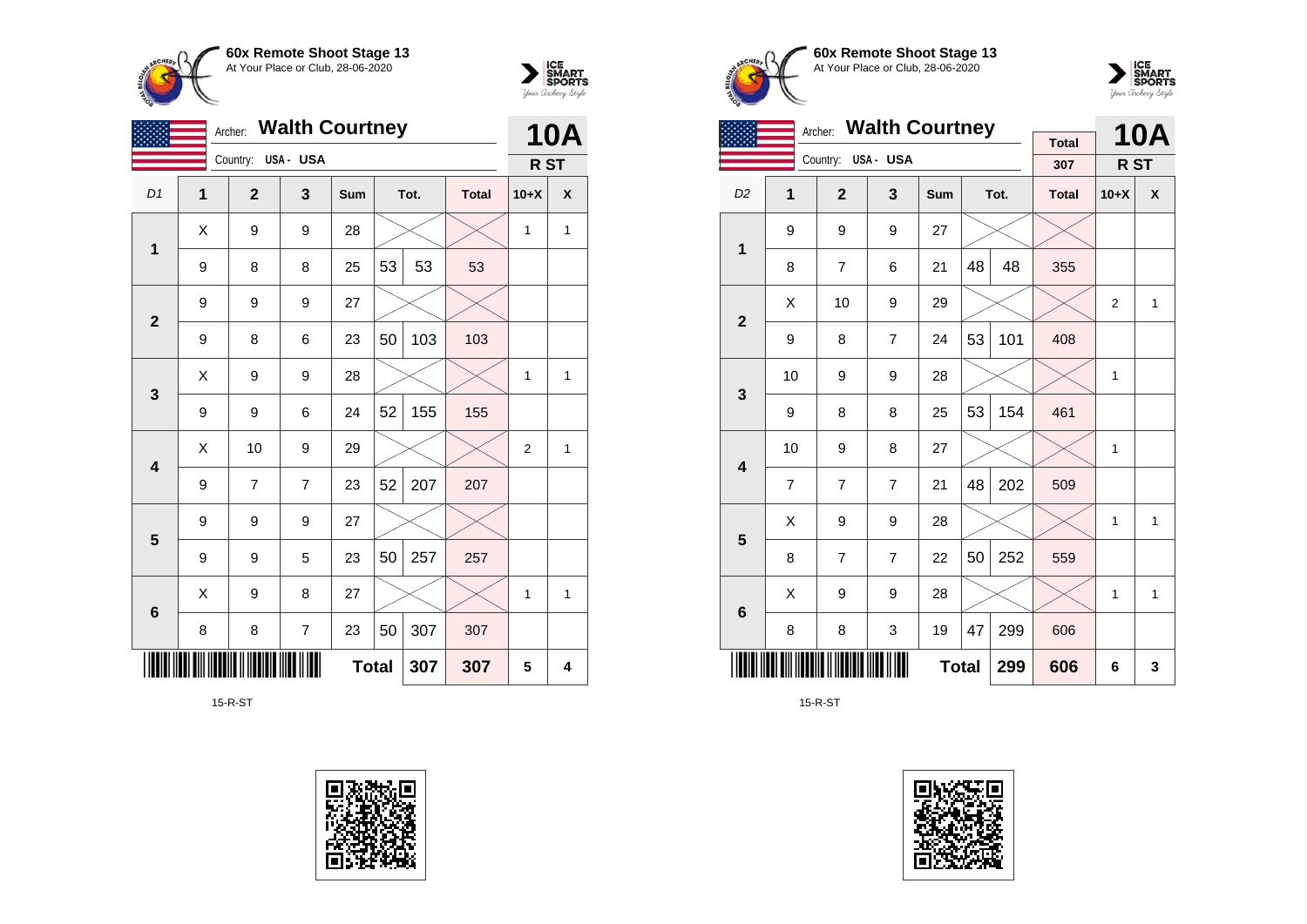**60x Remote Shoot Stage 13**
At Your Place or Club, 28-06-2020

Archer: **Walth Courtney**
Country: USA - USA

**10A**
**R ST**

| D1 | 1 | 2 | 3 | Sum | Tot. | | Total | 10+X | X |
|---|---|---|---|---|---|---|---|---|---|
| 1 | X | 9 | 9 | 28 | | | | 1 | 1 |
| | 9 | 8 | 8 | 25 | 53 | 53 | 53 | | |
| 2 | 9 | 9 | 9 | 27 | | | | | |
| | 9 | 8 | 6 | 23 | 50 | 103 | 103 | | |
| 3 | X | 9 | 9 | 28 | | | | 1 | 1 |
| | 9 | 9 | 6 | 24 | 52 | 155 | 155 | | |
| 4 | X | 10 | 9 | 29 | | | | 2 | 1 |
| | 9 | 7 | 7 | 23 | 52 | 207 | 207 | | |
| 5 | 9 | 9 | 9 | 27 | | | | | |
| | 9 | 9 | 5 | 23 | 50 | 257 | 257 | | |
| 6 | X | 9 | 8 | 27 | | | | 1 | 1 |
| | 8 | 8 | 7 | 23 | 50 | 307 | 307 | | |
| | | | | | **Total** | **307** | **307** | **5** | **4** |

15-R-ST

**60x Remote Shoot Stage 13**
At Your Place or Club, 28-06-2020

Archer: **Walth Courtney**
Country: USA - USA

Total: 307

**10A**
**R ST**

| D2 | 1 | 2 | 3 | Sum | Tot. | | Total | 10+X | X |
|---|---|---|---|---|---|---|---|---|---|
| 1 | 9 | 9 | 9 | 27 | | | | | |
| | 8 | 7 | 6 | 21 | 48 | 48 | 355 | | |
| 2 | X | 10 | 9 | 29 | | | | 2 | 1 |
| | 9 | 8 | 7 | 24 | 53 | 101 | 408 | | |
| 3 | 10 | 9 | 9 | 28 | | | | 1 | |
| | 9 | 8 | 8 | 25 | 53 | 154 | 461 | | |
| 4 | 10 | 9 | 8 | 27 | | | | 1 | |
| | 7 | 7 | 7 | 21 | 48 | 202 | 509 | | |
| 5 | X | 9 | 9 | 28 | | | | 1 | 1 |
| | 8 | 7 | 7 | 22 | 50 | 252 | 559 | | |
| 6 | X | 9 | 9 | 28 | | | | 1 | 1 |
| | 8 | 8 | 3 | 19 | 47 | 299 | 606 | | |
| | | | | | **Total** | **299** | **606** | **6** | **3** |

15-R-ST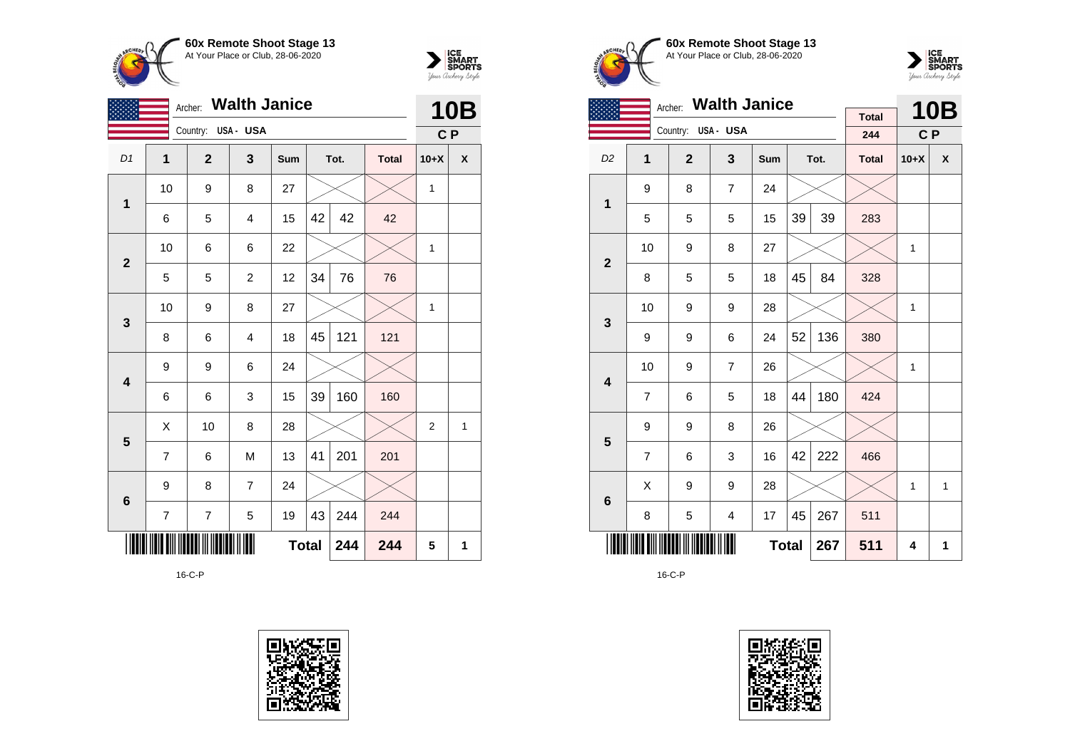**60x Remote Shoot Stage 13**
At Your Place or Club, 28-06-2020

Archer: **Walth Janice**
Country: USA - USA

**10B**
C P

| D1 | 1 | 2 | 3 | Sum | Tot. | | Total | 10+X | X |
|---|---|---|---|---|---|---|---|---|---|
| 1 | 10 | 9 | 8 | 27 | | | | 1 | |
| | 6 | 5 | 4 | 15 | 42 | 42 | 42 | | |
| 2 | 10 | 6 | 6 | 22 | | | | 1 | |
| | 5 | 5 | 2 | 12 | 34 | 76 | 76 | | |
| 3 | 10 | 9 | 8 | 27 | | | | 1 | |
| | 8 | 6 | 4 | 18 | 45 | 121 | 121 | | |
| 4 | 9 | 9 | 6 | 24 | | | | | |
| | 6 | 6 | 3 | 15 | 39 | 160 | 160 | | |
| 5 | X | 10 | 8 | 28 | | | | 2 | 1 |
| | 7 | 6 | M | 13 | 41 | 201 | 201 | | |
| 6 | 9 | 8 | 7 | 24 | | | | | |
| | 7 | 7 | 5 | 19 | 43 | 244 | 244 | | |
| | | | | Total | | 244 | 244 | 5 | 1 |

16-C-P

**60x Remote Shoot Stage 13**
At Your Place or Club, 28-06-2020

Archer: **Walth Janice**
Country: USA - USA

Total: 244

**10B**
C P

| D2 | 1 | 2 | 3 | Sum | Tot. | | Total | 10+X | X |
|---|---|---|---|---|---|---|---|---|---|
| 1 | 9 | 8 | 7 | 24 | | | | | |
| | 5 | 5 | 5 | 15 | 39 | 39 | 283 | | |
| 2 | 10 | 9 | 8 | 27 | | | | 1 | |
| | 8 | 5 | 5 | 18 | 45 | 84 | 328 | | |
| 3 | 10 | 9 | 9 | 28 | | | | 1 | |
| | 9 | 9 | 6 | 24 | 52 | 136 | 380 | | |
| 4 | 10 | 9 | 7 | 26 | | | | 1 | |
| | 7 | 6 | 5 | 18 | 44 | 180 | 424 | | |
| 5 | 9 | 9 | 8 | 26 | | | | | |
| | 7 | 6 | 3 | 16 | 42 | 222 | 466 | | |
| 6 | X | 9 | 9 | 28 | | | | 1 | 1 |
| | 8 | 5 | 4 | 17 | 45 | 267 | 511 | | |
| | | | | Total | | 267 | 511 | 4 | 1 |

16-C-P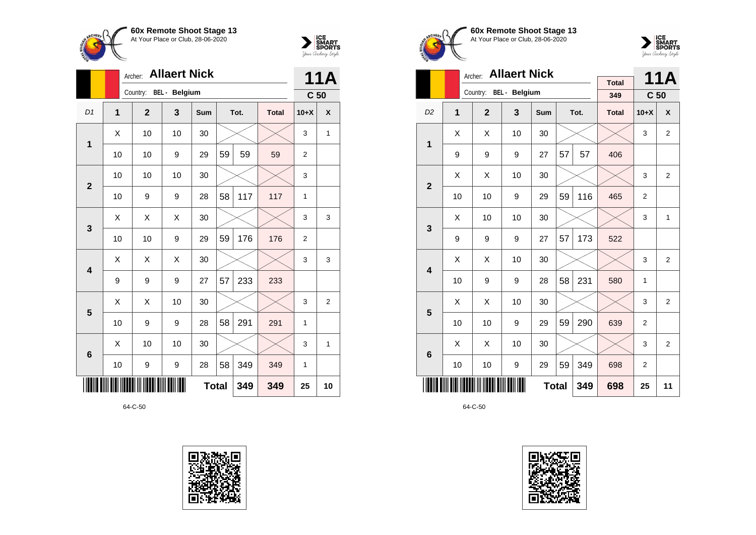**60x Remote Shoot Stage 13**
At Your Place or Club, 28-06-2020

Archer: **Allaert Nick**
Country: BEL - Belgium

**11A**
**C 50**

| D1 | 1 | 2 | 3 | Sum | | Tot. | Total | 10+X | X |
|---|---|---|---|---|---|---|---|---|---|
| 1 | X | 10 | 10 | 30 | | | | 3 | 1 |
| | 10 | 10 | 9 | 29 | 59 | 59 | 59 | 2 | |
| 2 | 10 | 10 | 10 | 30 | | | | 3 | |
| | 10 | 9 | 9 | 28 | 58 | 117 | 117 | 1 | |
| 3 | X | X | X | 30 | | | | 3 | 3 |
| | 10 | 10 | 9 | 29 | 59 | 176 | 176 | 2 | |
| 4 | X | X | X | 30 | | | | 3 | 3 |
| | 9 | 9 | 9 | 27 | 57 | 233 | 233 | | |
| 5 | X | X | 10 | 30 | | | | 3 | 2 |
| | 10 | 9 | 9 | 28 | 58 | 291 | 291 | 1 | |
| 6 | X | 10 | 10 | 30 | | | | 3 | 1 |
| | 10 | 9 | 9 | 28 | 58 | 349 | 349 | 1 | |
| | | | | Total | | 349 | 349 | 25 | 10 |

64-C-50

**60x Remote Shoot Stage 13**
At Your Place or Club, 28-06-2020

Archer: **Allaert Nick**
Country: BEL - Belgium

Total: 349

**11A**
**C 50**

| D2 | 1 | 2 | 3 | Sum | | Tot. | Total | 10+X | X |
|---|---|---|---|---|---|---|---|---|---|
| 1 | X | X | 10 | 30 | | | | 3 | 2 |
| | 9 | 9 | 9 | 27 | 57 | 57 | 406 | | |
| 2 | X | X | 10 | 30 | | | | 3 | 2 |
| | 10 | 10 | 9 | 29 | 59 | 116 | 465 | 2 | |
| 3 | X | 10 | 10 | 30 | | | | 3 | 1 |
| | 9 | 9 | 9 | 27 | 57 | 173 | 522 | | |
| 4 | X | X | 10 | 30 | | | | 3 | 2 |
| | 10 | 9 | 9 | 28 | 58 | 231 | 580 | 1 | |
| 5 | X | X | 10 | 30 | | | | 3 | 2 |
| | 10 | 10 | 9 | 29 | 59 | 290 | 639 | 2 | |
| 6 | X | X | 10 | 30 | | | | 3 | 2 |
| | 10 | 10 | 9 | 29 | 59 | 349 | 698 | 2 | |
| | | | | Total | | 349 | 698 | 25 | 11 |

64-C-50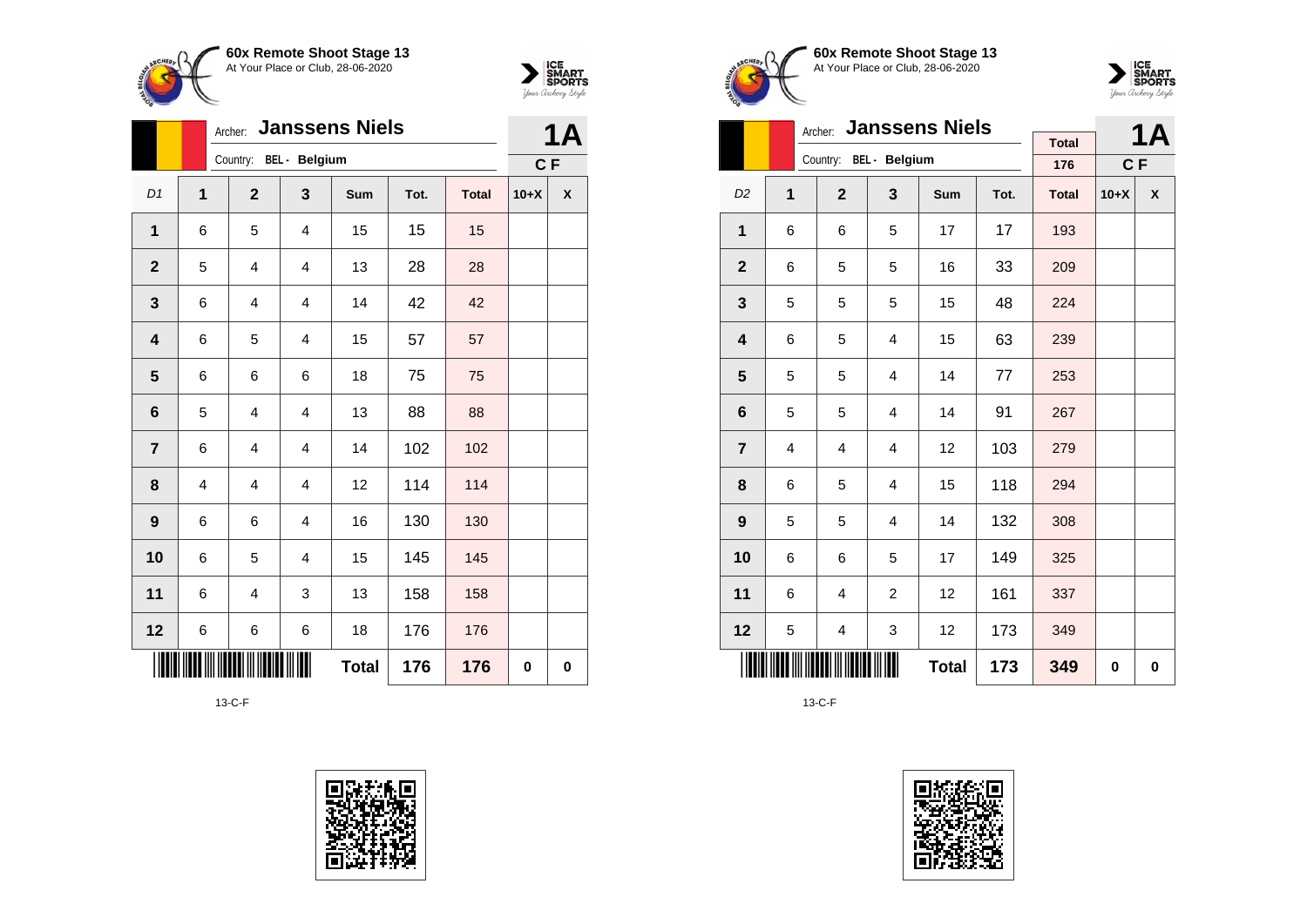**60x Remote Shoot Stage 13**
At Your Place or Club, 28-06-2020

Archer: **Janssens Niels**
Country: BEL - Belgium

**1A**
**C F**

| D1 | 1 | 2 | 3 | Sum | Tot. | Total | 10+X | X |
|---|---|---|---|---|---|---|---|---|
| 1 | 6 | 5 | 4 | 15 | 15 | 15 | | |
| 2 | 5 | 4 | 4 | 13 | 28 | 28 | | |
| 3 | 6 | 4 | 4 | 14 | 42 | 42 | | |
| 4 | 6 | 5 | 4 | 15 | 57 | 57 | | |
| 5 | 6 | 6 | 6 | 18 | 75 | 75 | | |
| 6 | 5 | 4 | 4 | 13 | 88 | 88 | | |
| 7 | 6 | 4 | 4 | 14 | 102 | 102 | | |
| 8 | 4 | 4 | 4 | 12 | 114 | 114 | | |
| 9 | 6 | 6 | 4 | 16 | 130 | 130 | | |
| 10 | 6 | 5 | 4 | 15 | 145 | 145 | | |
| 11 | 6 | 4 | 3 | 13 | 158 | 158 | | |
| 12 | 6 | 6 | 6 | 18 | 176 | 176 | | |
| | | | | **Total** | **176** | **176** | **0** | **0** |

13-C-F

**60x Remote Shoot Stage 13**
At Your Place or Club, 28-06-2020

Archer: **Janssens Niels**
Country: BEL - Belgium

Total: 176

**1A**
**C F**

| D2 | 1 | 2 | 3 | Sum | Tot. | Total | 10+X | X |
|---|---|---|---|---|---|---|---|---|
| 1 | 6 | 6 | 5 | 17 | 17 | 193 | | |
| 2 | 6 | 5 | 5 | 16 | 33 | 209 | | |
| 3 | 5 | 5 | 5 | 15 | 48 | 224 | | |
| 4 | 6 | 5 | 4 | 15 | 63 | 239 | | |
| 5 | 5 | 5 | 4 | 14 | 77 | 253 | | |
| 6 | 5 | 5 | 4 | 14 | 91 | 267 | | |
| 7 | 4 | 4 | 4 | 12 | 103 | 279 | | |
| 8 | 6 | 5 | 4 | 15 | 118 | 294 | | |
| 9 | 5 | 5 | 4 | 14 | 132 | 308 | | |
| 10 | 6 | 6 | 5 | 17 | 149 | 325 | | |
| 11 | 6 | 4 | 2 | 12 | 161 | 337 | | |
| 12 | 5 | 4 | 3 | 12 | 173 | 349 | | |
| | | | | **Total** | **173** | **349** | **0** | **0** |

13-C-F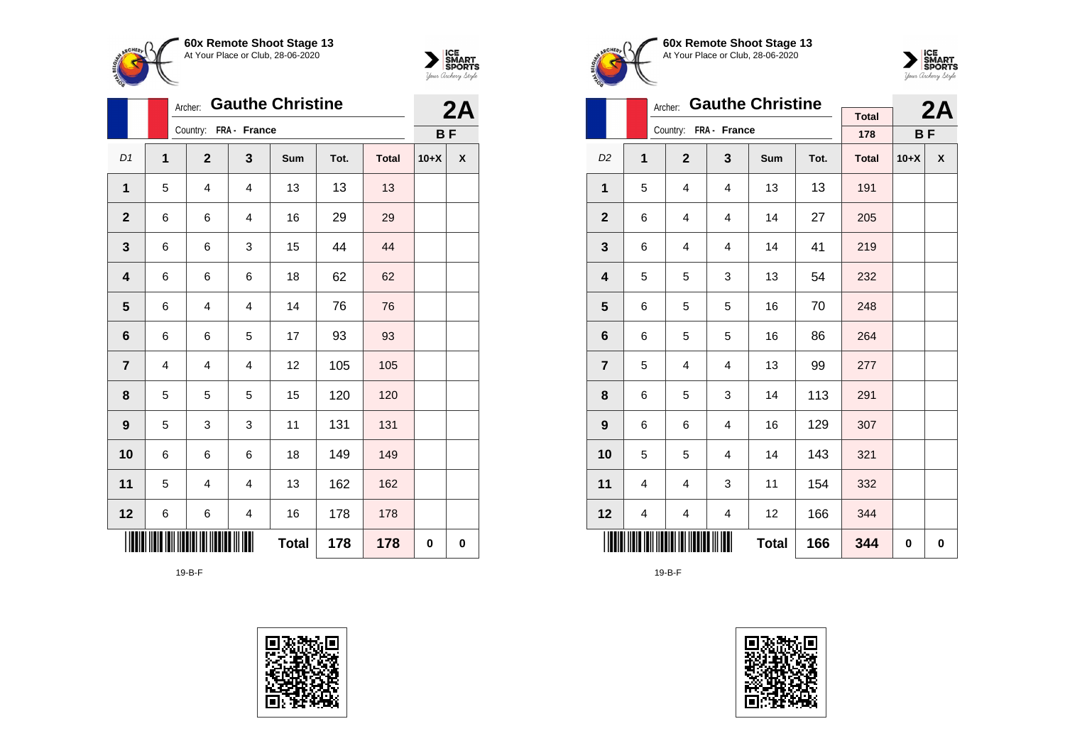**60x Remote Shoot Stage 13**
At Your Place or Club, 28-06-2020

Archer: **Gauthe Christine**
Country: FRA - France

**2A**
**B F**

| D1 | 1 | 2 | 3 | Sum | Tot. | Total | 10+X | X |
|---|---|---|---|---|---|---|---|---|
| 1 | 5 | 4 | 4 | 13 | 13 | 13 | | |
| 2 | 6 | 6 | 4 | 16 | 29 | 29 | | |
| 3 | 6 | 6 | 3 | 15 | 44 | 44 | | |
| 4 | 6 | 6 | 6 | 18 | 62 | 62 | | |
| 5 | 6 | 4 | 4 | 14 | 76 | 76 | | |
| 6 | 6 | 6 | 5 | 17 | 93 | 93 | | |
| 7 | 4 | 4 | 4 | 12 | 105 | 105 | | |
| 8 | 5 | 5 | 5 | 15 | 120 | 120 | | |
| 9 | 5 | 3 | 3 | 11 | 131 | 131 | | |
| 10 | 6 | 6 | 6 | 18 | 149 | 149 | | |
| 11 | 5 | 4 | 4 | 13 | 162 | 162 | | |
| 12 | 6 | 6 | 4 | 16 | 178 | 178 | | |
| | | | | **Total** | **178** | **178** | **0** | **0** |

19-B-F

**60x Remote Shoot Stage 13**
At Your Place or Club, 28-06-2020

Archer: **Gauthe Christine**
Country: FRA - France

Total: 178

**2A**
**B F**

| D2 | 1 | 2 | 3 | Sum | Tot. | Total | 10+X | X |
|---|---|---|---|---|---|---|---|---|
| 1 | 5 | 4 | 4 | 13 | 13 | 191 | | |
| 2 | 6 | 4 | 4 | 14 | 27 | 205 | | |
| 3 | 6 | 4 | 4 | 14 | 41 | 219 | | |
| 4 | 5 | 5 | 3 | 13 | 54 | 232 | | |
| 5 | 6 | 5 | 5 | 16 | 70 | 248 | | |
| 6 | 6 | 5 | 5 | 16 | 86 | 264 | | |
| 7 | 5 | 4 | 4 | 13 | 99 | 277 | | |
| 8 | 6 | 5 | 3 | 14 | 113 | 291 | | |
| 9 | 6 | 6 | 4 | 16 | 129 | 307 | | |
| 10 | 5 | 5 | 4 | 14 | 143 | 321 | | |
| 11 | 4 | 4 | 3 | 11 | 154 | 332 | | |
| 12 | 4 | 4 | 4 | 12 | 166 | 344 | | |
| | | | | **Total** | **166** | **344** | **0** | **0** |

19-B-F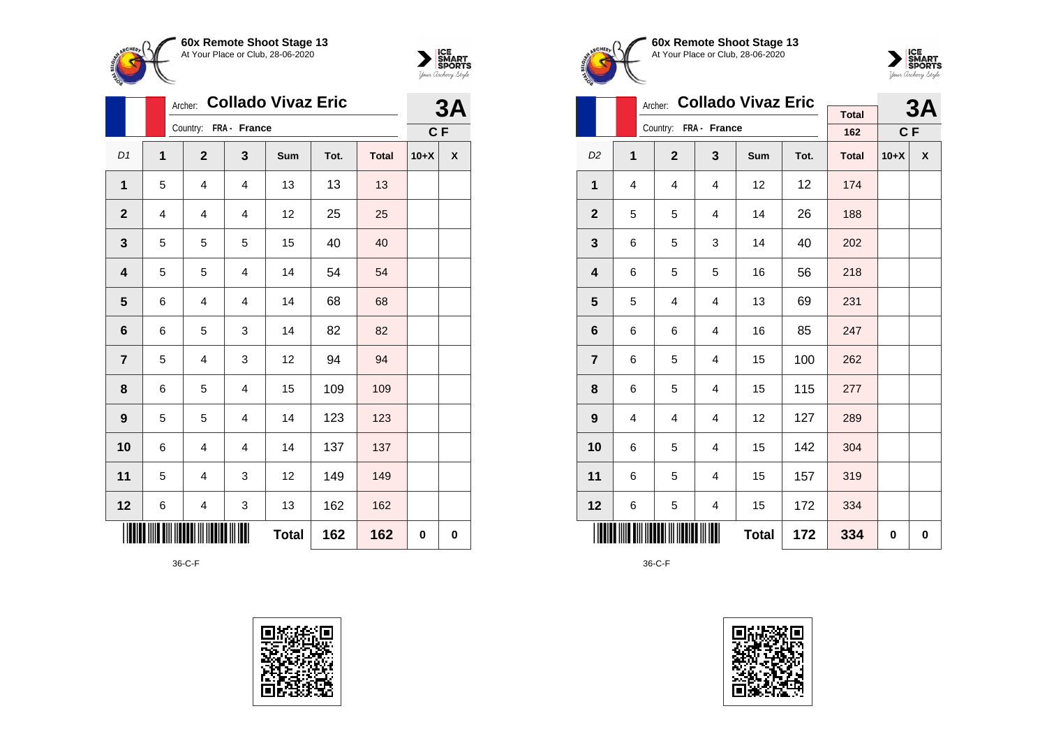**60x Remote Shoot Stage 13**
At Your Place or Club, 28-06-2020

Archer: **Collado Vivaz Eric**
Country: **FRA - France**

**3A**
**C F**

| D1 | 1 | 2 | 3 | Sum | Tot. | Total | 10+X | X |
|---|---|---|---|---|---|---|---|---|
| 1 | 5 | 4 | 4 | 13 | 13 | 13 | | |
| 2 | 4 | 4 | 4 | 12 | 25 | 25 | | |
| 3 | 5 | 5 | 5 | 15 | 40 | 40 | | |
| 4 | 5 | 5 | 4 | 14 | 54 | 54 | | |
| 5 | 6 | 4 | 4 | 14 | 68 | 68 | | |
| 6 | 6 | 5 | 3 | 14 | 82 | 82 | | |
| 7 | 5 | 4 | 3 | 12 | 94 | 94 | | |
| 8 | 6 | 5 | 4 | 15 | 109 | 109 | | |
| 9 | 5 | 5 | 4 | 14 | 123 | 123 | | |
| 10 | 6 | 4 | 4 | 14 | 137 | 137 | | |
| 11 | 5 | 4 | 3 | 12 | 149 | 149 | | |
| 12 | 6 | 4 | 3 | 13 | 162 | 162 | | |
| | | | | **Total** | **162** | **162** | **0** | **0** |

36-C-F

**60x Remote Shoot Stage 13**
At Your Place or Club, 28-06-2020

Archer: **Collado Vivaz Eric**
Country: **FRA - France**

Total: **162**

**3A**
**C F**

| D2 | 1 | 2 | 3 | Sum | Tot. | Total | 10+X | X |
|---|---|---|---|---|---|---|---|---|
| 1 | 4 | 4 | 4 | 12 | 12 | 174 | | |
| 2 | 5 | 5 | 4 | 14 | 26 | 188 | | |
| 3 | 6 | 5 | 3 | 14 | 40 | 202 | | |
| 4 | 6 | 5 | 5 | 16 | 56 | 218 | | |
| 5 | 5 | 4 | 4 | 13 | 69 | 231 | | |
| 6 | 6 | 6 | 4 | 16 | 85 | 247 | | |
| 7 | 6 | 5 | 4 | 15 | 100 | 262 | | |
| 8 | 6 | 5 | 4 | 15 | 115 | 277 | | |
| 9 | 4 | 4 | 4 | 12 | 127 | 289 | | |
| 10 | 6 | 5 | 4 | 15 | 142 | 304 | | |
| 11 | 6 | 5 | 4 | 15 | 157 | 319 | | |
| 12 | 6 | 5 | 4 | 15 | 172 | 334 | | |
| | | | | **Total** | **172** | **334** | **0** | **0** |

36-C-F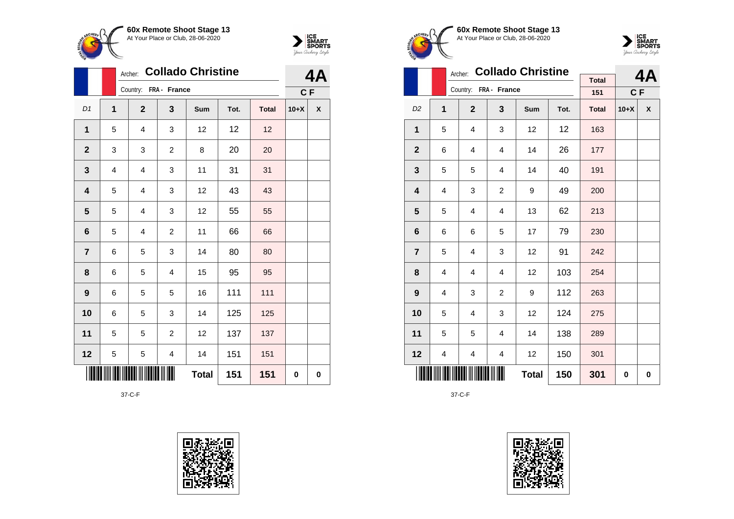**60x Remote Shoot Stage 13**
At Your Place or Club, 28-06-2020

Archer: **Collado Christine**
Country: FRA - France

**4A**
**C F**

| D1 | 1 | 2 | 3 | Sum | Tot. | Total | 10+X | X |
|---|---|---|---|---|---|---|---|---|
| 1 | 5 | 4 | 3 | 12 | 12 | 12 | | |
| 2 | 3 | 3 | 2 | 8 | 20 | 20 | | |
| 3 | 4 | 4 | 3 | 11 | 31 | 31 | | |
| 4 | 5 | 4 | 3 | 12 | 43 | 43 | | |
| 5 | 5 | 4 | 3 | 12 | 55 | 55 | | |
| 6 | 5 | 4 | 2 | 11 | 66 | 66 | | |
| 7 | 6 | 5 | 3 | 14 | 80 | 80 | | |
| 8 | 6 | 5 | 4 | 15 | 95 | 95 | | |
| 9 | 6 | 5 | 5 | 16 | 111 | 111 | | |
| 10 | 6 | 5 | 3 | 14 | 125 | 125 | | |
| 11 | 5 | 5 | 2 | 12 | 137 | 137 | | |
| 12 | 5 | 5 | 4 | 14 | 151 | 151 | | |
| | | | | Total | 151 | 151 | 0 | 0 |

37-C-F

**60x Remote Shoot Stage 13**
At Your Place or Club, 28-06-2020

Archer: **Collado Christine**
Country: FRA - France

Total: 151

**4A**
**C F**

| D2 | 1 | 2 | 3 | Sum | Tot. | Total | 10+X | X |
|---|---|---|---|---|---|---|---|---|
| 1 | 5 | 4 | 3 | 12 | 12 | 163 | | |
| 2 | 6 | 4 | 4 | 14 | 26 | 177 | | |
| 3 | 5 | 5 | 4 | 14 | 40 | 191 | | |
| 4 | 4 | 3 | 2 | 9 | 49 | 200 | | |
| 5 | 5 | 4 | 4 | 13 | 62 | 213 | | |
| 6 | 6 | 6 | 5 | 17 | 79 | 230 | | |
| 7 | 5 | 4 | 3 | 12 | 91 | 242 | | |
| 8 | 4 | 4 | 4 | 12 | 103 | 254 | | |
| 9 | 4 | 3 | 2 | 9 | 112 | 263 | | |
| 10 | 5 | 4 | 3 | 12 | 124 | 275 | | |
| 11 | 5 | 5 | 4 | 14 | 138 | 289 | | |
| 12 | 4 | 4 | 4 | 12 | 150 | 301 | | |
| | | | | Total | 150 | 301 | 0 | 0 |

37-C-F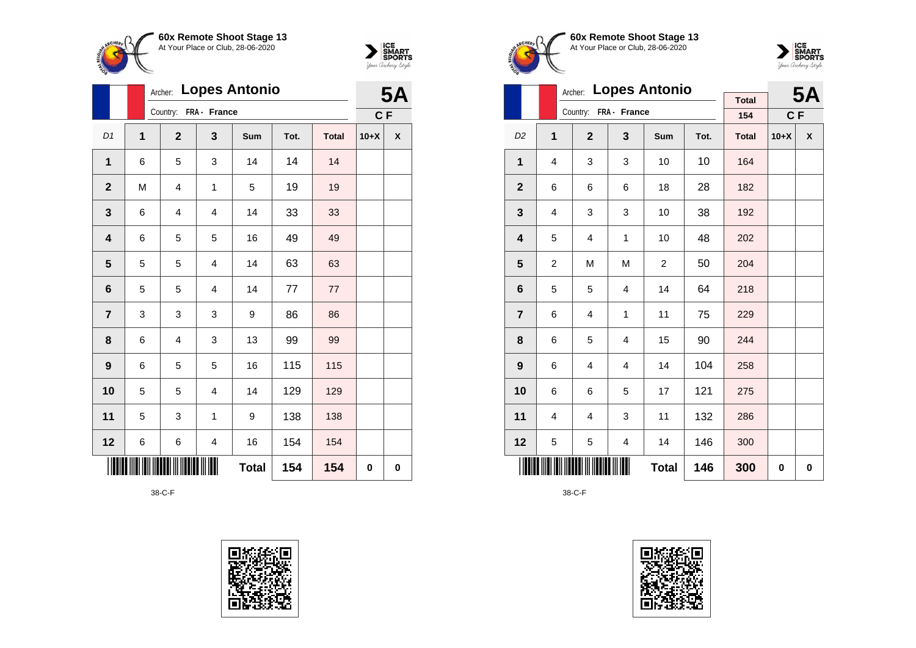**60x Remote Shoot Stage 13**
At Your Place or Club, 28-06-2020

Archer: **Lopes Antonio**
Country: FRA - France

**5A**
C F

| D1 | 1 | 2 | 3 | Sum | Tot. | Total | 10+X | X |
|---|---|---|---|---|---|---|---|---|
| 1 | 6 | 5 | 3 | 14 | 14 | 14 | | |
| 2 | M | 4 | 1 | 5 | 19 | 19 | | |
| 3 | 6 | 4 | 4 | 14 | 33 | 33 | | |
| 4 | 6 | 5 | 5 | 16 | 49 | 49 | | |
| 5 | 5 | 5 | 4 | 14 | 63 | 63 | | |
| 6 | 5 | 5 | 4 | 14 | 77 | 77 | | |
| 7 | 3 | 3 | 3 | 9 | 86 | 86 | | |
| 8 | 6 | 4 | 3 | 13 | 99 | 99 | | |
| 9 | 6 | 5 | 5 | 16 | 115 | 115 | | |
| 10 | 5 | 5 | 4 | 14 | 129 | 129 | | |
| 11 | 5 | 3 | 1 | 9 | 138 | 138 | | |
| 12 | 6 | 6 | 4 | 16 | 154 | 154 | | |
| | | | | **Total** | **154** | **154** | **0** | **0** |

38-C-F

**60x Remote Shoot Stage 13**
At Your Place or Club, 28-06-2020

Archer: **Lopes Antonio**
Country: FRA - France

Total: 154

**5A**
C F

| D2 | 1 | 2 | 3 | Sum | Tot. | Total | 10+X | X |
|---|---|---|---|---|---|---|---|---|
| 1 | 4 | 3 | 3 | 10 | 10 | 164 | | |
| 2 | 6 | 6 | 6 | 18 | 28 | 182 | | |
| 3 | 4 | 3 | 3 | 10 | 38 | 192 | | |
| 4 | 5 | 4 | 1 | 10 | 48 | 202 | | |
| 5 | 2 | M | M | 2 | 50 | 204 | | |
| 6 | 5 | 5 | 4 | 14 | 64 | 218 | | |
| 7 | 6 | 4 | 1 | 11 | 75 | 229 | | |
| 8 | 6 | 5 | 4 | 15 | 90 | 244 | | |
| 9 | 6 | 4 | 4 | 14 | 104 | 258 | | |
| 10 | 6 | 6 | 5 | 17 | 121 | 275 | | |
| 11 | 4 | 4 | 3 | 11 | 132 | 286 | | |
| 12 | 5 | 5 | 4 | 14 | 146 | 300 | | |
| | | | | **Total** | **146** | **300** | **0** | **0** |

38-C-F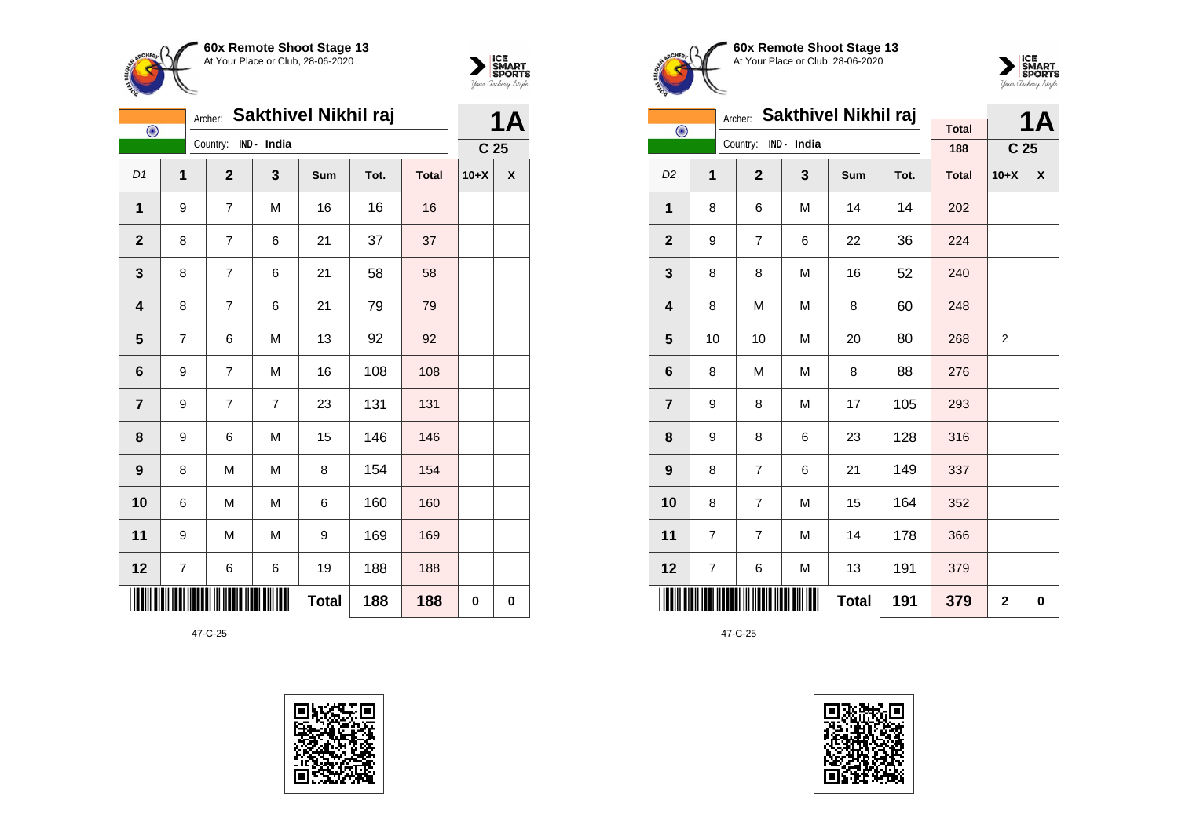**60x Remote Shoot Stage 13**
At Your Place or Club, 28-06-2020

Archer: **Sakthivel Nikhil raj**
Country: IND - India

**1A**
**C 25**

| D1 | 1 | 2 | 3 | Sum | Tot. | Total | 10+X | X |
|---|---|---|---|---|---|---|---|---|
| 1 | 9 | 7 | M | 16 | 16 | 16 | | |
| 2 | 8 | 7 | 6 | 21 | 37 | 37 | | |
| 3 | 8 | 7 | 6 | 21 | 58 | 58 | | |
| 4 | 8 | 7 | 6 | 21 | 79 | 79 | | |
| 5 | 7 | 6 | M | 13 | 92 | 92 | | |
| 6 | 9 | 7 | M | 16 | 108 | 108 | | |
| 7 | 9 | 7 | 7 | 23 | 131 | 131 | | |
| 8 | 9 | 6 | M | 15 | 146 | 146 | | |
| 9 | 8 | M | M | 8 | 154 | 154 | | |
| 10 | 6 | M | M | 6 | 160 | 160 | | |
| 11 | 9 | M | M | 9 | 169 | 169 | | |
| 12 | 7 | 6 | 6 | 19 | 188 | 188 | | |
| | | | | **Total** | **188** | **188** | **0** | **0** |

47-C-25

**60x Remote Shoot Stage 13**
At Your Place or Club, 28-06-2020

Archer: **Sakthivel Nikhil raj**
Country: IND - India

**Total**
**188**

**1A**
**C 25**

| D2 | 1 | 2 | 3 | Sum | Tot. | Total | 10+X | X |
|---|---|---|---|---|---|---|---|---|
| 1 | 8 | 6 | M | 14 | 14 | 202 | | |
| 2 | 9 | 7 | 6 | 22 | 36 | 224 | | |
| 3 | 8 | 8 | M | 16 | 52 | 240 | | |
| 4 | 8 | M | M | 8 | 60 | 248 | | |
| 5 | 10 | 10 | M | 20 | 80 | 268 | 2 | |
| 6 | 8 | M | M | 8 | 88 | 276 | | |
| 7 | 9 | 8 | M | 17 | 105 | 293 | | |
| 8 | 9 | 8 | 6 | 23 | 128 | 316 | | |
| 9 | 8 | 7 | 6 | 21 | 149 | 337 | | |
| 10 | 8 | 7 | M | 15 | 164 | 352 | | |
| 11 | 7 | 7 | M | 14 | 178 | 366 | | |
| 12 | 7 | 6 | M | 13 | 191 | 379 | | |
| | | | | **Total** | **191** | **379** | **2** | **0** |

47-C-25